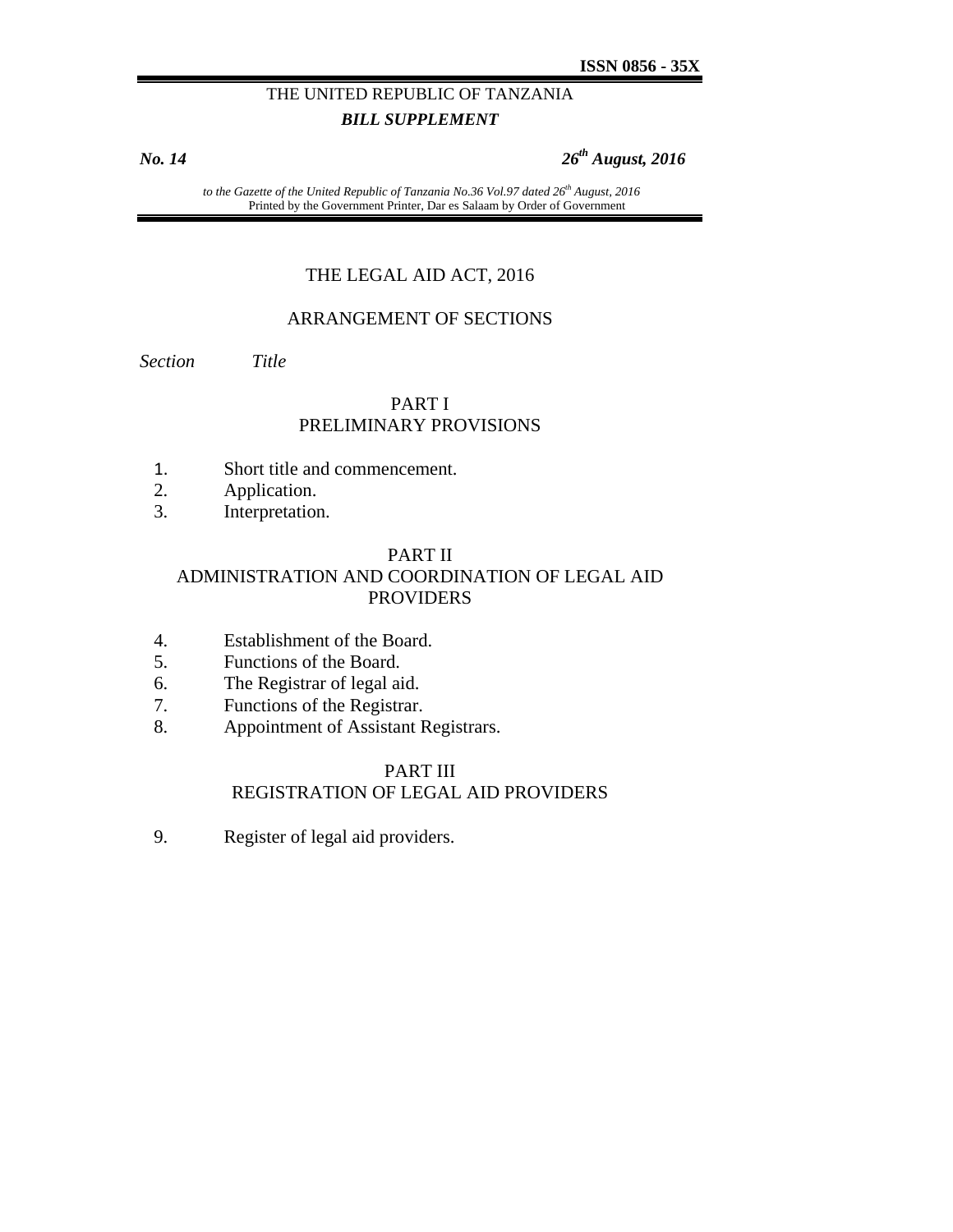**ISSN 0856 - 35X**

THE UNITED REPUBLIC OF TANZANIA

***BILL SUPPLEMENT***

***No. 14*** ***26th August, 2016***

*to the Gazette of the United Republic of Tanzania No.36 Vol.97 dated 26th August, 2016*
Printed by the Government Printer, Dar es Salaam by Order of Government

# THE LEGAL AID ACT, 2016

## ARRANGEMENT OF SECTIONS

*Section* *Title*

### PART I
### PRELIMINARY PROVISIONS

1. Short title and commencement.
2. Application.
3. Interpretation.

### PART II
### ADMINISTRATION AND COORDINATION OF LEGAL AID PROVIDERS

4. Establishment of the Board.
5. Functions of the Board.
6. The Registrar of legal aid.
7. Functions of the Registrar.
8. Appointment of Assistant Registrars.

### PART III
### REGISTRATION OF LEGAL AID PROVIDERS

9. Register of legal aid providers.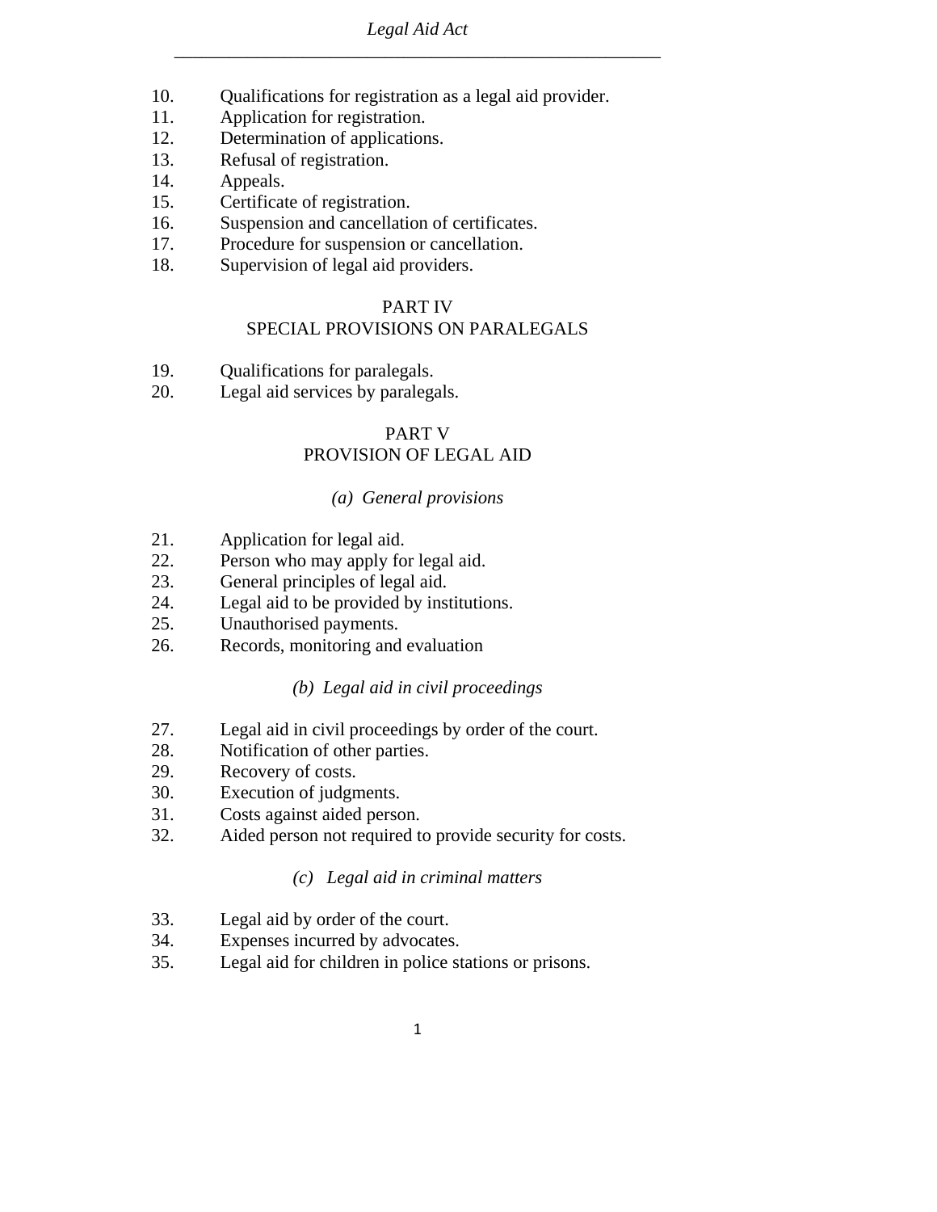10. Qualifications for registration as a legal aid provider.
11. Application for registration.
12. Determination of applications.
13. Refusal of registration.
14. Appeals.
15. Certificate of registration.
16. Suspension and cancellation of certificates.
17. Procedure for suspension or cancellation.
18. Supervision of legal aid providers.

## PART IV
## SPECIAL PROVISIONS ON PARALEGALS

19. Qualifications for paralegals.
20. Legal aid services by paralegals.

## PART V
## PROVISION OF LEGAL AID

### *(a) General provisions*

21. Application for legal aid.
22. Person who may apply for legal aid.
23. General principles of legal aid.
24. Legal aid to be provided by institutions.
25. Unauthorised payments.
26. Records, monitoring and evaluation

### *(b) Legal aid in civil proceedings*

27. Legal aid in civil proceedings by order of the court.
28. Notification of other parties.
29. Recovery of costs.
30. Execution of judgments.
31. Costs against aided person.
32. Aided person not required to provide security for costs.

### *(c) Legal aid in criminal matters*

33. Legal aid by order of the court.
34. Expenses incurred by advocates.
35. Legal aid for children in police stations or prisons.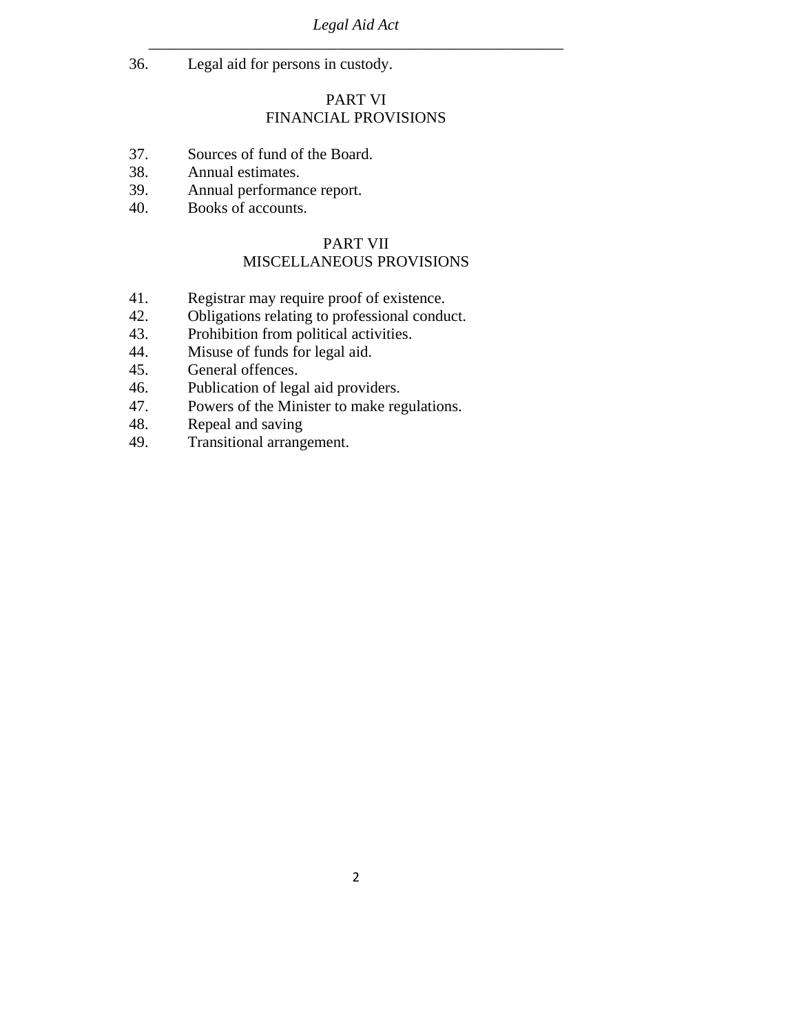36. Legal aid for persons in custody.

## PART VI
## FINANCIAL PROVISIONS

37. Sources of fund of the Board.
38. Annual estimates.
39. Annual performance report.
40. Books of accounts.

## PART VII
## MISCELLANEOUS PROVISIONS

41. Registrar may require proof of existence.
42. Obligations relating to professional conduct.
43. Prohibition from political activities.
44. Misuse of funds for legal aid.
45. General offences.
46. Publication of legal aid providers.
47. Powers of the Minister to make regulations.
48. Repeal and saving
49. Transitional arrangement.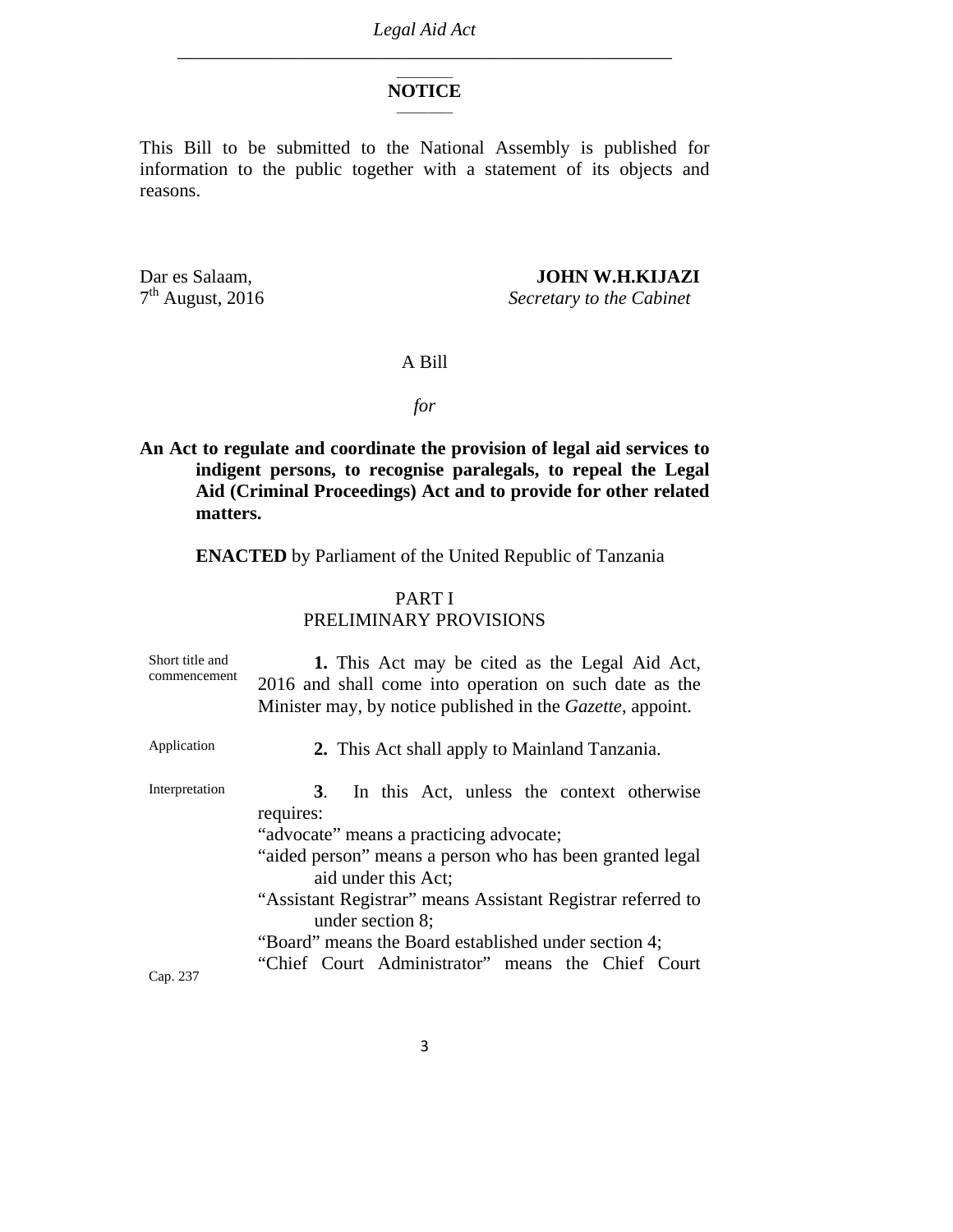## NOTICE

This Bill to be submitted to the National Assembly is published for information to the public together with a statement of its objects and reasons.

Dar es Salaam,
7th August, 2016

**JOHN W.H.KIJAZI**
*Secretary to the Cabinet*

A Bill

*for*

**An Act to regulate and coordinate the provision of legal aid services to indigent persons, to recognise paralegals, to repeal the Legal Aid (Criminal Proceedings) Act and to provide for other related matters.**

**ENACTED** by Parliament of the United Republic of Tanzania

PART I
PRELIMINARY PROVISIONS

Short title and commencement

**1.** This Act may be cited as the Legal Aid Act, 2016 and shall come into operation on such date as the Minister may, by notice published in the *Gazette*, appoint.

Application

**2.** This Act shall apply to Mainland Tanzania.

Interpretation

**3**. In this Act, unless the context otherwise requires:

"advocate" means a practicing advocate;

"aided person" means a person who has been granted legal aid under this Act;

"Assistant Registrar" means Assistant Registrar referred to under section 8;

"Board" means the Board established under section 4;

Cap. 237

"Chief Court Administrator" means the Chief Court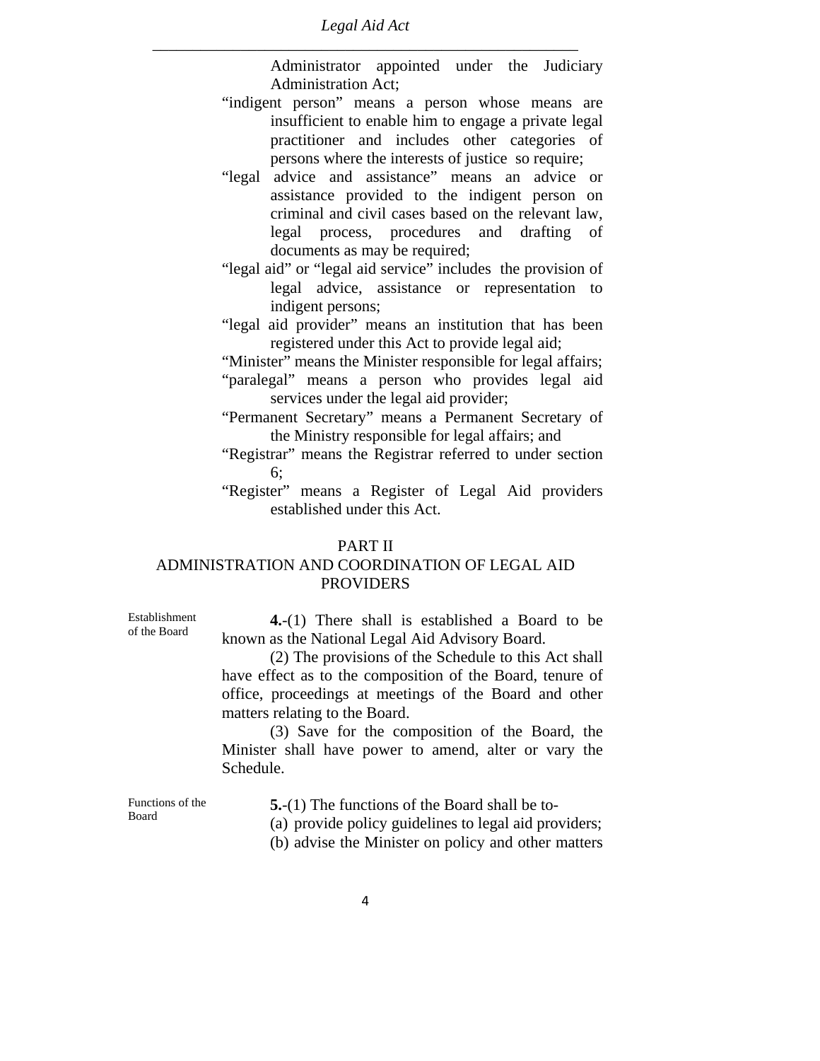Administrator appointed under the Judiciary Administration Act;

"indigent person" means a person whose means are insufficient to enable him to engage a private legal practitioner and includes other categories of persons where the interests of justice so require;

"legal advice and assistance" means an advice or assistance provided to the indigent person on criminal and civil cases based on the relevant law, legal process, procedures and drafting of documents as may be required;

"legal aid" or "legal aid service" includes the provision of legal advice, assistance or representation to indigent persons;

"legal aid provider" means an institution that has been registered under this Act to provide legal aid;

"Minister" means the Minister responsible for legal affairs;

"paralegal" means a person who provides legal aid services under the legal aid provider;

"Permanent Secretary" means a Permanent Secretary of the Ministry responsible for legal affairs; and

"Registrar" means the Registrar referred to under section 6;

"Register" means a Register of Legal Aid providers established under this Act.

## PART II
## ADMINISTRATION AND COORDINATION OF LEGAL AID PROVIDERS

Establishment of the Board

**4.**-(1) There shall is established a Board to be known as the National Legal Aid Advisory Board.

(2) The provisions of the Schedule to this Act shall have effect as to the composition of the Board, tenure of office, proceedings at meetings of the Board and other matters relating to the Board.

(3) Save for the composition of the Board, the Minister shall have power to amend, alter or vary the Schedule.

Functions of the Board

**5.**-(1) The functions of the Board shall be to-

(a) provide policy guidelines to legal aid providers;

(b) advise the Minister on policy and other matters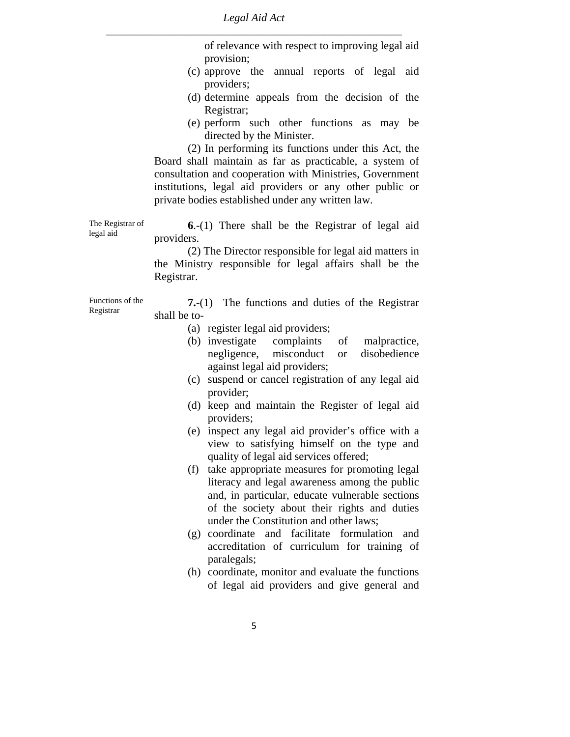of relevance with respect to improving legal aid provision;

(c) approve the annual reports of legal aid providers;

(d) determine appeals from the decision of the Registrar;

(e) perform such other functions as may be directed by the Minister.

(2) In performing its functions under this Act, the Board shall maintain as far as practicable, a system of consultation and cooperation with Ministries, Government institutions, legal aid providers or any other public or private bodies established under any written law.

*The Registrar of legal aid*

**6**.-(1) There shall be the Registrar of legal aid providers.

(2) The Director responsible for legal aid matters in the Ministry responsible for legal affairs shall be the Registrar.

*Functions of the Registrar*

**7.**-(1) The functions and duties of the Registrar shall be to-

(a) register legal aid providers;

(b) investigate complaints of malpractice, negligence, misconduct or disobedience against legal aid providers;

(c) suspend or cancel registration of any legal aid provider;

(d) keep and maintain the Register of legal aid providers;

(e) inspect any legal aid provider's office with a view to satisfying himself on the type and quality of legal aid services offered;

(f) take appropriate measures for promoting legal literacy and legal awareness among the public and, in particular, educate vulnerable sections of the society about their rights and duties under the Constitution and other laws;

(g) coordinate and facilitate formulation and accreditation of curriculum for training of paralegals;

(h) coordinate, monitor and evaluate the functions of legal aid providers and give general and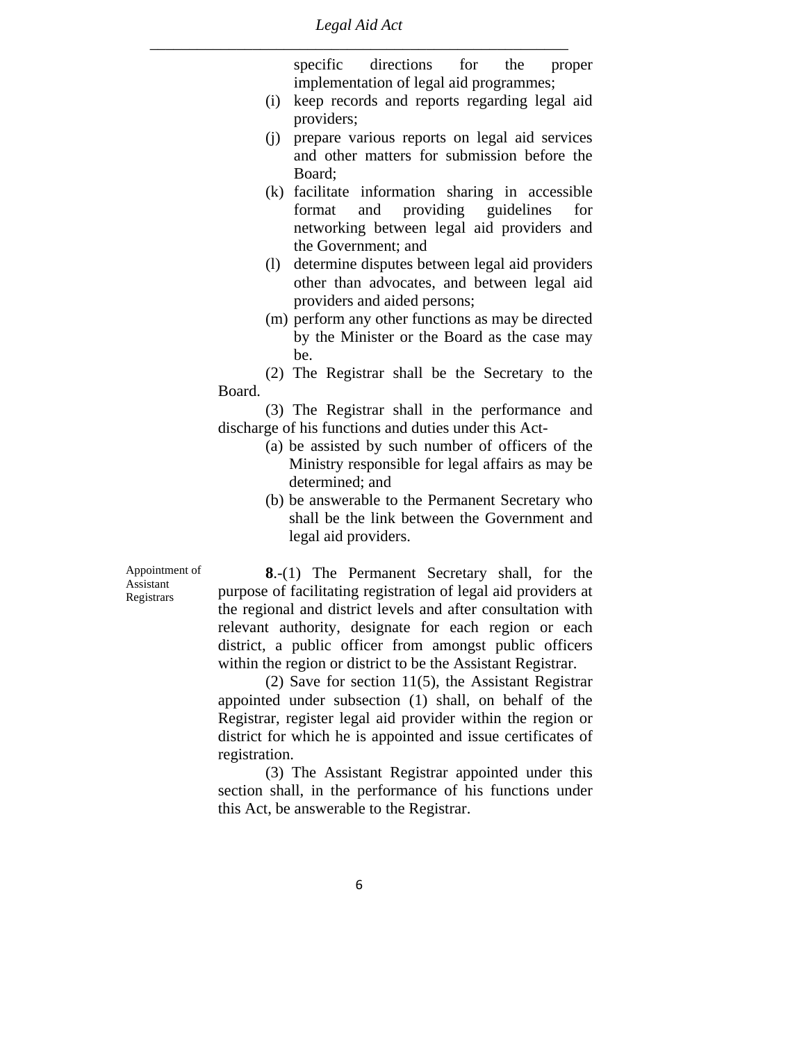specific directions for the proper implementation of legal aid programmes;

(i) keep records and reports regarding legal aid providers;

(j) prepare various reports on legal aid services and other matters for submission before the Board;

(k) facilitate information sharing in accessible format and providing guidelines for networking between legal aid providers and the Government; and

(l) determine disputes between legal aid providers other than advocates, and between legal aid providers and aided persons;

(m) perform any other functions as may be directed by the Minister or the Board as the case may be.

(2) The Registrar shall be the Secretary to the Board.

(3) The Registrar shall in the performance and discharge of his functions and duties under this Act-

(a) be assisted by such number of officers of the Ministry responsible for legal affairs as may be determined; and

(b) be answerable to the Permanent Secretary who shall be the link between the Government and legal aid providers.

Appointment of Assistant Registrars

**8**.-(1) The Permanent Secretary shall, for the purpose of facilitating registration of legal aid providers at the regional and district levels and after consultation with relevant authority, designate for each region or each district, a public officer from amongst public officers within the region or district to be the Assistant Registrar.

(2) Save for section 11(5), the Assistant Registrar appointed under subsection (1) shall, on behalf of the Registrar, register legal aid provider within the region or district for which he is appointed and issue certificates of registration.

(3) The Assistant Registrar appointed under this section shall, in the performance of his functions under this Act, be answerable to the Registrar.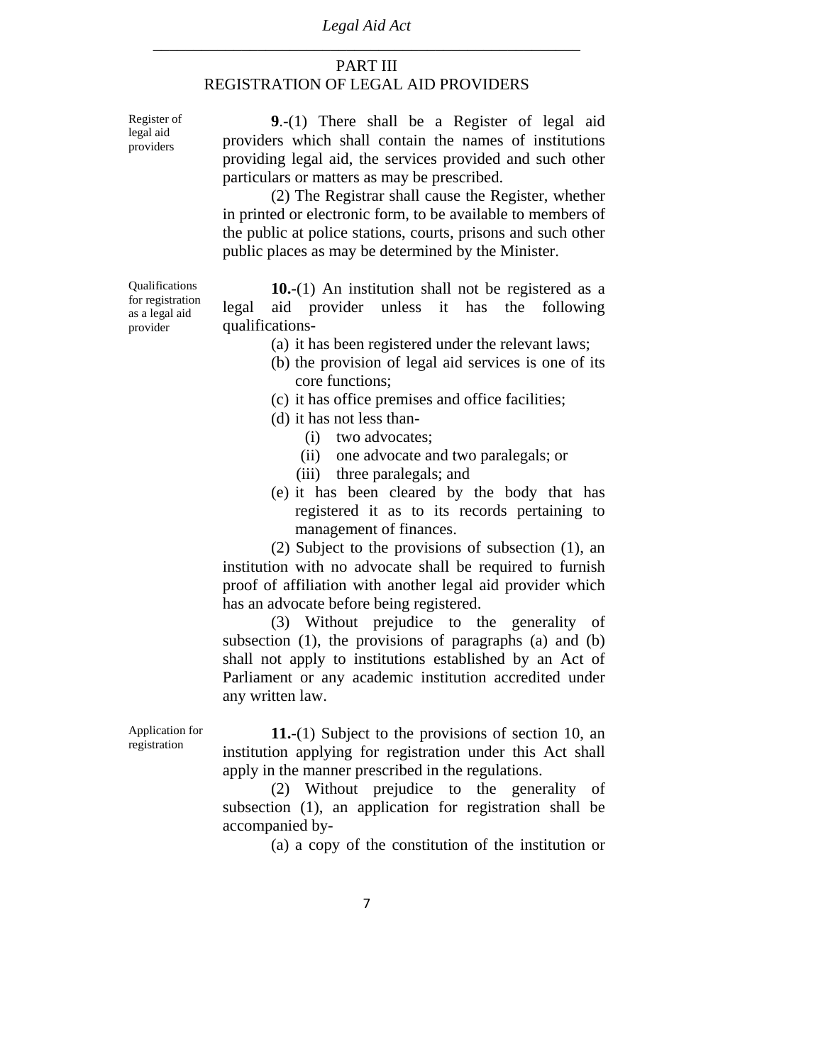## PART III
## REGISTRATION OF LEGAL AID PROVIDERS

Register of legal aid providers

**9**.-(1) There shall be a Register of legal aid providers which shall contain the names of institutions providing legal aid, the services provided and such other particulars or matters as may be prescribed.

(2) The Registrar shall cause the Register, whether in printed or electronic form, to be available to members of the public at police stations, courts, prisons and such other public places as may be determined by the Minister.

Qualifications for registration as a legal aid provider

**10.**-(1) An institution shall not be registered as a legal aid provider unless it has the following qualifications-

(a) it has been registered under the relevant laws;

(b) the provision of legal aid services is one of its core functions;

(c) it has office premises and office facilities;

(d) it has not less than-

(i) two advocates;

(ii) one advocate and two paralegals; or

(iii) three paralegals; and

(e) it has been cleared by the body that has registered it as to its records pertaining to management of finances.

(2) Subject to the provisions of subsection (1), an institution with no advocate shall be required to furnish proof of affiliation with another legal aid provider which has an advocate before being registered.

(3) Without prejudice to the generality of subsection (1), the provisions of paragraphs (a) and (b) shall not apply to institutions established by an Act of Parliament or any academic institution accredited under any written law.

Application for registration

**11.**-(1) Subject to the provisions of section 10, an institution applying for registration under this Act shall apply in the manner prescribed in the regulations.

(2) Without prejudice to the generality of subsection (1), an application for registration shall be accompanied by-

(a) a copy of the constitution of the institution or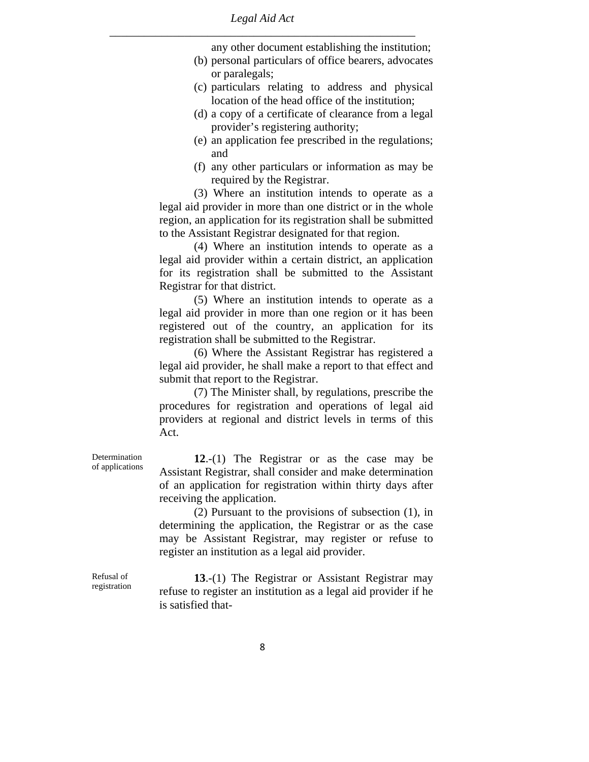any other document establishing the institution;

(b) personal particulars of office bearers, advocates or paralegals;

(c) particulars relating to address and physical location of the head office of the institution;

(d) a copy of a certificate of clearance from a legal provider's registering authority;

(e) an application fee prescribed in the regulations; and

(f) any other particulars or information as may be required by the Registrar.

(3) Where an institution intends to operate as a legal aid provider in more than one district or in the whole region, an application for its registration shall be submitted to the Assistant Registrar designated for that region.

(4) Where an institution intends to operate as a legal aid provider within a certain district, an application for its registration shall be submitted to the Assistant Registrar for that district.

(5) Where an institution intends to operate as a legal aid provider in more than one region or it has been registered out of the country, an application for its registration shall be submitted to the Registrar.

(6) Where the Assistant Registrar has registered a legal aid provider, he shall make a report to that effect and submit that report to the Registrar.

(7) The Minister shall, by regulations, prescribe the procedures for registration and operations of legal aid providers at regional and district levels in terms of this Act.

Determination of applications

**12**.-(1) The Registrar or as the case may be Assistant Registrar, shall consider and make determination of an application for registration within thirty days after receiving the application.

(2) Pursuant to the provisions of subsection (1), in determining the application, the Registrar or as the case may be Assistant Registrar, may register or refuse to register an institution as a legal aid provider.

Refusal of registration

**13**.-(1) The Registrar or Assistant Registrar may refuse to register an institution as a legal aid provider if he is satisfied that-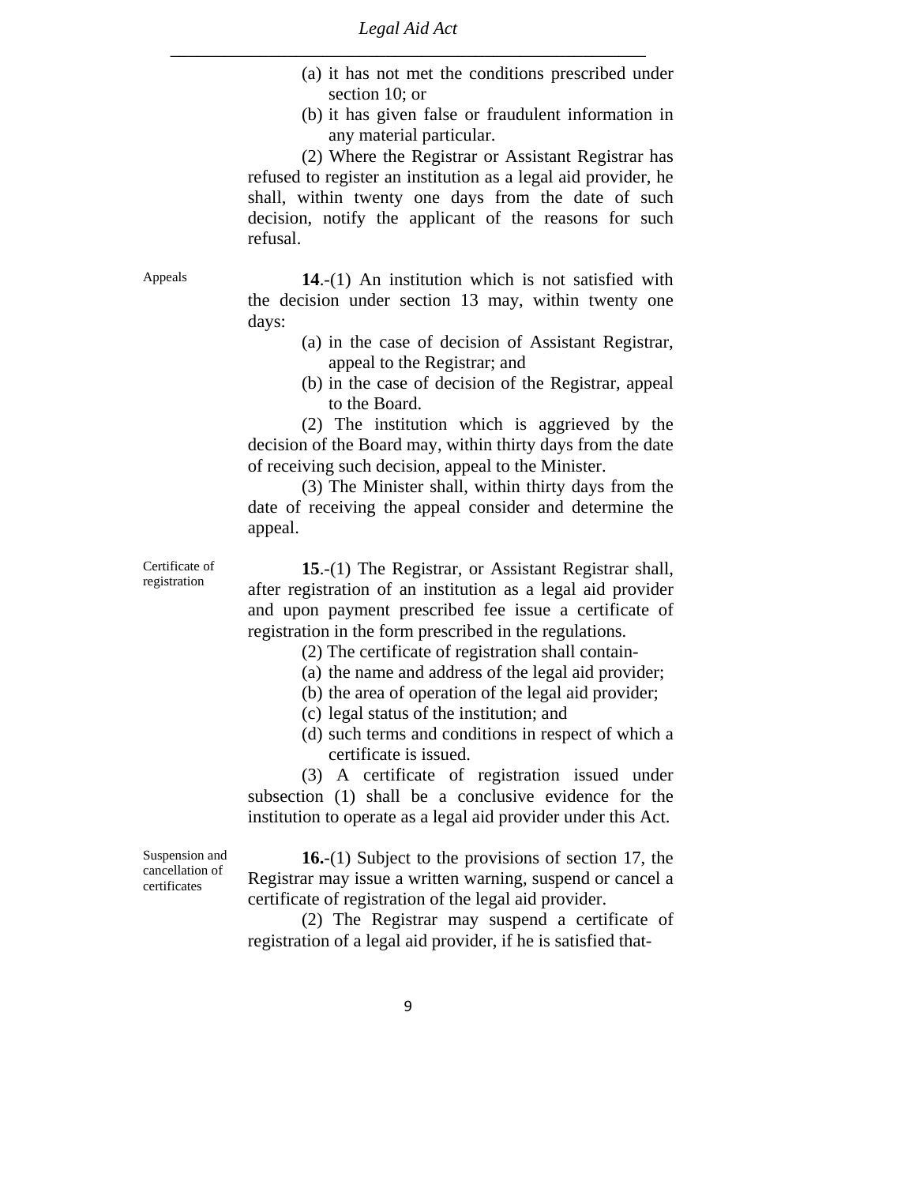(a) it has not met the conditions prescribed under section 10; or

(b) it has given false or fraudulent information in any material particular.

(2) Where the Registrar or Assistant Registrar has refused to register an institution as a legal aid provider, he shall, within twenty one days from the date of such decision, notify the applicant of the reasons for such refusal.

Appeals

**14**.-(1) An institution which is not satisfied with the decision under section 13 may, within twenty one days:

(a) in the case of decision of Assistant Registrar, appeal to the Registrar; and

(b) in the case of decision of the Registrar, appeal to the Board.

(2) The institution which is aggrieved by the decision of the Board may, within thirty days from the date of receiving such decision, appeal to the Minister.

(3) The Minister shall, within thirty days from the date of receiving the appeal consider and determine the appeal.

Certificate of registration

**15**.-(1) The Registrar, or Assistant Registrar shall, after registration of an institution as a legal aid provider and upon payment prescribed fee issue a certificate of registration in the form prescribed in the regulations.

(2) The certificate of registration shall contain-

(a) the name and address of the legal aid provider;

(b) the area of operation of the legal aid provider;

(c) legal status of the institution; and

(d) such terms and conditions in respect of which a certificate is issued.

(3) A certificate of registration issued under subsection (1) shall be a conclusive evidence for the institution to operate as a legal aid provider under this Act.

Suspension and cancellation of certificates

**16.**-(1) Subject to the provisions of section 17, the Registrar may issue a written warning, suspend or cancel a certificate of registration of the legal aid provider.

(2) The Registrar may suspend a certificate of registration of a legal aid provider, if he is satisfied that-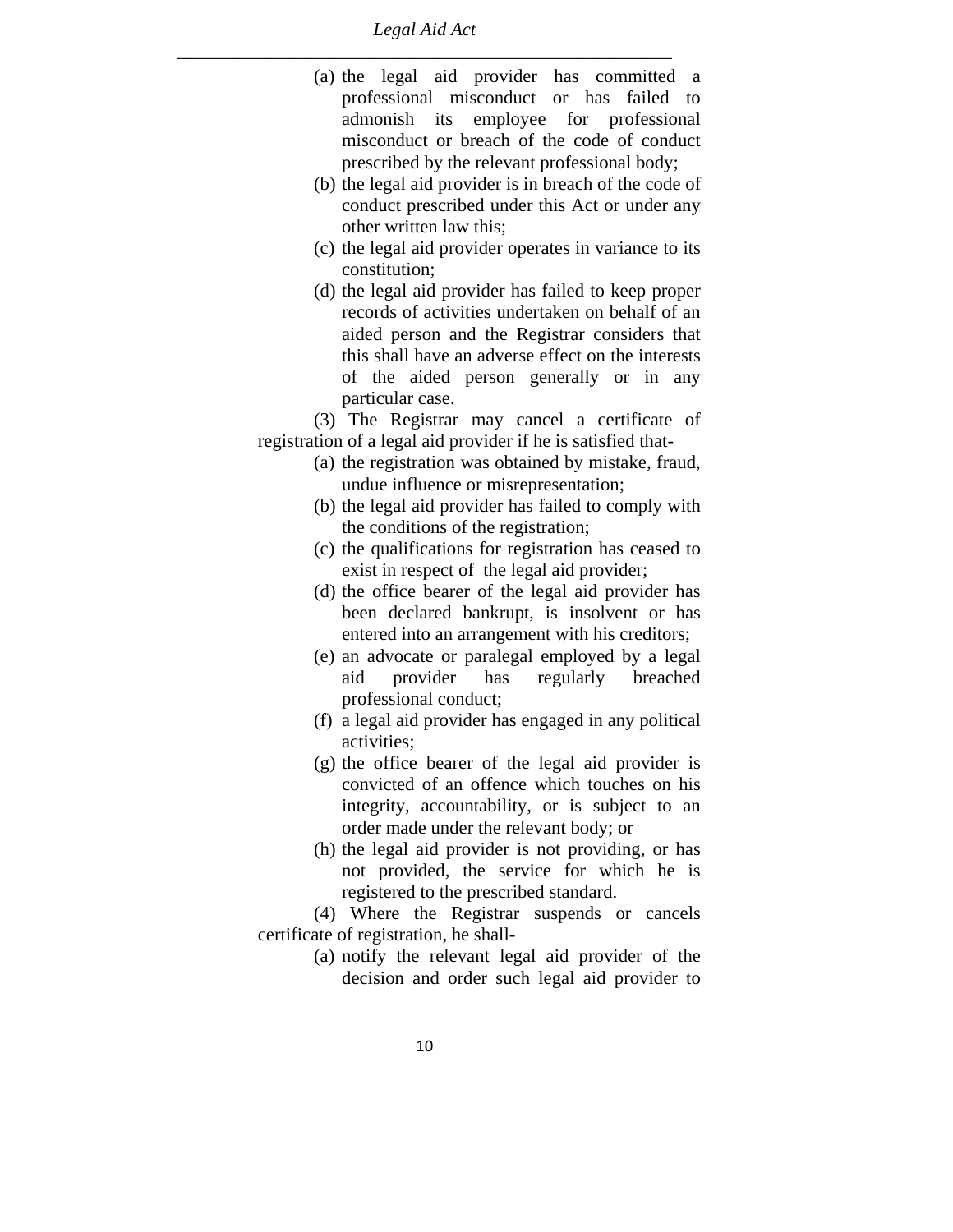(a) the legal aid provider has committed a professional misconduct or has failed to admonish its employee for professional misconduct or breach of the code of conduct prescribed by the relevant professional body;

(b) the legal aid provider is in breach of the code of conduct prescribed under this Act or under any other written law this;

(c) the legal aid provider operates in variance to its constitution;

(d) the legal aid provider has failed to keep proper records of activities undertaken on behalf of an aided person and the Registrar considers that this shall have an adverse effect on the interests of the aided person generally or in any particular case.

(3) The Registrar may cancel a certificate of registration of a legal aid provider if he is satisfied that-

(a) the registration was obtained by mistake, fraud, undue influence or misrepresentation;

(b) the legal aid provider has failed to comply with the conditions of the registration;

(c) the qualifications for registration has ceased to exist in respect of the legal aid provider;

(d) the office bearer of the legal aid provider has been declared bankrupt, is insolvent or has entered into an arrangement with his creditors;

(e) an advocate or paralegal employed by a legal aid provider has regularly breached professional conduct;

(f) a legal aid provider has engaged in any political activities;

(g) the office bearer of the legal aid provider is convicted of an offence which touches on his integrity, accountability, or is subject to an order made under the relevant body; or

(h) the legal aid provider is not providing, or has not provided, the service for which he is registered to the prescribed standard.

(4) Where the Registrar suspends or cancels certificate of registration, he shall-

(a) notify the relevant legal aid provider of the decision and order such legal aid provider to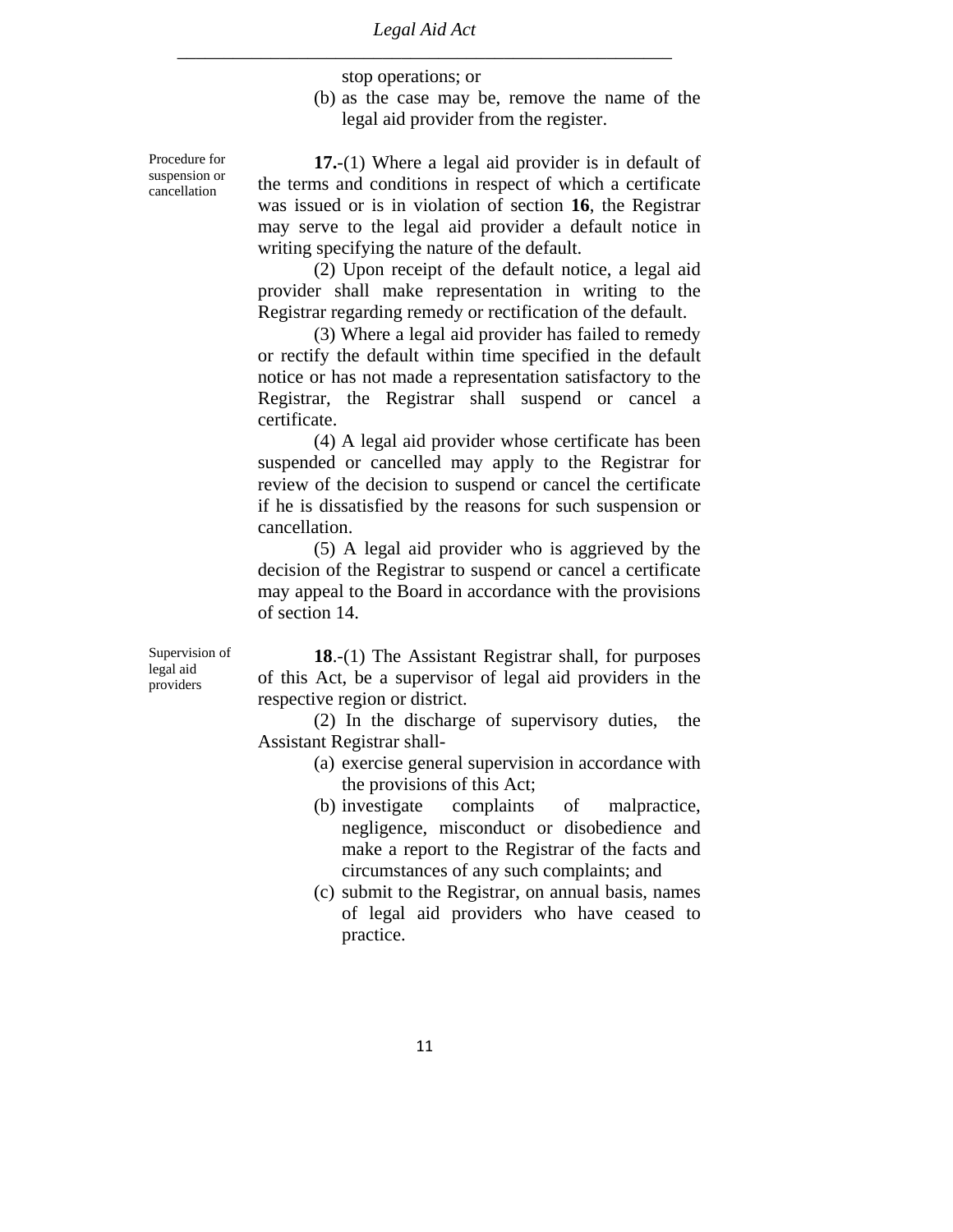stop operations; or

(b) as the case may be, remove the name of the legal aid provider from the register.

**Procedure for suspension or cancellation**

**17.**-(1) Where a legal aid provider is in default of the terms and conditions in respect of which a certificate was issued or is in violation of section **16**, the Registrar may serve to the legal aid provider a default notice in writing specifying the nature of the default.

(2) Upon receipt of the default notice, a legal aid provider shall make representation in writing to the Registrar regarding remedy or rectification of the default.

(3) Where a legal aid provider has failed to remedy or rectify the default within time specified in the default notice or has not made a representation satisfactory to the Registrar, the Registrar shall suspend or cancel a certificate.

(4) A legal aid provider whose certificate has been suspended or cancelled may apply to the Registrar for review of the decision to suspend or cancel the certificate if he is dissatisfied by the reasons for such suspension or cancellation.

(5) A legal aid provider who is aggrieved by the decision of the Registrar to suspend or cancel a certificate may appeal to the Board in accordance with the provisions of section 14.

**Supervision of legal aid providers**

**18**.-(1) The Assistant Registrar shall, for purposes of this Act, be a supervisor of legal aid providers in the respective region or district.

(2) In the discharge of supervisory duties, the Assistant Registrar shall-

(a) exercise general supervision in accordance with the provisions of this Act;

(b) investigate complaints of malpractice, negligence, misconduct or disobedience and make a report to the Registrar of the facts and circumstances of any such complaints; and

(c) submit to the Registrar, on annual basis, names of legal aid providers who have ceased to practice.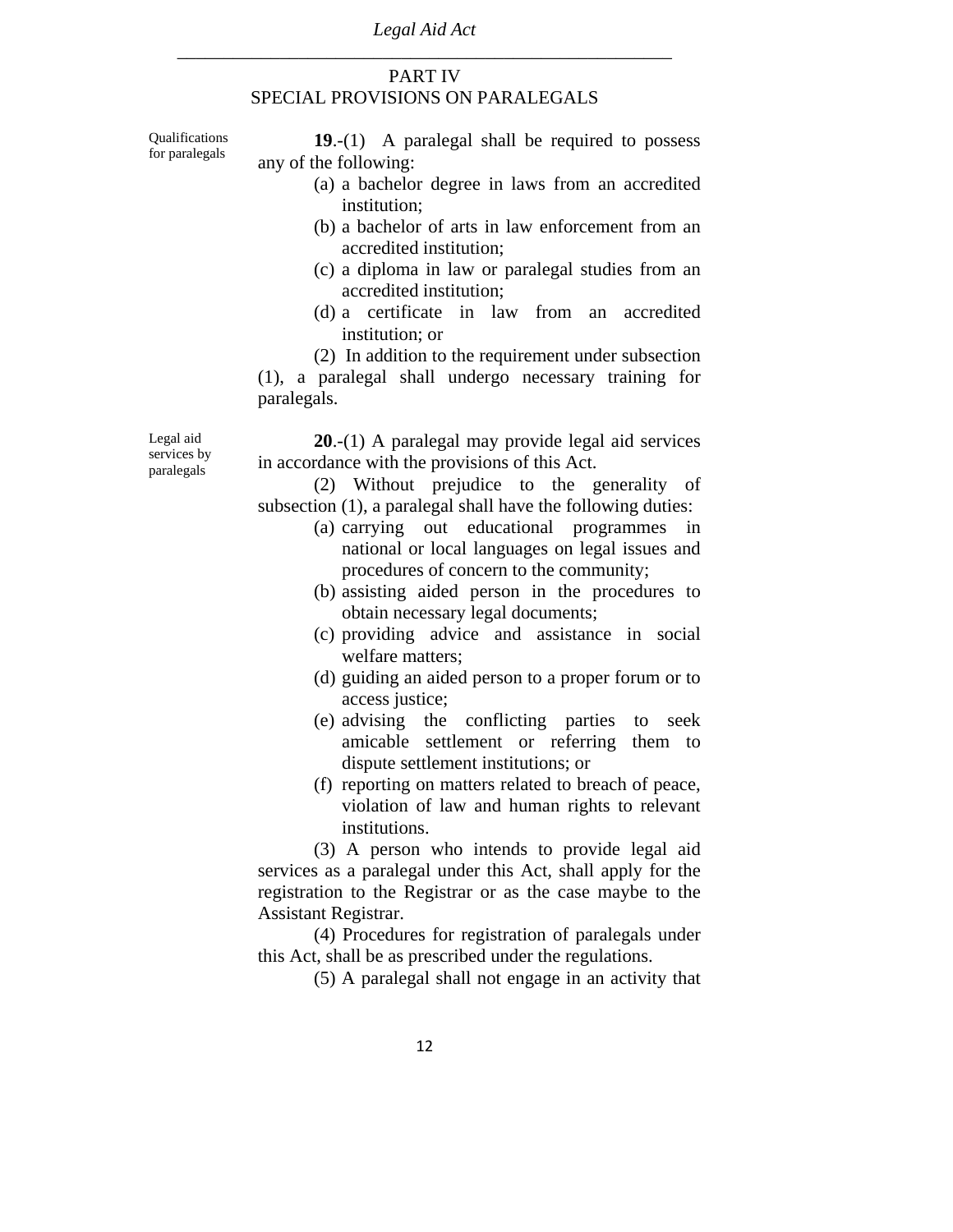## PART IV
## SPECIAL PROVISIONS ON PARALEGALS

*Qualifications for paralegals*

**19**.-(1) A paralegal shall be required to possess any of the following:

(a) a bachelor degree in laws from an accredited institution;

(b) a bachelor of arts in law enforcement from an accredited institution;

(c) a diploma in law or paralegal studies from an accredited institution;

(d) a certificate in law from an accredited institution; or

(2) In addition to the requirement under subsection (1), a paralegal shall undergo necessary training for paralegals.

*Legal aid services by paralegals*

**20**.-(1) A paralegal may provide legal aid services in accordance with the provisions of this Act.

(2) Without prejudice to the generality of subsection (1), a paralegal shall have the following duties:

(a) carrying out educational programmes in national or local languages on legal issues and procedures of concern to the community;

(b) assisting aided person in the procedures to obtain necessary legal documents;

(c) providing advice and assistance in social welfare matters;

(d) guiding an aided person to a proper forum or to access justice;

(e) advising the conflicting parties to seek amicable settlement or referring them to dispute settlement institutions; or

(f) reporting on matters related to breach of peace, violation of law and human rights to relevant institutions.

(3) A person who intends to provide legal aid services as a paralegal under this Act, shall apply for the registration to the Registrar or as the case maybe to the Assistant Registrar.

(4) Procedures for registration of paralegals under this Act, shall be as prescribed under the regulations.

(5) A paralegal shall not engage in an activity that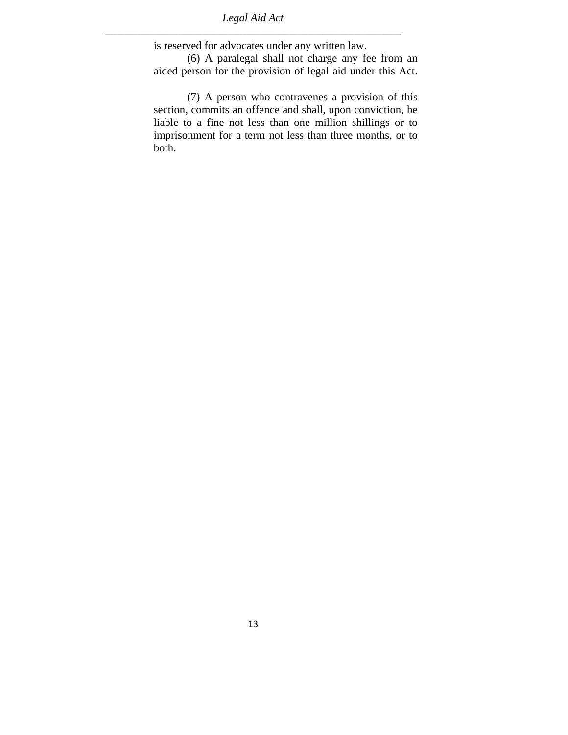is reserved for advocates under any written law.

(6) A paralegal shall not charge any fee from an aided person for the provision of legal aid under this Act.

(7) A person who contravenes a provision of this section, commits an offence and shall, upon conviction, be liable to a fine not less than one million shillings or to imprisonment for a term not less than three months, or to both.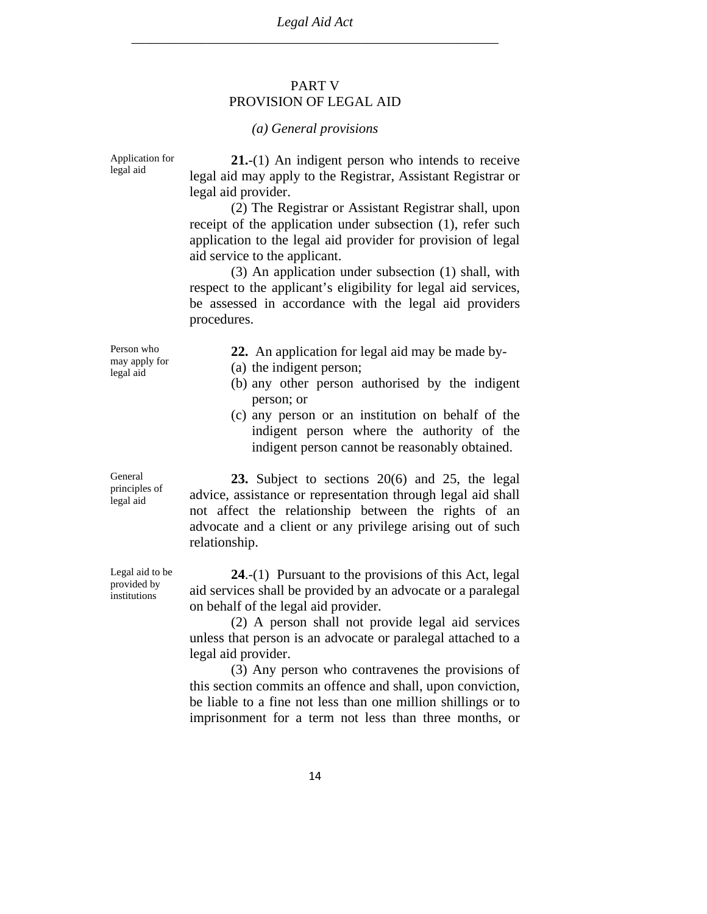## PART V
## PROVISION OF LEGAL AID

*(a) General provisions*

Application for legal aid

**21.**-(1) An indigent person who intends to receive legal aid may apply to the Registrar, Assistant Registrar or legal aid provider.

(2) The Registrar or Assistant Registrar shall, upon receipt of the application under subsection (1), refer such application to the legal aid provider for provision of legal aid service to the applicant.

(3) An application under subsection (1) shall, with respect to the applicant's eligibility for legal aid services, be assessed in accordance with the legal aid providers procedures.

Person who may apply for legal aid

**22.** An application for legal aid may be made by-

(a) the indigent person;

(b) any other person authorised by the indigent person; or

(c) any person or an institution on behalf of the indigent person where the authority of the indigent person cannot be reasonably obtained.

General principles of legal aid

**23.** Subject to sections 20(6) and 25, the legal advice, assistance or representation through legal aid shall not affect the relationship between the rights of an advocate and a client or any privilege arising out of such relationship.

Legal aid to be provided by institutions

**24**.-(1) Pursuant to the provisions of this Act, legal aid services shall be provided by an advocate or a paralegal on behalf of the legal aid provider.

(2) A person shall not provide legal aid services unless that person is an advocate or paralegal attached to a legal aid provider.

(3) Any person who contravenes the provisions of this section commits an offence and shall, upon conviction, be liable to a fine not less than one million shillings or to imprisonment for a term not less than three months, or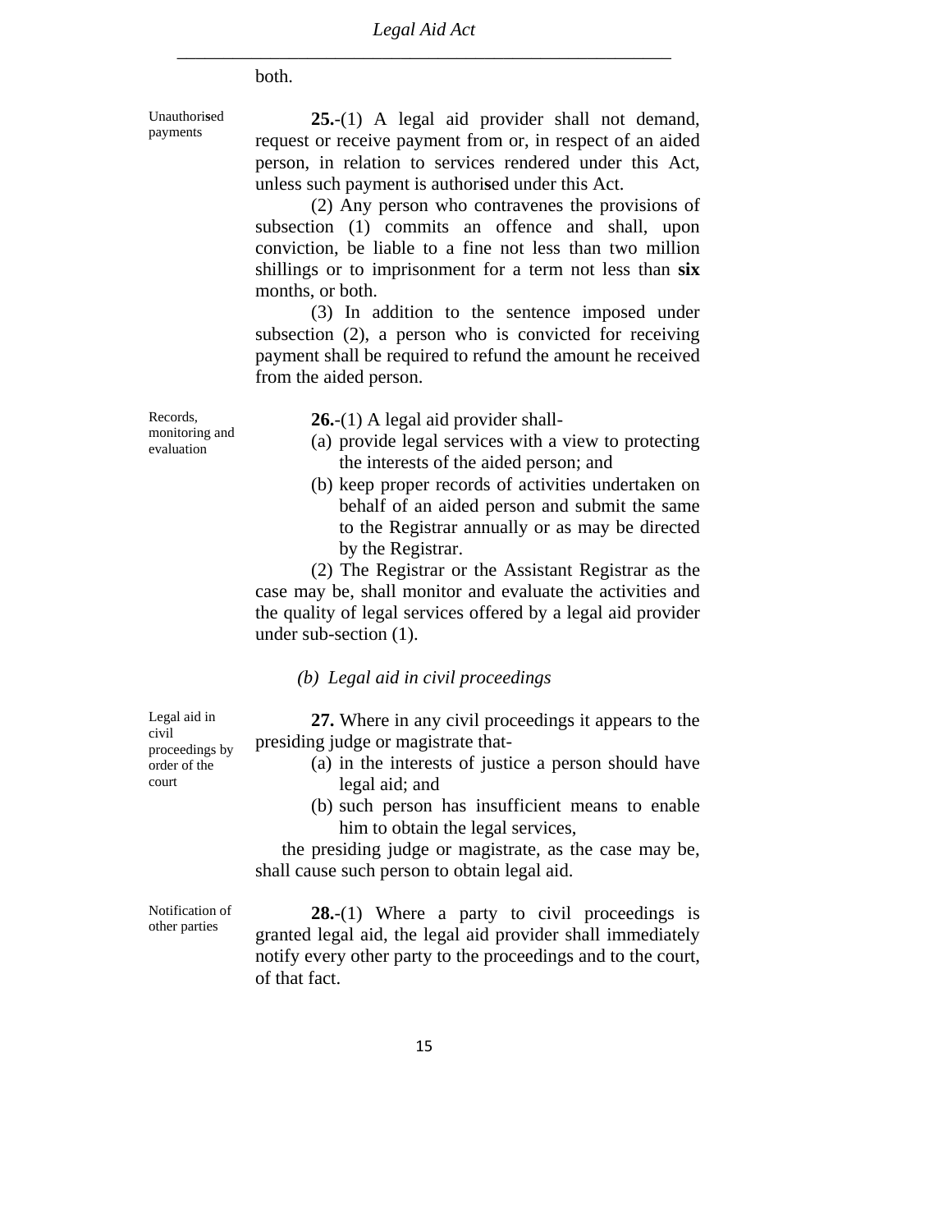both.

Unauthorised payments

**25.**-(1) A legal aid provider shall not demand, request or receive payment from or, in respect of an aided person, in relation to services rendered under this Act, unless such payment is authorised under this Act.

(2) Any person who contravenes the provisions of subsection (1) commits an offence and shall, upon conviction, be liable to a fine not less than two million shillings or to imprisonment for a term not less than **six** months, or both.

(3) In addition to the sentence imposed under subsection (2), a person who is convicted for receiving payment shall be required to refund the amount he received from the aided person.

Records, monitoring and evaluation

**26.**-(1) A legal aid provider shall-

(a) provide legal services with a view to protecting the interests of the aided person; and

(b) keep proper records of activities undertaken on behalf of an aided person and submit the same to the Registrar annually or as may be directed by the Registrar.

(2) The Registrar or the Assistant Registrar as the case may be, shall monitor and evaluate the activities and the quality of legal services offered by a legal aid provider under sub-section (1).

*(b) Legal aid in civil proceedings*

Legal aid in civil proceedings by order of the court

**27.** Where in any civil proceedings it appears to the presiding judge or magistrate that-

(a) in the interests of justice a person should have legal aid; and

(b) such person has insufficient means to enable him to obtain the legal services,

the presiding judge or magistrate, as the case may be, shall cause such person to obtain legal aid.

Notification of other parties

**28.**-(1) Where a party to civil proceedings is granted legal aid, the legal aid provider shall immediately notify every other party to the proceedings and to the court, of that fact.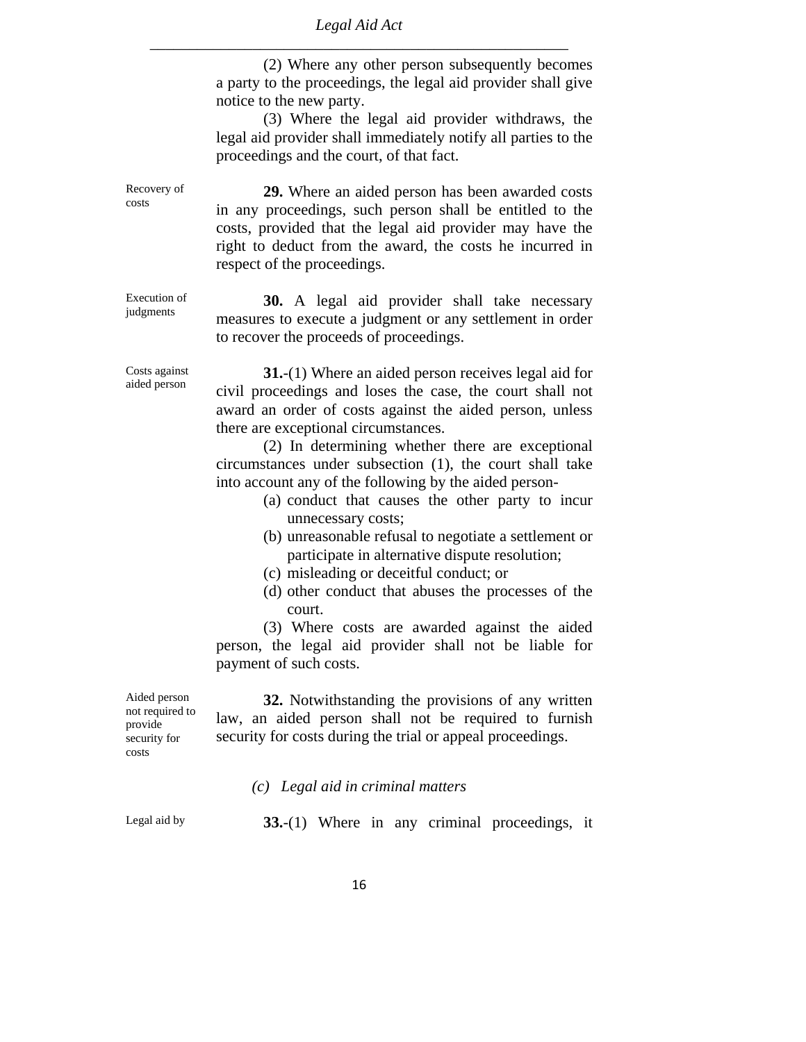(2) Where any other person subsequently becomes a party to the proceedings, the legal aid provider shall give notice to the new party.

(3) Where the legal aid provider withdraws, the legal aid provider shall immediately notify all parties to the proceedings and the court, of that fact.

Recovery of costs

**29.** Where an aided person has been awarded costs in any proceedings, such person shall be entitled to the costs, provided that the legal aid provider may have the right to deduct from the award, the costs he incurred in respect of the proceedings.

Execution of judgments

**30.** A legal aid provider shall take necessary measures to execute a judgment or any settlement in order to recover the proceeds of proceedings.

Costs against aided person

**31.**-(1) Where an aided person receives legal aid for civil proceedings and loses the case, the court shall not award an order of costs against the aided person, unless there are exceptional circumstances.

(2) In determining whether there are exceptional circumstances under subsection (1), the court shall take into account any of the following by the aided person-

(a) conduct that causes the other party to incur unnecessary costs;
(b) unreasonable refusal to negotiate a settlement or participate in alternative dispute resolution;
(c) misleading or deceitful conduct; or
(d) other conduct that abuses the processes of the court.

(3) Where costs are awarded against the aided person, the legal aid provider shall not be liable for payment of such costs.

Aided person not required to provide security for costs

**32.** Notwithstanding the provisions of any written law, an aided person shall not be required to furnish security for costs during the trial or appeal proceedings.

*(c) Legal aid in criminal matters*

Legal aid by

**33.**-(1) Where in any criminal proceedings, it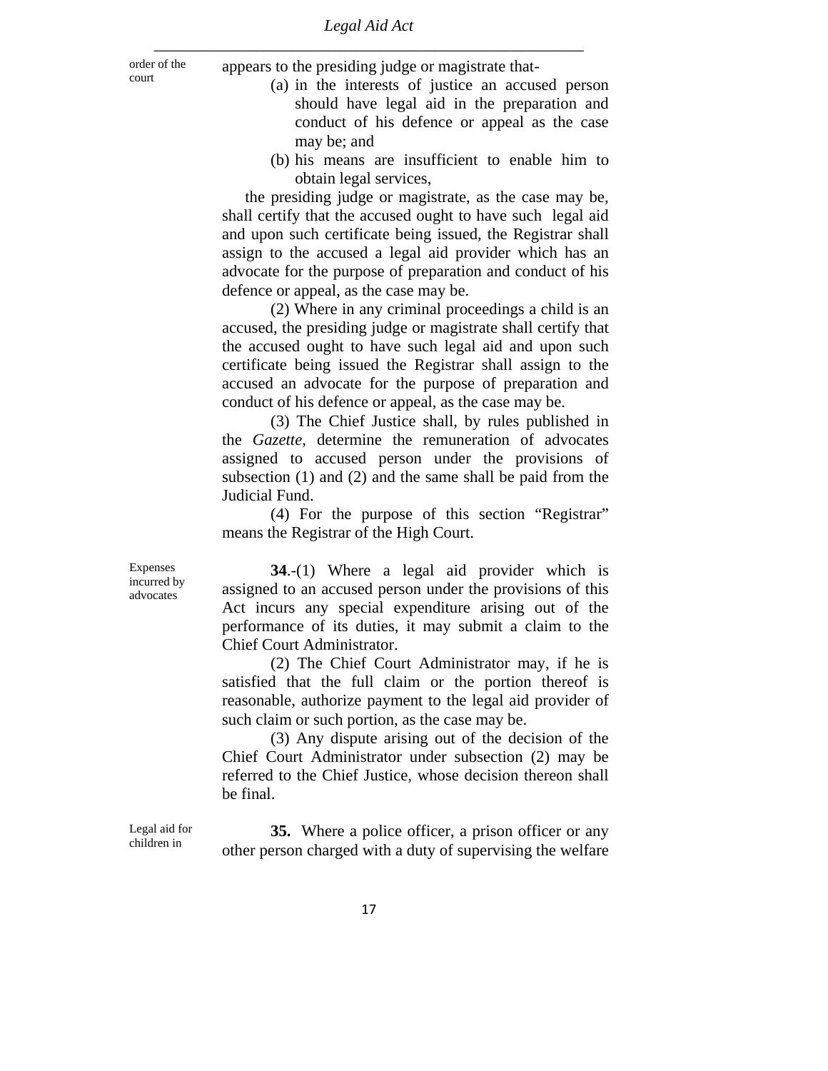order of the court

appears to the presiding judge or magistrate that-

(a) in the interests of justice an accused person should have legal aid in the preparation and conduct of his defence or appeal as the case may be; and

(b) his means are insufficient to enable him to obtain legal services,

the presiding judge or magistrate, as the case may be, shall certify that the accused ought to have such legal aid and upon such certificate being issued, the Registrar shall assign to the accused a legal aid provider which has an advocate for the purpose of preparation and conduct of his defence or appeal, as the case may be.

(2) Where in any criminal proceedings a child is an accused, the presiding judge or magistrate shall certify that the accused ought to have such legal aid and upon such certificate being issued the Registrar shall assign to the accused an advocate for the purpose of preparation and conduct of his defence or appeal, as the case may be.

(3) The Chief Justice shall, by rules published in the *Gazette*, determine the remuneration of advocates assigned to accused person under the provisions of subsection (1) and (2) and the same shall be paid from the Judicial Fund.

(4) For the purpose of this section "Registrar" means the Registrar of the High Court.

Expenses incurred by advocates

**34**.-(1) Where a legal aid provider which is assigned to an accused person under the provisions of this Act incurs any special expenditure arising out of the performance of its duties, it may submit a claim to the Chief Court Administrator.

(2) The Chief Court Administrator may, if he is satisfied that the full claim or the portion thereof is reasonable, authorize payment to the legal aid provider of such claim or such portion, as the case may be.

(3) Any dispute arising out of the decision of the Chief Court Administrator under subsection (2) may be referred to the Chief Justice, whose decision thereon shall be final.

Legal aid for children in

**35.** Where a police officer, a prison officer or any other person charged with a duty of supervising the welfare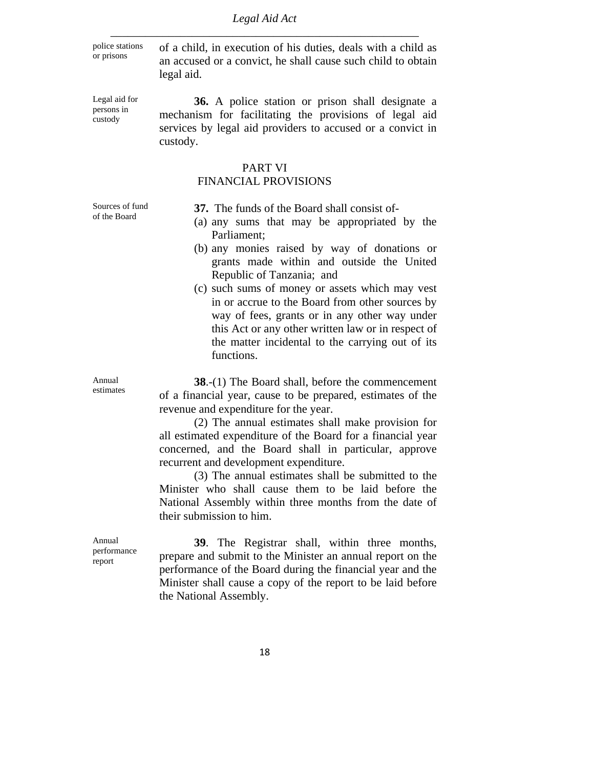police stations or prisons

of a child, in execution of his duties, deals with a child as an accused or a convict, he shall cause such child to obtain legal aid.

Legal aid for persons in custody

**36.** A police station or prison shall designate a mechanism for facilitating the provisions of legal aid services by legal aid providers to accused or a convict in custody.

## PART VI
## FINANCIAL PROVISIONS

Sources of fund of the Board

**37.** The funds of the Board shall consist of-

(a) any sums that may be appropriated by the Parliament;

(b) any monies raised by way of donations or grants made within and outside the United Republic of Tanzania; and

(c) such sums of money or assets which may vest in or accrue to the Board from other sources by way of fees, grants or in any other way under this Act or any other written law or in respect of the matter incidental to the carrying out of its functions.

Annual estimates

**38**.-(1) The Board shall, before the commencement of a financial year, cause to be prepared, estimates of the revenue and expenditure for the year.

(2) The annual estimates shall make provision for all estimated expenditure of the Board for a financial year concerned, and the Board shall in particular, approve recurrent and development expenditure.

(3) The annual estimates shall be submitted to the Minister who shall cause them to be laid before the National Assembly within three months from the date of their submission to him.

Annual performance report

**39**. The Registrar shall, within three months, prepare and submit to the Minister an annual report on the performance of the Board during the financial year and the Minister shall cause a copy of the report to be laid before the National Assembly.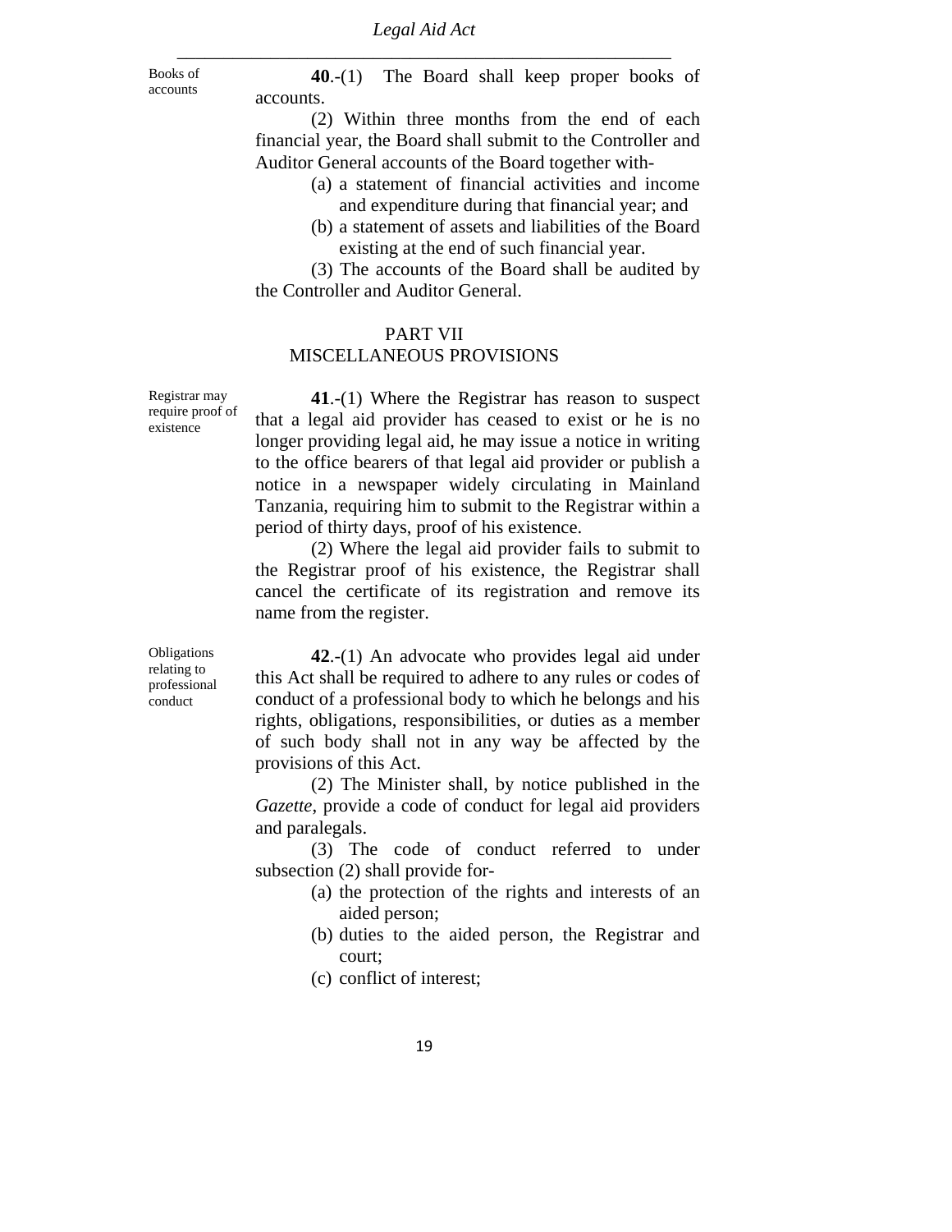Books of accounts

**40**.-(1) The Board shall keep proper books of accounts.

(2) Within three months from the end of each financial year, the Board shall submit to the Controller and Auditor General accounts of the Board together with-

(a) a statement of financial activities and income and expenditure during that financial year; and

(b) a statement of assets and liabilities of the Board existing at the end of such financial year.

(3) The accounts of the Board shall be audited by the Controller and Auditor General.

## PART VII
## MISCELLANEOUS PROVISIONS

Registrar may require proof of existence

**41**.-(1) Where the Registrar has reason to suspect that a legal aid provider has ceased to exist or he is no longer providing legal aid, he may issue a notice in writing to the office bearers of that legal aid provider or publish a notice in a newspaper widely circulating in Mainland Tanzania, requiring him to submit to the Registrar within a period of thirty days, proof of his existence.

(2) Where the legal aid provider fails to submit to the Registrar proof of his existence, the Registrar shall cancel the certificate of its registration and remove its name from the register.

Obligations relating to professional conduct

**42**.-(1) An advocate who provides legal aid under this Act shall be required to adhere to any rules or codes of conduct of a professional body to which he belongs and his rights, obligations, responsibilities, or duties as a member of such body shall not in any way be affected by the provisions of this Act.

(2) The Minister shall, by notice published in the *Gazette*, provide a code of conduct for legal aid providers and paralegals.

(3) The code of conduct referred to under subsection (2) shall provide for-

(a) the protection of the rights and interests of an aided person;

(b) duties to the aided person, the Registrar and court;

(c) conflict of interest;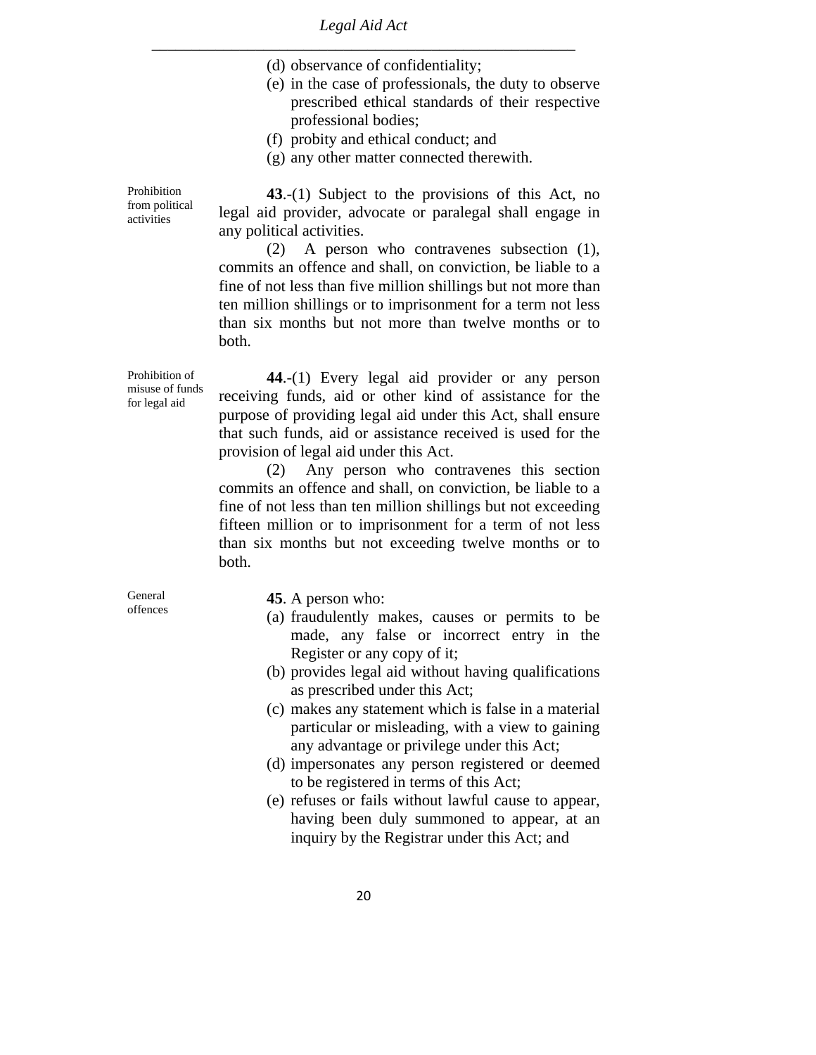(d) observance of confidentiality;

(e) in the case of professionals, the duty to observe prescribed ethical standards of their respective professional bodies;

(f) probity and ethical conduct; and

(g) any other matter connected therewith.

Prohibition from political activities

**43**.-(1) Subject to the provisions of this Act, no legal aid provider, advocate or paralegal shall engage in any political activities.

(2) A person who contravenes subsection (1), commits an offence and shall, on conviction, be liable to a fine of not less than five million shillings but not more than ten million shillings or to imprisonment for a term not less than six months but not more than twelve months or to both.

Prohibition of misuse of funds for legal aid

**44**.-(1) Every legal aid provider or any person receiving funds, aid or other kind of assistance for the purpose of providing legal aid under this Act, shall ensure that such funds, aid or assistance received is used for the provision of legal aid under this Act.

(2) Any person who contravenes this section commits an offence and shall, on conviction, be liable to a fine of not less than ten million shillings but not exceeding fifteen million or to imprisonment for a term of not less than six months but not exceeding twelve months or to both.

General offences

**45**. A person who:

(a) fraudulently makes, causes or permits to be made, any false or incorrect entry in the Register or any copy of it;

(b) provides legal aid without having qualifications as prescribed under this Act;

(c) makes any statement which is false in a material particular or misleading, with a view to gaining any advantage or privilege under this Act;

(d) impersonates any person registered or deemed to be registered in terms of this Act;

(e) refuses or fails without lawful cause to appear, having been duly summoned to appear, at an inquiry by the Registrar under this Act; and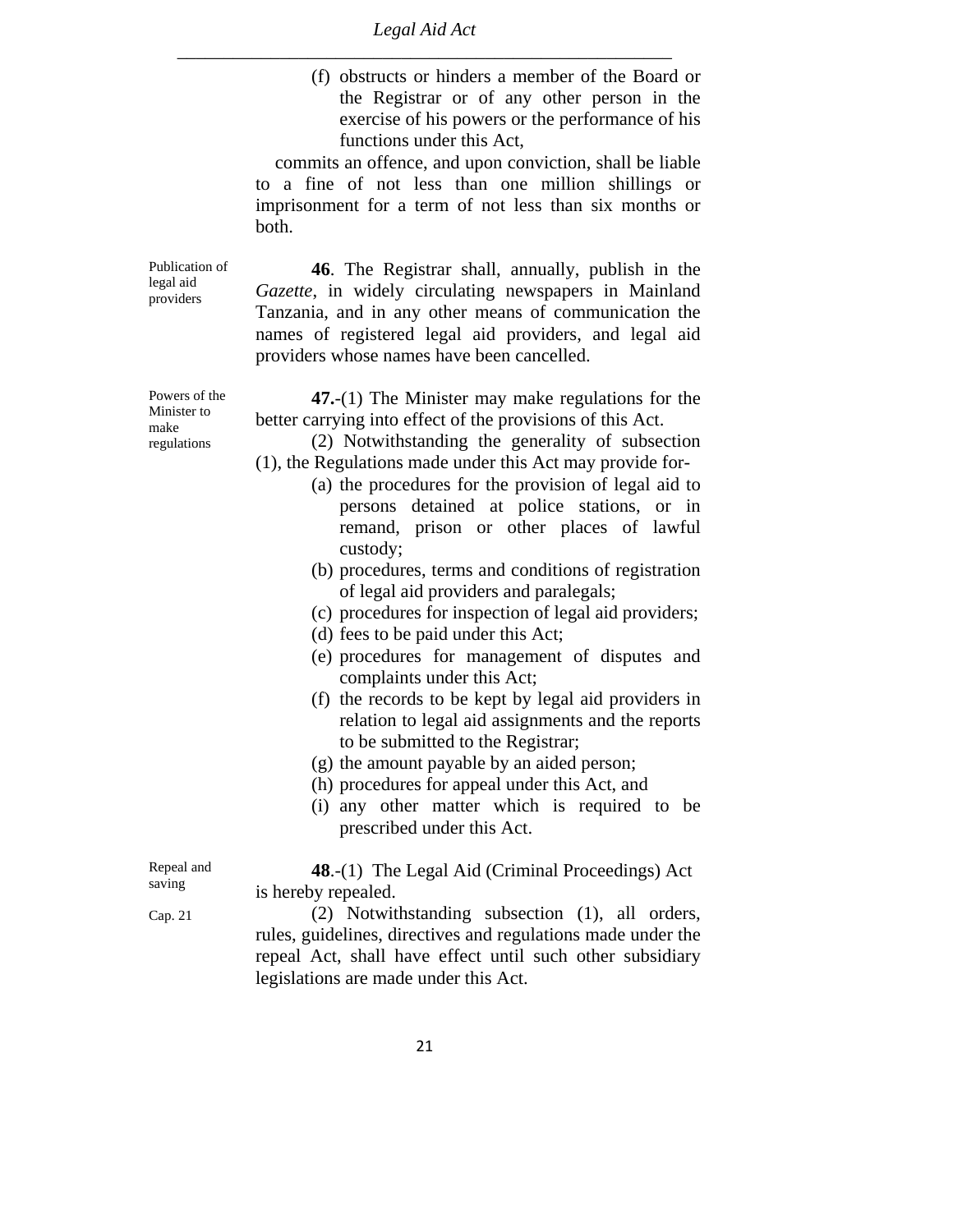(f) obstructs or hinders a member of the Board or the Registrar or of any other person in the exercise of his powers or the performance of his functions under this Act,

commits an offence, and upon conviction, shall be liable to a fine of not less than one million shillings or imprisonment for a term of not less than six months or both.

Publication of legal aid providers

**46**. The Registrar shall, annually, publish in the *Gazette*, in widely circulating newspapers in Mainland Tanzania, and in any other means of communication the names of registered legal aid providers, and legal aid providers whose names have been cancelled.

Powers of the Minister to make regulations

**47.**-(1) The Minister may make regulations for the better carrying into effect of the provisions of this Act.

(2) Notwithstanding the generality of subsection (1), the Regulations made under this Act may provide for-

(a) the procedures for the provision of legal aid to persons detained at police stations, or in remand, prison or other places of lawful custody;

(b) procedures, terms and conditions of registration of legal aid providers and paralegals;

(c) procedures for inspection of legal aid providers;

(d) fees to be paid under this Act;

(e) procedures for management of disputes and complaints under this Act;

(f) the records to be kept by legal aid providers in relation to legal aid assignments and the reports to be submitted to the Registrar;

(g) the amount payable by an aided person;

(h) procedures for appeal under this Act, and

(i) any other matter which is required to be prescribed under this Act.

Repeal and saving

**48**.-(1) The Legal Aid (Criminal Proceedings) Act is hereby repealed.

Cap. 21

(2) Notwithstanding subsection (1), all orders, rules, guidelines, directives and regulations made under the repeal Act, shall have effect until such other subsidiary legislations are made under this Act.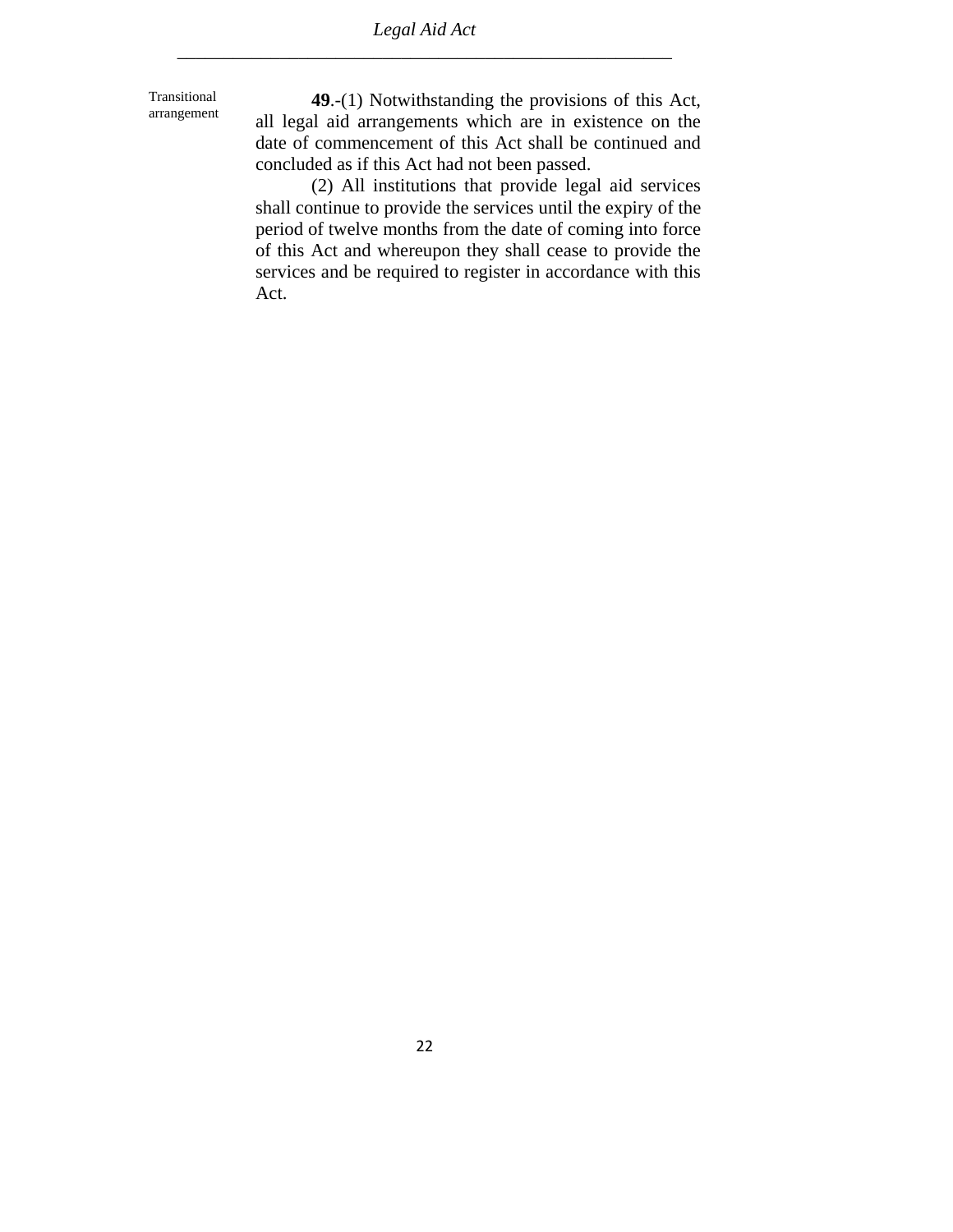Transitional arrangement

**49**.-(1) Notwithstanding the provisions of this Act, all legal aid arrangements which are in existence on the date of commencement of this Act shall be continued and concluded as if this Act had not been passed.

(2) All institutions that provide legal aid services shall continue to provide the services until the expiry of the period of twelve months from the date of coming into force of this Act and whereupon they shall cease to provide the services and be required to register in accordance with this Act.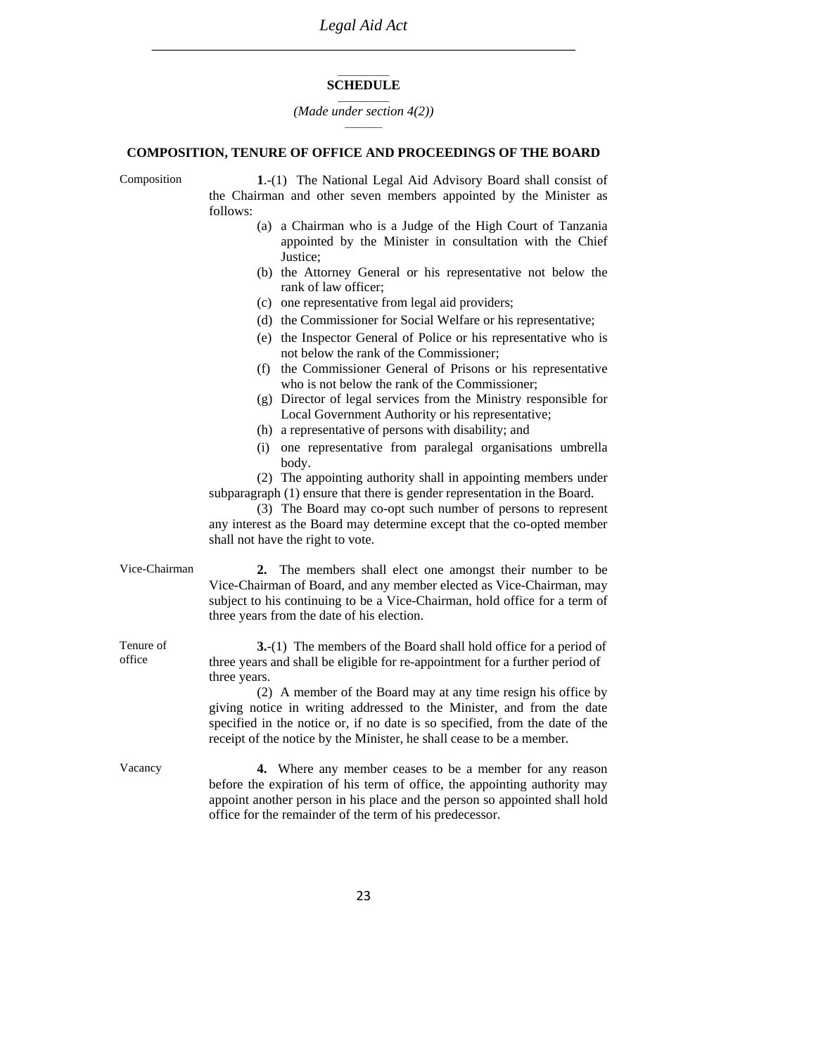## SCHEDULE

*(Made under section 4(2))*

### COMPOSITION, TENURE OF OFFICE AND PROCEEDINGS OF THE BOARD

Composition

**1**.-(1) The National Legal Aid Advisory Board shall consist of the Chairman and other seven members appointed by the Minister as follows:

(a) a Chairman who is a Judge of the High Court of Tanzania appointed by the Minister in consultation with the Chief Justice;
(b) the Attorney General or his representative not below the rank of law officer;
(c) one representative from legal aid providers;
(d) the Commissioner for Social Welfare or his representative;
(e) the Inspector General of Police or his representative who is not below the rank of the Commissioner;
(f) the Commissioner General of Prisons or his representative who is not below the rank of the Commissioner;
(g) Director of legal services from the Ministry responsible for Local Government Authority or his representative;
(h) a representative of persons with disability; and
(i) one representative from paralegal organisations umbrella body.

(2) The appointing authority shall in appointing members under subparagraph (1) ensure that there is gender representation in the Board.

(3) The Board may co-opt such number of persons to represent any interest as the Board may determine except that the co-opted member shall not have the right to vote.

Vice-Chairman

**2.** The members shall elect one amongst their number to be Vice-Chairman of Board, and any member elected as Vice-Chairman, may subject to his continuing to be a Vice-Chairman, hold office for a term of three years from the date of his election.

Tenure of office

**3.**-(1) The members of the Board shall hold office for a period of three years and shall be eligible for re-appointment for a further period of three years.

(2) A member of the Board may at any time resign his office by giving notice in writing addressed to the Minister, and from the date specified in the notice or, if no date is so specified, from the date of the receipt of the notice by the Minister, he shall cease to be a member.

Vacancy

**4.** Where any member ceases to be a member for any reason before the expiration of his term of office, the appointing authority may appoint another person in his place and the person so appointed shall hold office for the remainder of the term of his predecessor.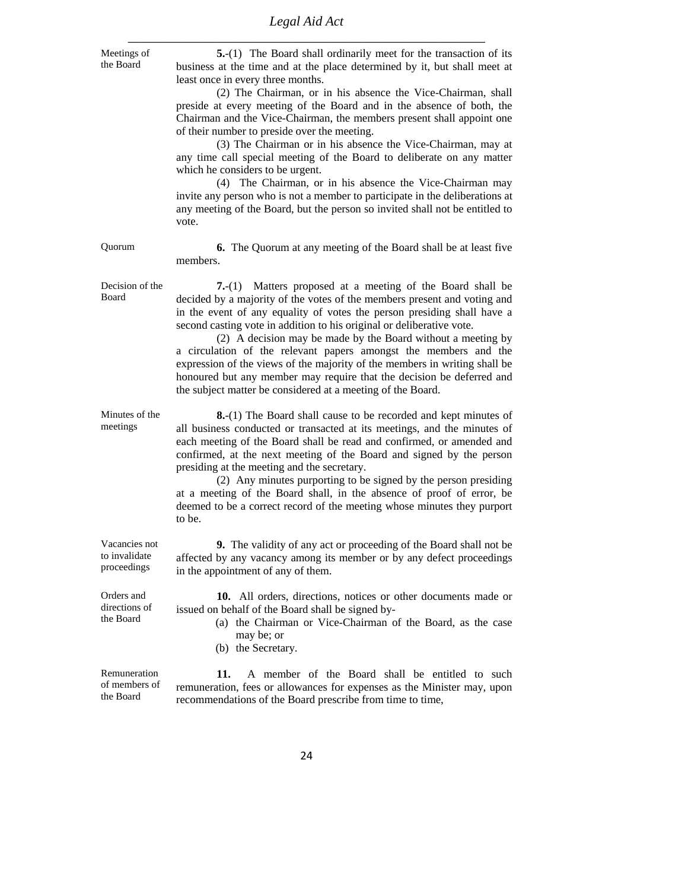**Meetings of the Board**

**5.**-(1) The Board shall ordinarily meet for the transaction of its business at the time and at the place determined by it, but shall meet at least once in every three months.

(2) The Chairman, or in his absence the Vice-Chairman, shall preside at every meeting of the Board and in the absence of both, the Chairman and the Vice-Chairman, the members present shall appoint one of their number to preside over the meeting.

(3) The Chairman or in his absence the Vice-Chairman, may at any time call special meeting of the Board to deliberate on any matter which he considers to be urgent.

(4) The Chairman, or in his absence the Vice-Chairman may invite any person who is not a member to participate in the deliberations at any meeting of the Board, but the person so invited shall not be entitled to vote.

**Quorum**

**6.** The Quorum at any meeting of the Board shall be at least five members.

**Decision of the Board**

**7.**-(1) Matters proposed at a meeting of the Board shall be decided by a majority of the votes of the members present and voting and in the event of any equality of votes the person presiding shall have a second casting vote in addition to his original or deliberative vote.

(2) A decision may be made by the Board without a meeting by a circulation of the relevant papers amongst the members and the expression of the views of the majority of the members in writing shall be honoured but any member may require that the decision be deferred and the subject matter be considered at a meeting of the Board.

**Minutes of the meetings**

**8.**-(1) The Board shall cause to be recorded and kept minutes of all business conducted or transacted at its meetings, and the minutes of each meeting of the Board shall be read and confirmed, or amended and confirmed, at the next meeting of the Board and signed by the person presiding at the meeting and the secretary.

(2) Any minutes purporting to be signed by the person presiding at a meeting of the Board shall, in the absence of proof of error, be deemed to be a correct record of the meeting whose minutes they purport to be.

**Vacancies not to invalidate proceedings**

**9.** The validity of any act or proceeding of the Board shall not be affected by any vacancy among its member or by any defect proceedings in the appointment of any of them.

**Orders and directions of the Board**

**10.** All orders, directions, notices or other documents made or issued on behalf of the Board shall be signed by-

(a) the Chairman or Vice-Chairman of the Board, as the case may be; or
(b) the Secretary.

**Remuneration of members of the Board**

**11.** A member of the Board shall be entitled to such remuneration, fees or allowances for expenses as the Minister may, upon recommendations of the Board prescribe from time to time,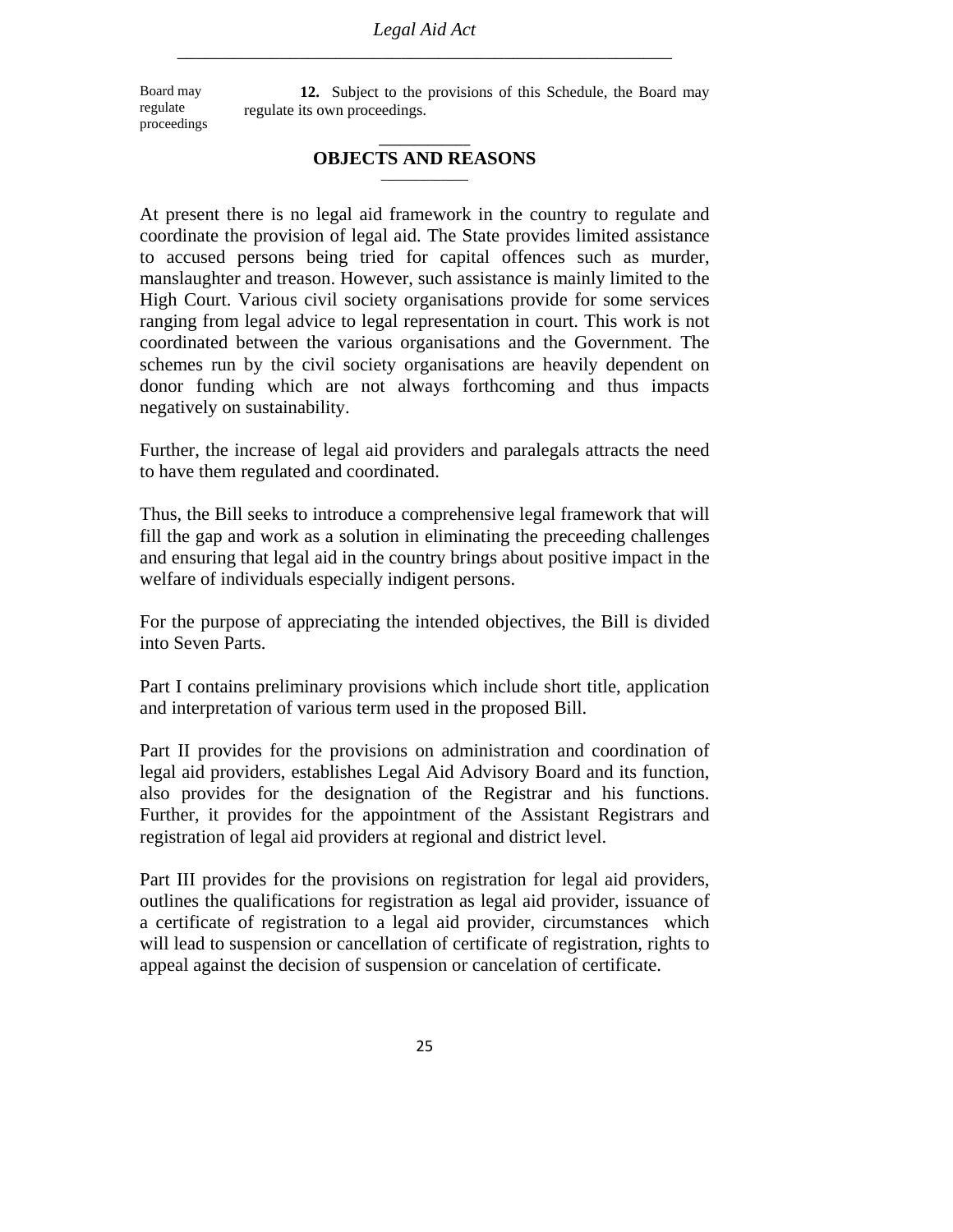Board may regulate proceedings

**12.** Subject to the provisions of this Schedule, the Board may regulate its own proceedings.

## OBJECTS AND REASONS

At present there is no legal aid framework in the country to regulate and coordinate the provision of legal aid. The State provides limited assistance to accused persons being tried for capital offences such as murder, manslaughter and treason. However, such assistance is mainly limited to the High Court. Various civil society organisations provide for some services ranging from legal advice to legal representation in court. This work is not coordinated between the various organisations and the Government. The schemes run by the civil society organisations are heavily dependent on donor funding which are not always forthcoming and thus impacts negatively on sustainability.

Further, the increase of legal aid providers and paralegals attracts the need to have them regulated and coordinated.

Thus, the Bill seeks to introduce a comprehensive legal framework that will fill the gap and work as a solution in eliminating the preceeding challenges and ensuring that legal aid in the country brings about positive impact in the welfare of individuals especially indigent persons.

For the purpose of appreciating the intended objectives, the Bill is divided into Seven Parts.

Part I contains preliminary provisions which include short title, application and interpretation of various term used in the proposed Bill.

Part II provides for the provisions on administration and coordination of legal aid providers, establishes Legal Aid Advisory Board and its function, also provides for the designation of the Registrar and his functions. Further, it provides for the appointment of the Assistant Registrars and registration of legal aid providers at regional and district level.

Part III provides for the provisions on registration for legal aid providers, outlines the qualifications for registration as legal aid provider, issuance of a certificate of registration to a legal aid provider, circumstances which will lead to suspension or cancellation of certificate of registration, rights to appeal against the decision of suspension or cancelation of certificate.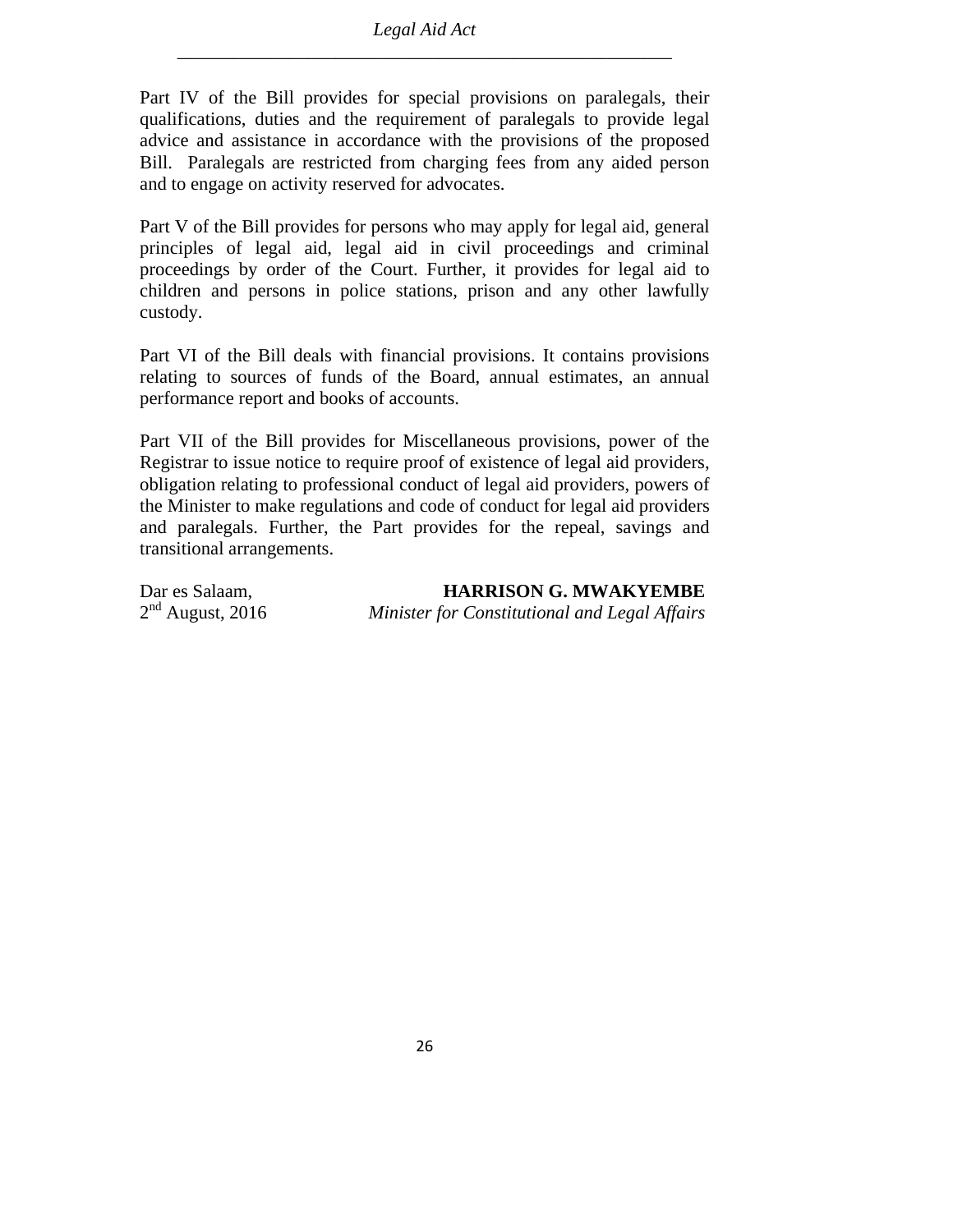Part IV of the Bill provides for special provisions on paralegals, their qualifications, duties and the requirement of paralegals to provide legal advice and assistance in accordance with the provisions of the proposed Bill. Paralegals are restricted from charging fees from any aided person and to engage on activity reserved for advocates.

Part V of the Bill provides for persons who may apply for legal aid, general principles of legal aid, legal aid in civil proceedings and criminal proceedings by order of the Court. Further, it provides for legal aid to children and persons in police stations, prison and any other lawfully custody.

Part VI of the Bill deals with financial provisions. It contains provisions relating to sources of funds of the Board, annual estimates, an annual performance report and books of accounts.

Part VII of the Bill provides for Miscellaneous provisions, power of the Registrar to issue notice to require proof of existence of legal aid providers, obligation relating to professional conduct of legal aid providers, powers of the Minister to make regulations and code of conduct for legal aid providers and paralegals. Further, the Part provides for the repeal, savings and transitional arrangements.

Dar es Salaam,
2nd August, 2016

**HARRISON G. MWAKYEMBE**
*Minister for Constitutional and Legal Affairs*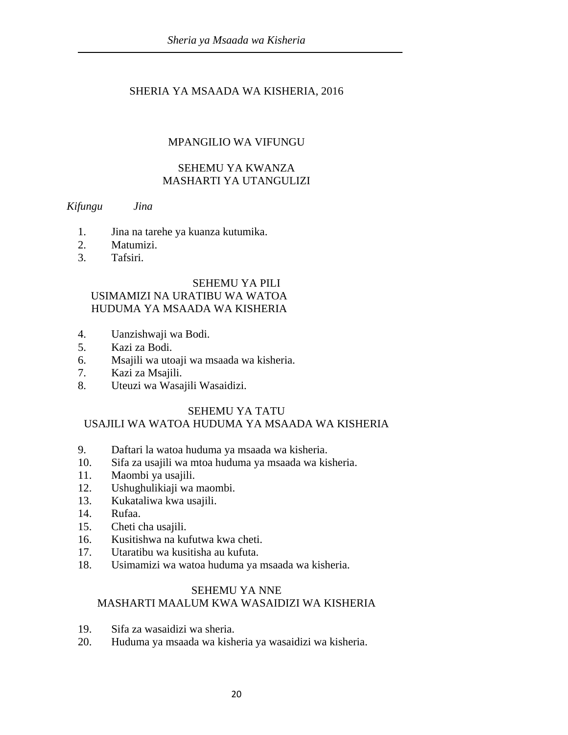# SHERIA YA MSAADA WA KISHERIA, 2016

## MPANGILIO WA VIFUNGU

### SEHEMU YA KWANZA
### MASHARTI YA UTANGULIZI

*Kifungu* *Jina*

1. Jina na tarehe ya kuanza kutumika.
2. Matumizi.
3. Tafsiri.

### SEHEMU YA PILI
### USIMAMIZI NA URATIBU WA WATOA HUDUMA YA MSAADA WA KISHERIA

4. Uanzishwaji wa Bodi.
5. Kazi za Bodi.
6. Msajili wa utoaji wa msaada wa kisheria.
7. Kazi za Msajili.
8. Uteuzi wa Wasajili Wasaidizi.

### SEHEMU YA TATU
### USAJILI WA WATOA HUDUMA YA MSAADA WA KISHERIA

9. Daftari la watoa huduma ya msaada wa kisheria.
10. Sifa za usajili wa mtoa huduma ya msaada wa kisheria.
11. Maombi ya usajili.
12. Ushughulikiaji wa maombi.
13. Kukataliwa kwa usajili.
14. Rufaa.
15. Cheti cha usajili.
16. Kusitishwa na kufutwa kwa cheti.
17. Utaratibu wa kusitisha au kufuta.
18. Usimamizi wa watoa huduma ya msaada wa kisheria.

### SEHEMU YA NNE
### MASHARTI MAALUM KWA WASAIDIZI WA KISHERIA

19. Sifa za wasaidizi wa sheria.
20. Huduma ya msaada wa kisheria ya wasaidizi wa kisheria.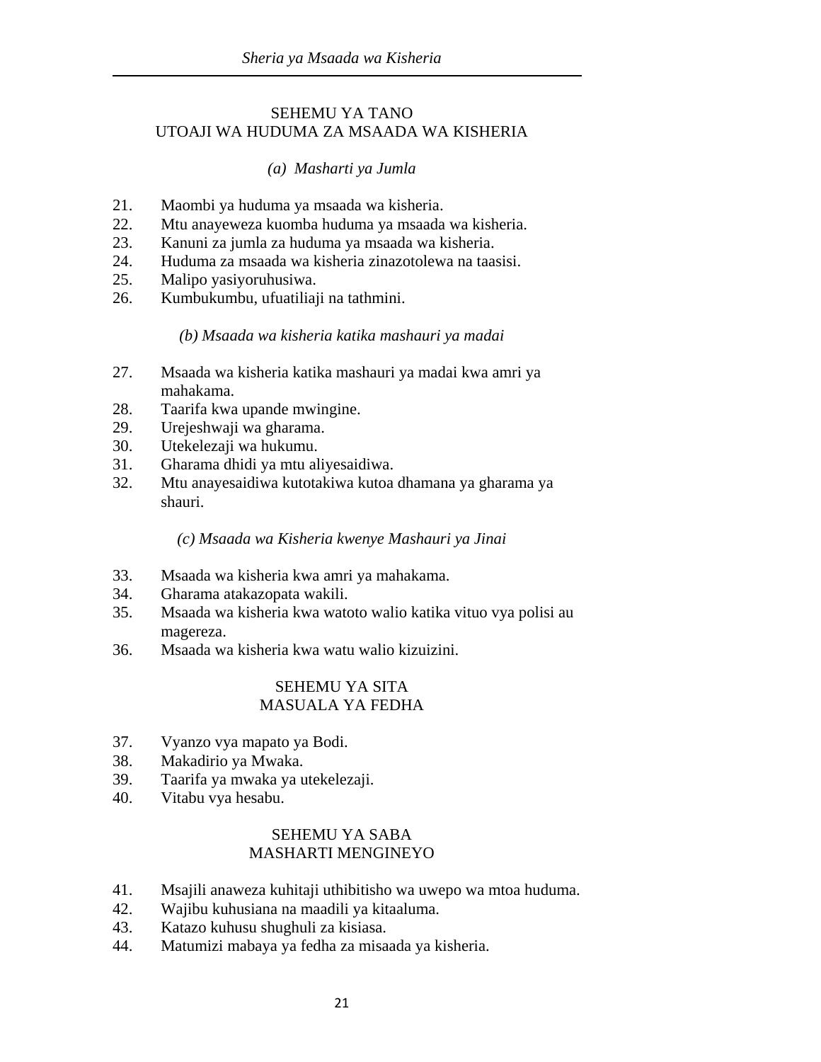## SEHEMU YA TANO
## UTOAJI WA HUDUMA ZA MSAADA WA KISHERIA

### *(a) Masharti ya Jumla*

21. Maombi ya huduma ya msaada wa kisheria.
22. Mtu anayeweza kuomba huduma ya msaada wa kisheria.
23. Kanuni za jumla za huduma ya msaada wa kisheria.
24. Huduma za msaada wa kisheria zinazotolewa na taasisi.
25. Malipo yasiyoruhusiwa.
26. Kumbukumbu, ufuatiliaji na tathmini.

### *(b) Msaada wa kisheria katika mashauri ya madai*

27. Msaada wa kisheria katika mashauri ya madai kwa amri ya mahakama.
28. Taarifa kwa upande mwingine.
29. Urejeshwaji wa gharama.
30. Utekelezaji wa hukumu.
31. Gharama dhidi ya mtu aliyesaidiwa.
32. Mtu anayesaidiwa kutotakiwa kutoa dhamana ya gharama ya shauri.

### *(c) Msaada wa Kisheria kwenye Mashauri ya Jinai*

33. Msaada wa kisheria kwa amri ya mahakama.
34. Gharama atakazopata wakili.
35. Msaada wa kisheria kwa watoto walio katika vituo vya polisi au magereza.
36. Msaada wa kisheria kwa watu walio kizuizini.

## SEHEMU YA SITA
## MASUALA YA FEDHA

37. Vyanzo vya mapato ya Bodi.
38. Makadirio ya Mwaka.
39. Taarifa ya mwaka ya utekelezaji.
40. Vitabu vya hesabu.

## SEHEMU YA SABA
## MASHARTI MENGINEYO

41. Msajili anaweza kuhitaji uthibitisho wa uwepo wa mtoa huduma.
42. Wajibu kuhusiana na maadili ya kitaaluma.
43. Katazo kuhusu shughuli za kisiasa.
44. Matumizi mabaya ya fedha za misaada ya kisheria.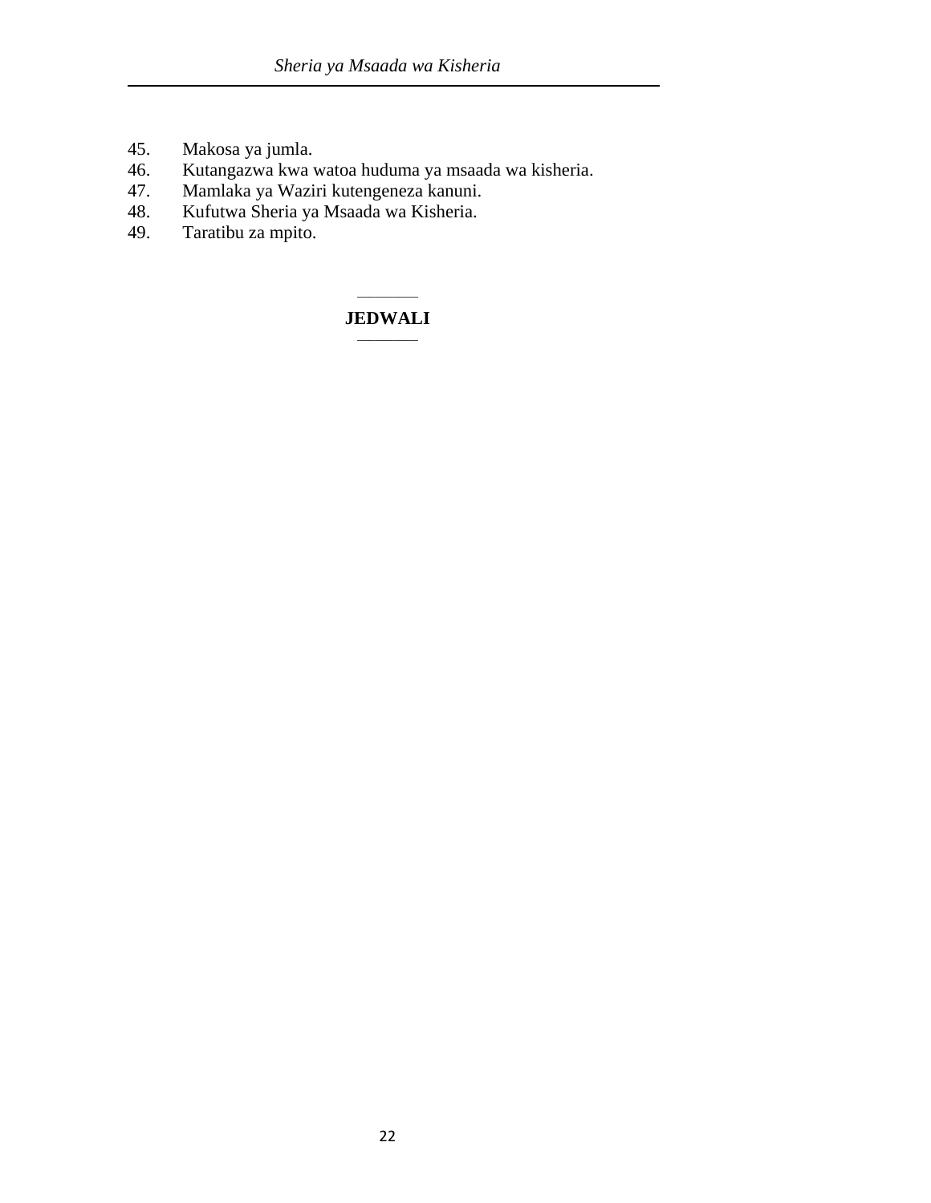45. Makosa ya jumla.
46. Kutangazwa kwa watoa huduma ya msaada wa kisheria.
47. Mamlaka ya Waziri kutengeneza kanuni.
48. Kufutwa Sheria ya Msaada wa Kisheria.
49. Taratibu za mpito.

---

**JEDWALI**

---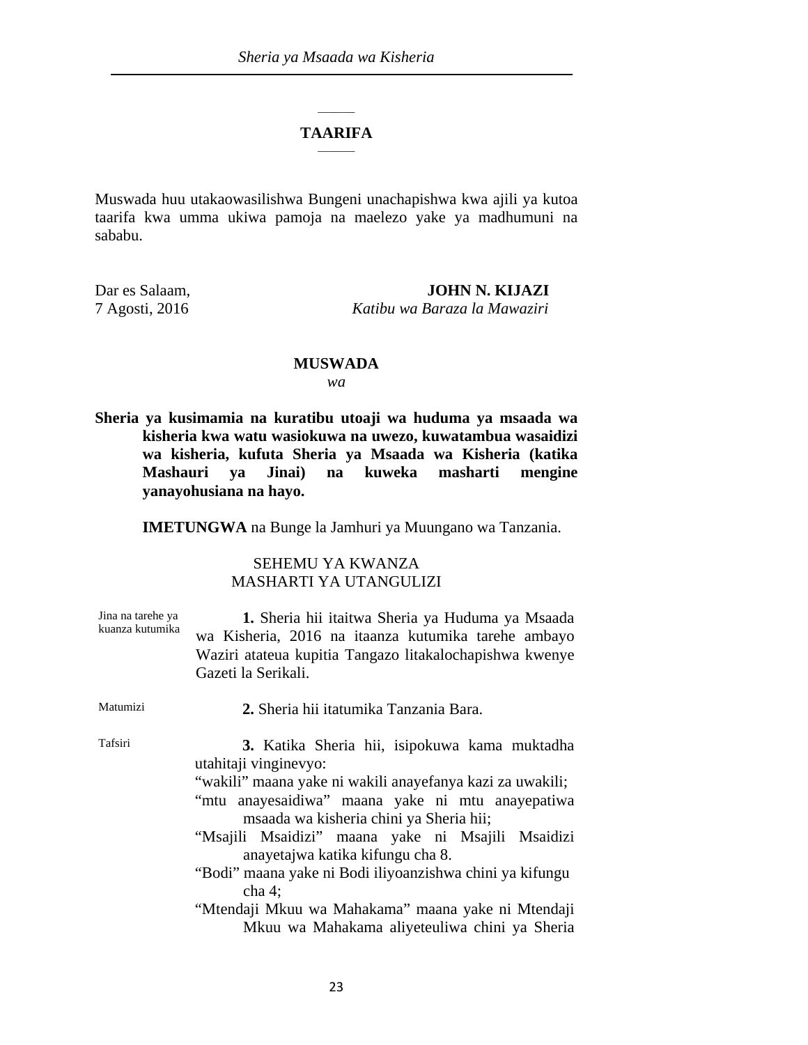## TAARIFA

Muswada huu utakaowasilishwa Bungeni unachapishwa kwa ajili ya kutoa taarifa kwa umma ukiwa pamoja na maelezo yake ya madhumuni na sababu.

Dar es Salaam,
7 Agosti, 2016

**JOHN N. KIJAZI**
*Katibu wa Baraza la Mawaziri*

## MUSWADA

*wa*

**Sheria ya kusimamia na kuratibu utoaji wa huduma ya msaada wa kisheria kwa watu wasiokuwa na uwezo, kuwatambua wasaidizi wa kisheria, kufuta Sheria ya Msaada wa Kisheria (katika Mashauri ya Jinai) na kuweka masharti mengine yanayohusiana na hayo.**

**IMETUNGWA** na Bunge la Jamhuri ya Muungano wa Tanzania.

### SEHEMU YA KWANZA
### MASHARTI YA UTANGULIZI

Jina na tarehe ya kuanza kutumika

**1.** Sheria hii itaitwa Sheria ya Huduma ya Msaada wa Kisheria, 2016 na itaanza kutumika tarehe ambayo Waziri atateua kupitia Tangazo litakalochapishwa kwenye Gazeti la Serikali.

Matumizi

**2.** Sheria hii itatumika Tanzania Bara.

Tafsiri

**3.** Katika Sheria hii, isipokuwa kama muktadha utahitaji vinginevyo:

"wakili" maana yake ni wakili anayefanya kazi za uwakili;

"mtu anayesaidiwa" maana yake ni mtu anayepatiwa msaada wa kisheria chini ya Sheria hii;

"Msajili Msaidizi" maana yake ni Msajili Msaidizi anayetajwa katika kifungu cha 8.

"Bodi" maana yake ni Bodi iliyoanzishwa chini ya kifungu cha 4;

"Mtendaji Mkuu wa Mahakama" maana yake ni Mtendaji Mkuu wa Mahakama aliyeteuliwa chini ya Sheria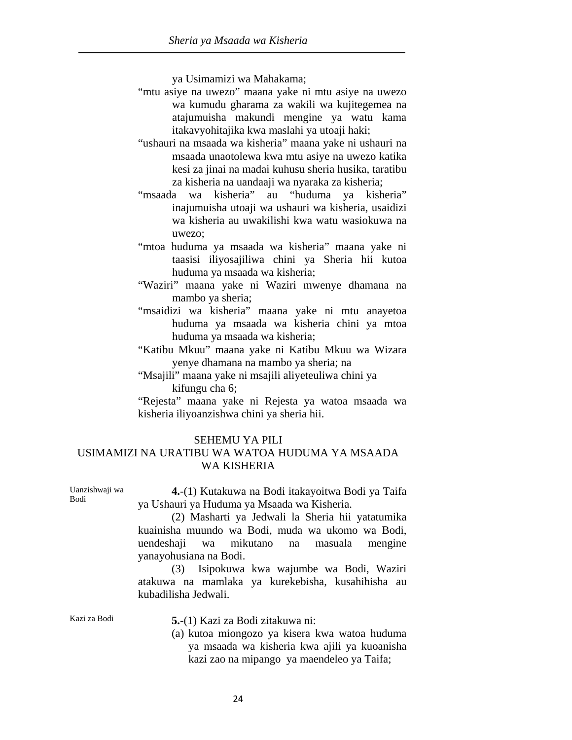ya Usimamizi wa Mahakama;

"mtu asiye na uwezo" maana yake ni mtu asiye na uwezo wa kumudu gharama za wakili wa kujitegemea na atajumuisha makundi mengine ya watu kama itakavyohitajika kwa maslahi ya utoaji haki;

"ushauri na msaada wa kisheria" maana yake ni ushauri na msaada unaotolewa kwa mtu asiye na uwezo katika kesi za jinai na madai kuhusu sheria husika, taratibu za kisheria na uandaaji wa nyaraka za kisheria;

"msaada wa kisheria" au "huduma ya kisheria" inajumuisha utoaji wa ushauri wa kisheria, usaidizi wa kisheria au uwakilishi kwa watu wasiokuwa na uwezo;

"mtoa huduma ya msaada wa kisheria" maana yake ni taasisi iliyosajiliwa chini ya Sheria hii kutoa huduma ya msaada wa kisheria;

"Waziri" maana yake ni Waziri mwenye dhamana na mambo ya sheria;

"msaidizi wa kisheria" maana yake ni mtu anayetoa huduma ya msaada wa kisheria chini ya mtoa huduma ya msaada wa kisheria;

"Katibu Mkuu" maana yake ni Katibu Mkuu wa Wizara yenye dhamana na mambo ya sheria; na

"Msajili" maana yake ni msajili aliyeteuliwa chini ya kifungu cha 6;

"Rejesta" maana yake ni Rejesta ya watoa msaada wa kisheria iliyoanzishwa chini ya sheria hii.

## SEHEMU YA PILI
## USIMAMIZI NA URATIBU WA WATOA HUDUMA YA MSAADA WA KISHERIA

*Uanzishwaji wa Bodi*

**4.**-(1) Kutakuwa na Bodi itakayoitwa Bodi ya Taifa ya Ushauri ya Huduma ya Msaada wa Kisheria.

(2) Masharti ya Jedwali la Sheria hii yatatumika kuainisha muundo wa Bodi, muda wa ukomo wa Bodi, uendeshaji wa mikutano na masuala mengine yanayohusiana na Bodi.

(3) Isipokuwa kwa wajumbe wa Bodi, Waziri atakuwa na mamlaka ya kurekebisha, kusahihisha au kubadilisha Jedwali.

*Kazi za Bodi*

**5.**-(1) Kazi za Bodi zitakuwa ni:

(a) kutoa miongozo ya kisera kwa watoa huduma ya msaada wa kisheria kwa ajili ya kuoanisha kazi zao na mipango ya maendeleo ya Taifa;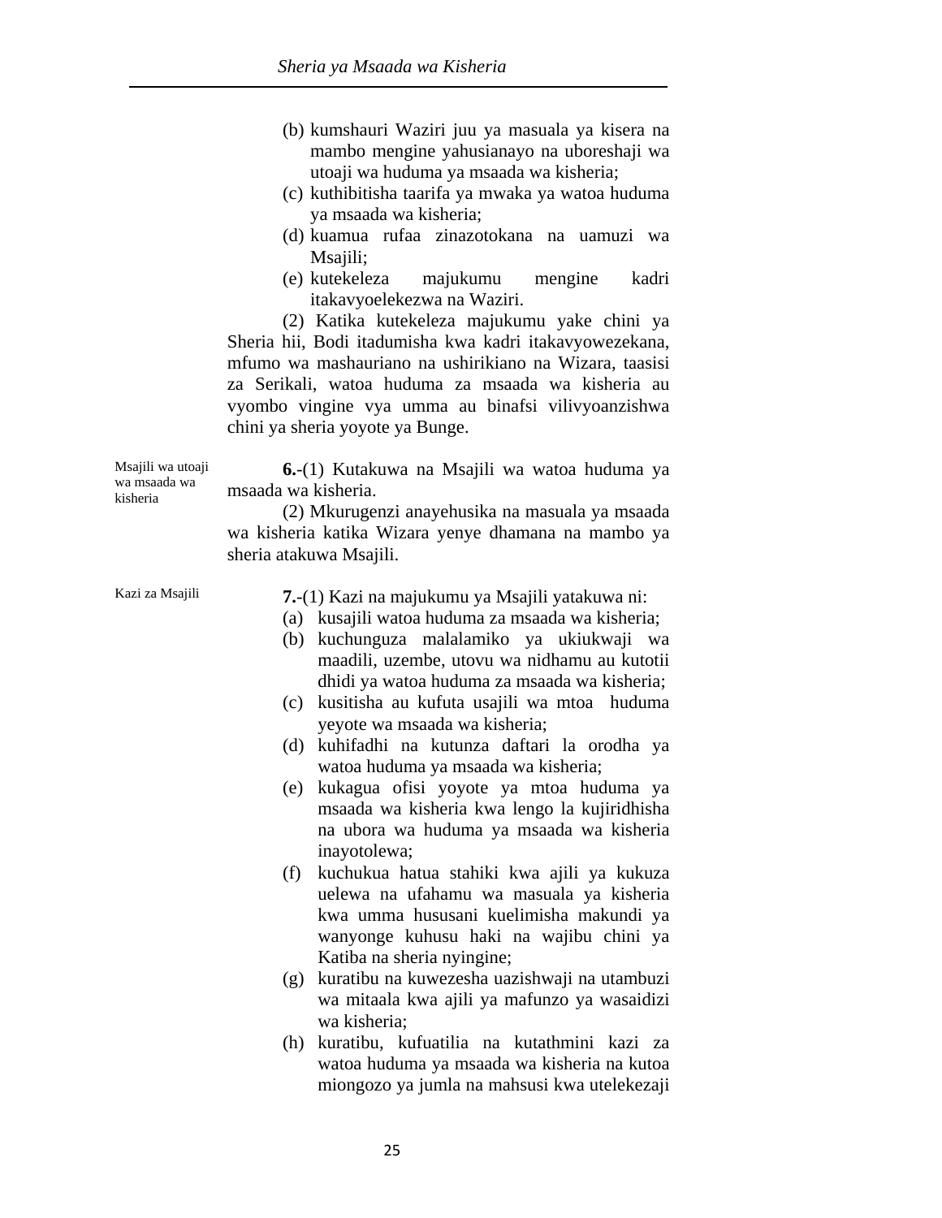(b) kumshauri Waziri juu ya masuala ya kisera na mambo mengine yahusianayo na uboreshaji wa utoaji wa huduma ya msaada wa kisheria;

(c) kuthibitisha taarifa ya mwaka ya watoa huduma ya msaada wa kisheria;

(d) kuamua rufaa zinazotokana na uamuzi wa Msajili;

(e) kutekeleza majukumu mengine kadri itakavyoelekezwa na Waziri.

(2) Katika kutekeleza majukumu yake chini ya Sheria hii, Bodi itadumisha kwa kadri itakavyowezekana, mfumo wa mashauriano na ushirikiano na Wizara, taasisi za Serikali, watoa huduma za msaada wa kisheria au vyombo vingine vya umma au binafsi vilivyoanzishwa chini ya sheria yoyote ya Bunge.

*Msajili wa utoaji wa msaada wa kisheria*

**6.**-(1) Kutakuwa na Msajili wa watoa huduma ya msaada wa kisheria.

(2) Mkurugenzi anayehusika na masuala ya msaada wa kisheria katika Wizara yenye dhamana na mambo ya sheria atakuwa Msajili.

*Kazi za Msajili*

**7.**-(1) Kazi na majukumu ya Msajili yatakuwa ni:

(a) kusajili watoa huduma za msaada wa kisheria;

(b) kuchunguza malalamiko ya ukiukwaji wa maadili, uzembe, utovu wa nidhamu au kutotii dhidi ya watoa huduma za msaada wa kisheria;

(c) kusitisha au kufuta usajili wa mtoa huduma yeyote wa msaada wa kisheria;

(d) kuhifadhi na kutunza daftari la orodha ya watoa huduma ya msaada wa kisheria;

(e) kukagua ofisi yoyote ya mtoa huduma ya msaada wa kisheria kwa lengo la kujiridhisha na ubora wa huduma ya msaada wa kisheria inayotolewa;

(f) kuchukua hatua stahiki kwa ajili ya kukuza uelewa na ufahamu wa masuala ya kisheria kwa umma hususani kuelimisha makundi ya wanyonge kuhusu haki na wajibu chini ya Katiba na sheria nyingine;

(g) kuratibu na kuwezesha uazishwaji na utambuzi wa mitaala kwa ajili ya mafunzo ya wasaidizi wa kisheria;

(h) kuratibu, kufuatilia na kutathmini kazi za watoa huduma ya msaada wa kisheria na kutoa miongozo ya jumla na mahsusi kwa utelekezaji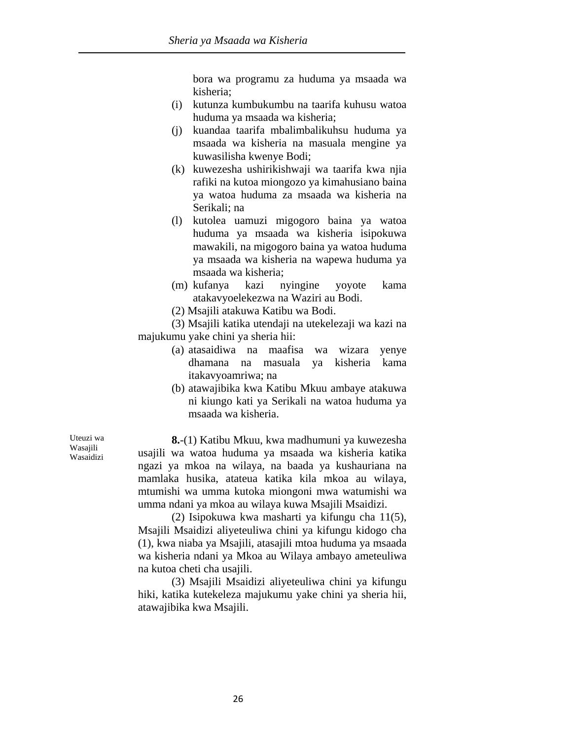bora wa programu za huduma ya msaada wa kisheria;

(i) kutunza kumbukumbu na taarifa kuhusu watoa huduma ya msaada wa kisheria;

(j) kuandaa taarifa mbalimbalikuhsu huduma ya msaada wa kisheria na masuala mengine ya kuwasilisha kwenye Bodi;

(k) kuwezesha ushirikishwaji wa taarifa kwa njia rafiki na kutoa miongozo ya kimahusiano baina ya watoa huduma za msaada wa kisheria na Serikali; na

(l) kutolea uamuzi migogoro baina ya watoa huduma ya msaada wa kisheria isipokuwa mawakili, na migogoro baina ya watoa huduma ya msaada wa kisheria na wapewa huduma ya msaada wa kisheria;

(m) kufanya kazi nyingine yoyote kama atakavyoelekezwa na Waziri au Bodi.

(2) Msajili atakuwa Katibu wa Bodi.

(3) Msajili katika utendaji na utekelezaji wa kazi na majukumu yake chini ya sheria hii:

(a) atasaidiwa na maafisa wa wizara yenye dhamana na masuala ya kisheria kama itakavyoamriwa; na

(b) atawajibika kwa Katibu Mkuu ambaye atakuwa ni kiungo kati ya Serikali na watoa huduma ya msaada wa kisheria.

*Uteuzi wa Wasajili Wasaidizi*

**8.**-(1) Katibu Mkuu, kwa madhumuni ya kuwezesha usajili wa watoa huduma ya msaada wa kisheria katika ngazi ya mkoa na wilaya, na baada ya kushauriana na mamlaka husika, atateua katika kila mkoa au wilaya, mtumishi wa umma kutoka miongoni mwa watumishi wa umma ndani ya mkoa au wilaya kuwa Msajili Msaidizi.

(2) Isipokuwa kwa masharti ya kifungu cha 11(5), Msajili Msaidizi aliyeteuliwa chini ya kifungu kidogo cha (1), kwa niaba ya Msajili, atasajili mtoa huduma ya msaada wa kisheria ndani ya Mkoa au Wilaya ambayo ameteuliwa na kutoa cheti cha usajili.

(3) Msajili Msaidizi aliyeteuliwa chini ya kifungu hiki, katika kutekeleza majukumu yake chini ya sheria hii, atawajibika kwa Msajili.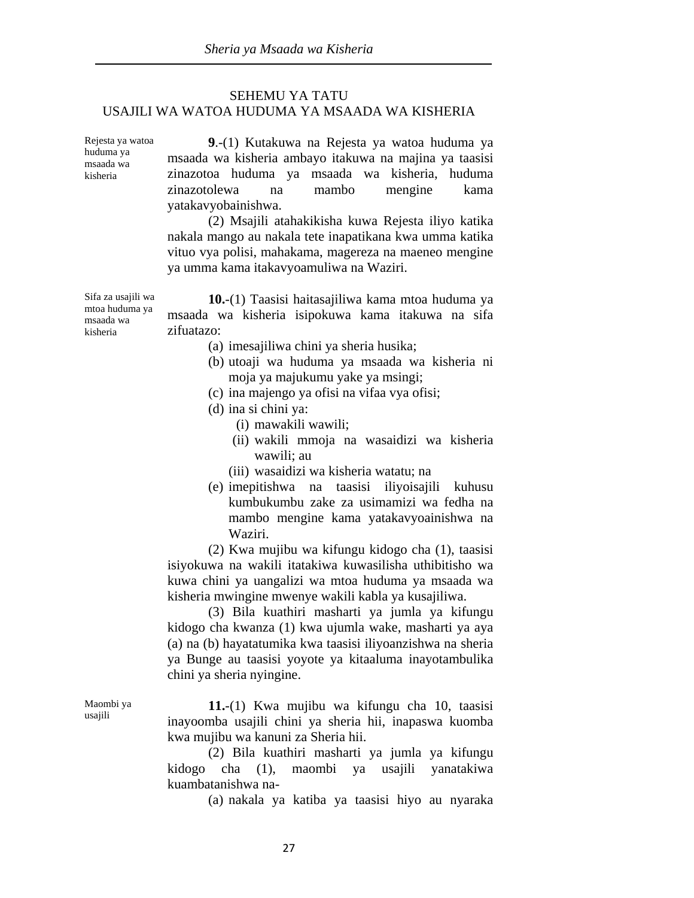## SEHEMU YA TATU
## USAJILI WA WATOA HUDUMA YA MSAADA WA KISHERIA

*Rejesta ya watoa huduma ya msaada wa kisheria*

**9**.-(1) Kutakuwa na Rejesta ya watoa huduma ya msaada wa kisheria ambayo itakuwa na majina ya taasisi zinazotoa huduma ya msaada wa kisheria, huduma zinazotolewa na mambo mengine kama yatakavyobainishwa.

(2) Msajili atahakikisha kuwa Rejesta iliyo katika nakala mango au nakala tete inapatikana kwa umma katika vituo vya polisi, mahakama, magereza na maeneo mengine ya umma kama itakavyoamuliwa na Waziri.

*Sifa za usajili wa mtoa huduma ya msaada wa kisheria*

**10.**-(1) Taasisi haitasajiliwa kama mtoa huduma ya msaada wa kisheria isipokuwa kama itakuwa na sifa zifuatazo:

(a) imesajiliwa chini ya sheria husika;

(b) utoaji wa huduma ya msaada wa kisheria ni moja ya majukumu yake ya msingi;

(c) ina majengo ya ofisi na vifaa vya ofisi;

(d) ina si chini ya:

(i) mawakili wawili;

(ii) wakili mmoja na wasaidizi wa kisheria wawili; au

(iii) wasaidizi wa kisheria watatu; na

(e) imepitishwa na taasisi iliyoisajili kuhusu kumbukumbu zake za usimamizi wa fedha na mambo mengine kama yatakavyoainishwa na Waziri.

(2) Kwa mujibu wa kifungu kidogo cha (1), taasisi isiyokuwa na wakili itatakiwa kuwasilisha uthibitisho wa kuwa chini ya uangalizi wa mtoa huduma ya msaada wa kisheria mwingine mwenye wakili kabla ya kusajiliwa.

(3) Bila kuathiri masharti ya jumla ya kifungu kidogo cha kwanza (1) kwa ujumla wake, masharti ya aya (a) na (b) hayatatumika kwa taasisi iliyoanzishwa na sheria ya Bunge au taasisi yoyote ya kitaaluma inayotambulika chini ya sheria nyingine.

*Maombi ya usajili*

**11.**-(1) Kwa mujibu wa kifungu cha 10, taasisi inayoomba usajili chini ya sheria hii, inapaswa kuomba kwa mujibu wa kanuni za Sheria hii.

(2) Bila kuathiri masharti ya jumla ya kifungu kidogo cha (1), maombi ya usajili yanatakiwa kuambatanishwa na-

(a) nakala ya katiba ya taasisi hiyo au nyaraka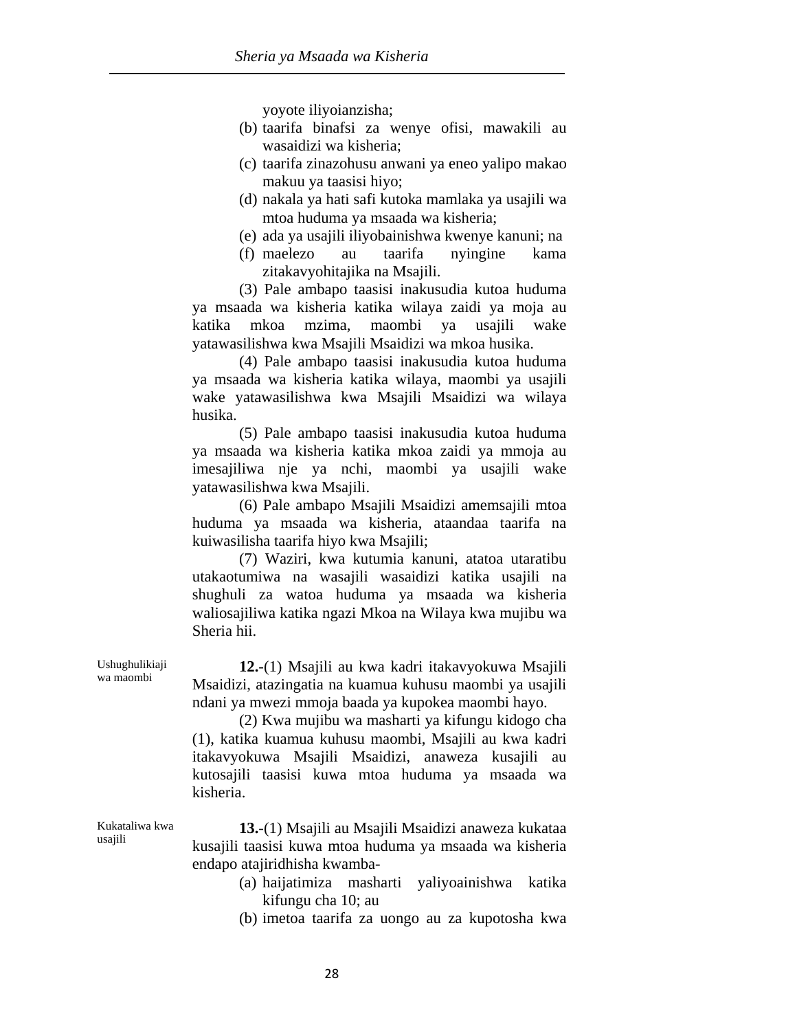yoyote iliyoianzisha;

(b) taarifa binafsi za wenye ofisi, mawakili au wasaidizi wa kisheria;

(c) taarifa zinazohusu anwani ya eneo yalipo makao makuu ya taasisi hiyo;

(d) nakala ya hati safi kutoka mamlaka ya usajili wa mtoa huduma ya msaada wa kisheria;

(e) ada ya usajili iliyobainishwa kwenye kanuni; na

(f) maelezo au taarifa nyingine kama zitakavyohitajika na Msajili.

(3) Pale ambapo taasisi inakusudia kutoa huduma ya msaada wa kisheria katika wilaya zaidi ya moja au katika mkoa mzima, maombi ya usajili wake yatawasilishwa kwa Msajili Msaidizi wa mkoa husika.

(4) Pale ambapo taasisi inakusudia kutoa huduma ya msaada wa kisheria katika wilaya, maombi ya usajili wake yatawasilishwa kwa Msajili Msaidizi wa wilaya husika.

(5) Pale ambapo taasisi inakusudia kutoa huduma ya msaada wa kisheria katika mkoa zaidi ya mmoja au imesajiliwa nje ya nchi, maombi ya usajili wake yatawasilishwa kwa Msajili.

(6) Pale ambapo Msajili Msaidizi amemsajili mtoa huduma ya msaada wa kisheria, ataandaa taarifa na kuiwasilisha taarifa hiyo kwa Msajili;

(7) Waziri, kwa kutumia kanuni, atatoa utaratibu utakaotumiwa na wasajili wasaidizi katika usajili na shughuli za watoa huduma ya msaada wa kisheria waliosajiliwa katika ngazi Mkoa na Wilaya kwa mujibu wa Sheria hii.

Ushughulikiaji wa maombi

**12.**-(1) Msajili au kwa kadri itakavyokuwa Msajili Msaidizi, atazingatia na kuamua kuhusu maombi ya usajili ndani ya mwezi mmoja baada ya kupokea maombi hayo.

(2) Kwa mujibu wa masharti ya kifungu kidogo cha (1), katika kuamua kuhusu maombi, Msajili au kwa kadri itakavyokuwa Msajili Msaidizi, anaweza kusajili au kutosajili taasisi kuwa mtoa huduma ya msaada wa kisheria.

Kukataliwa kwa usajili

**13.**-(1) Msajili au Msajili Msaidizi anaweza kukataa kusajili taasisi kuwa mtoa huduma ya msaada wa kisheria endapo atajiridhisha kwamba-

(a) haijatimiza masharti yaliyoainishwa katika kifungu cha 10; au

(b) imetoa taarifa za uongo au za kupotosha kwa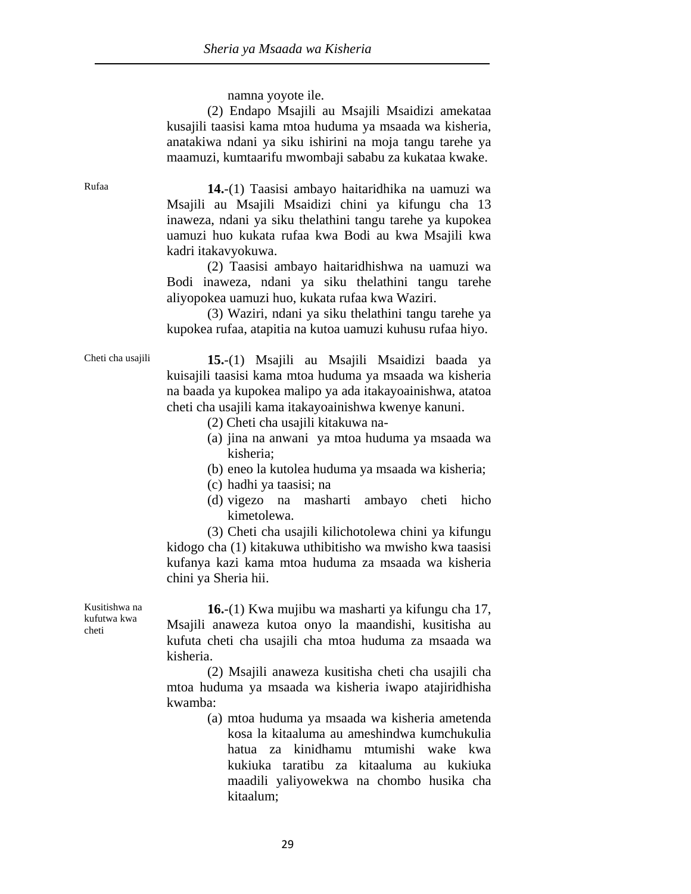namna yoyote ile.

(2) Endapo Msajili au Msajili Msaidizi amekataa kusajili taasisi kama mtoa huduma ya msaada wa kisheria, anatakiwa ndani ya siku ishirini na moja tangu tarehe ya maamuzi, kumtaarifu mwombaji sababu za kukataa kwake.

Rufaa

**14.**-(1) Taasisi ambayo haitaridhika na uamuzi wa Msajili au Msajili Msaidizi chini ya kifungu cha 13 inaweza, ndani ya siku thelathini tangu tarehe ya kupokea uamuzi huo kukata rufaa kwa Bodi au kwa Msajili kwa kadri itakavyokuwa.

(2) Taasisi ambayo haitaridhishwa na uamuzi wa Bodi inaweza, ndani ya siku thelathini tangu tarehe aliyopokea uamuzi huo, kukata rufaa kwa Waziri.

(3) Waziri, ndani ya siku thelathini tangu tarehe ya kupokea rufaa, atapitia na kutoa uamuzi kuhusu rufaa hiyo.

Cheti cha usajili

**15.**-(1) Msajili au Msajili Msaidizi baada ya kuisajili taasisi kama mtoa huduma ya msaada wa kisheria na baada ya kupokea malipo ya ada itakayoainishwa, atatoa cheti cha usajili kama itakayoainishwa kwenye kanuni.

(2) Cheti cha usajili kitakuwa na-

(a) jina na anwani ya mtoa huduma ya msaada wa kisheria;
(b) eneo la kutolea huduma ya msaada wa kisheria;
(c) hadhi ya taasisi; na
(d) vigezo na masharti ambayo cheti hicho kimetolewa.

(3) Cheti cha usajili kilichotolewa chini ya kifungu kidogo cha (1) kitakuwa uthibitisho wa mwisho kwa taasisi kufanya kazi kama mtoa huduma za msaada wa kisheria chini ya Sheria hii.

Kusitishwa na kufutwa kwa cheti

**16.**-(1) Kwa mujibu wa masharti ya kifungu cha 17, Msajili anaweza kutoa onyo la maandishi, kusitisha au kufuta cheti cha usajili cha mtoa huduma za msaada wa kisheria.

(2) Msajili anaweza kusitisha cheti cha usajili cha mtoa huduma ya msaada wa kisheria iwapo atajiridhisha kwamba:

(a) mtoa huduma ya msaada wa kisheria ametenda kosa la kitaaluma au ameshindwa kumchukulia hatua za kinidhamu mtumishi wake kwa kukiuka taratibu za kitaaluma au kukiuka maadili yaliyowekwa na chombo husika cha kitaalum;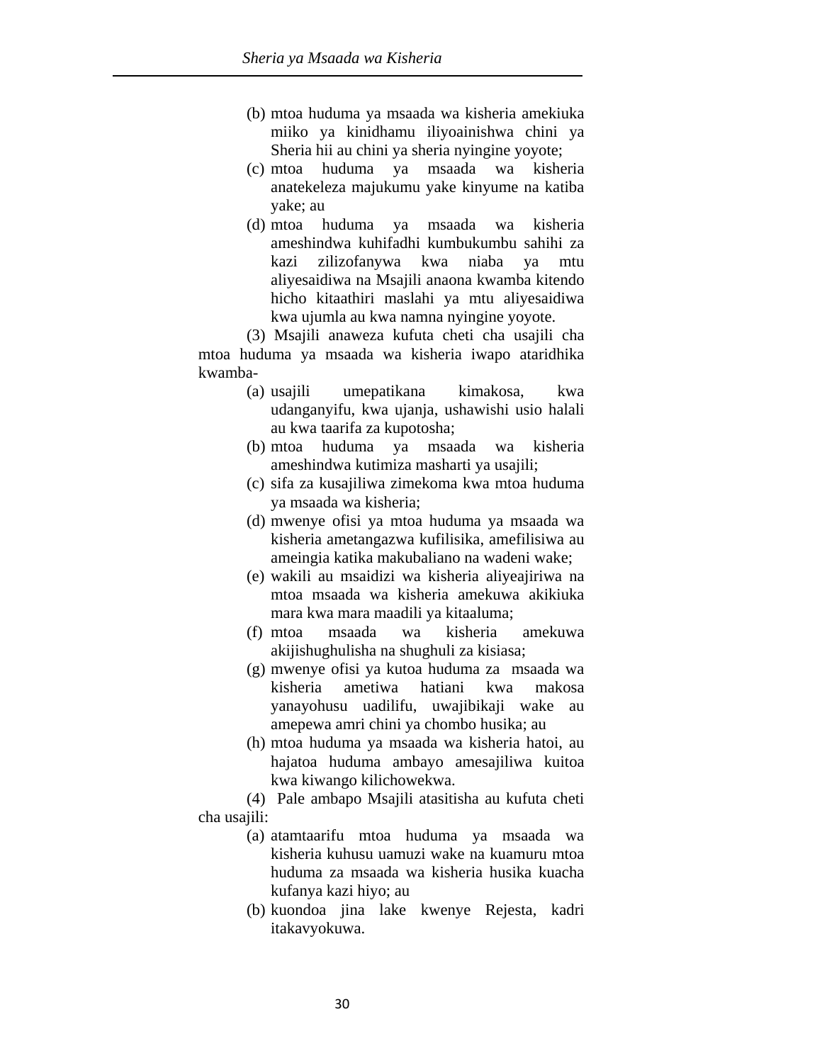(b) mtoa huduma ya msaada wa kisheria amekiuka miiko ya kinidhamu iliyoainishwa chini ya Sheria hii au chini ya sheria nyingine yoyote;

(c) mtoa huduma ya msaada wa kisheria anatekeleza majukumu yake kinyume na katiba yake; au

(d) mtoa huduma ya msaada wa kisheria ameshindwa kuhifadhi kumbukumbu sahihi za kazi zilizofanywa kwa niaba ya mtu aliyesaidiwa na Msajili anaona kwamba kitendo hicho kitaathiri maslahi ya mtu aliyesaidiwa kwa ujumla au kwa namna nyingine yoyote.

(3) Msajili anaweza kufuta cheti cha usajili cha mtoa huduma ya msaada wa kisheria iwapo ataridhika kwamba-

(a) usajili umepatikana kimakosa, kwa udanganyifu, kwa ujanja, ushawishi usio halali au kwa taarifa za kupotosha;

(b) mtoa huduma ya msaada wa kisheria ameshindwa kutimiza masharti ya usajili;

(c) sifa za kusajiliwa zimekoma kwa mtoa huduma ya msaada wa kisheria;

(d) mwenye ofisi ya mtoa huduma ya msaada wa kisheria ametangazwa kufilisika, amefilisiwa au ameingia katika makubaliano na wadeni wake;

(e) wakili au msaidizi wa kisheria aliyeajiriwa na mtoa msaada wa kisheria amekuwa akikiuka mara kwa mara maadili ya kitaaluma;

(f) mtoa msaada wa kisheria amekuwa akijishughulisha na shughuli za kisiasa;

(g) mwenye ofisi ya kutoa huduma za msaada wa kisheria ametiwa hatiani kwa makosa yanayohusu uadilifu, uwajibikaji wake au amepewa amri chini ya chombo husika; au

(h) mtoa huduma ya msaada wa kisheria hatoi, au hajatoa huduma ambayo amesajiliwa kuitoa kwa kiwango kilichowekwa.

(4) Pale ambapo Msajili atasitisha au kufuta cheti cha usajili:

(a) atamtaarifu mtoa huduma ya msaada wa kisheria kuhusu uamuzi wake na kuamuru mtoa huduma za msaada wa kisheria husika kuacha kufanya kazi hiyo; au

(b) kuondoa jina lake kwenye Rejesta, kadri itakavyokuwa.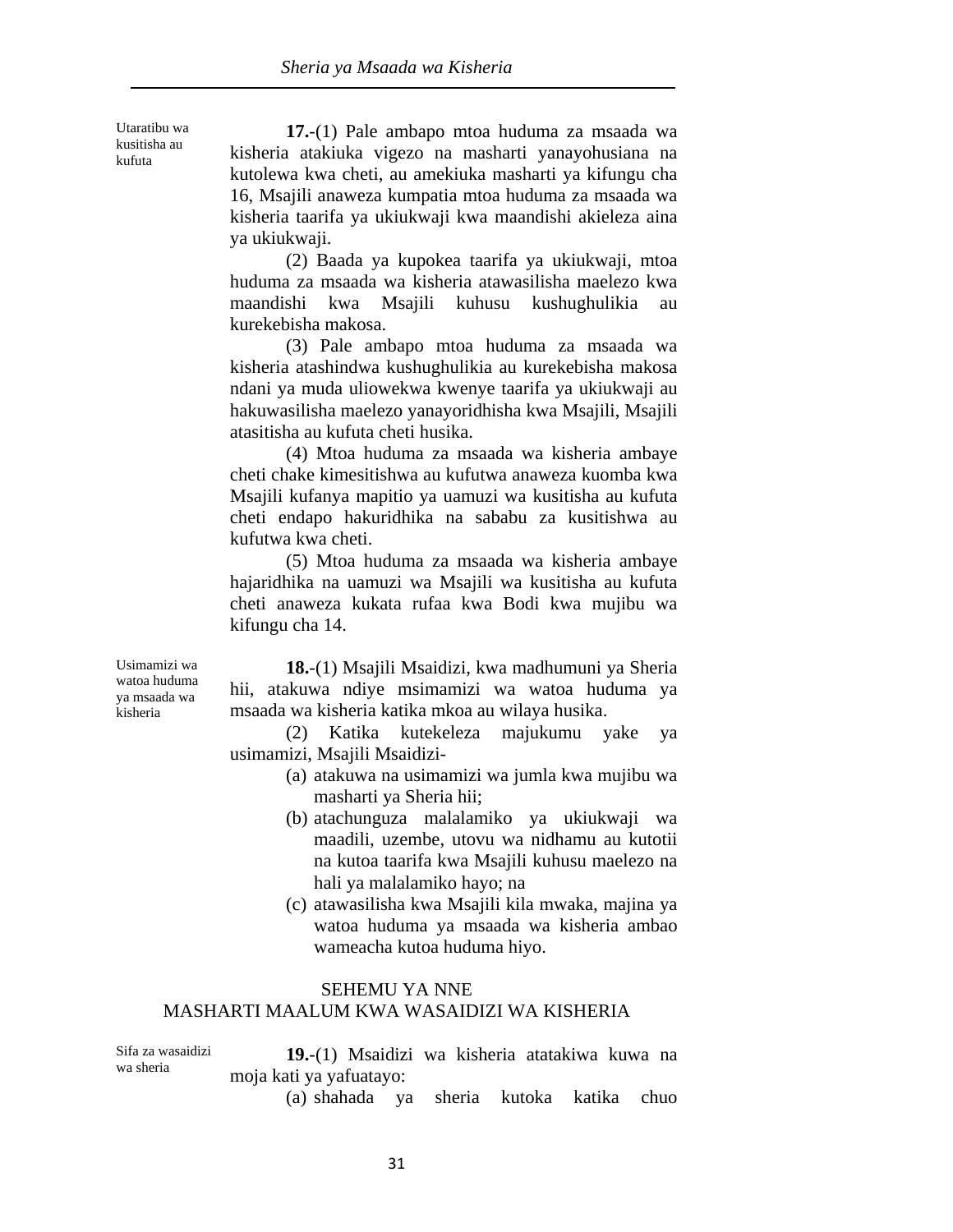Utaratibu wa kusitisha au kufuta

**17.**-(1) Pale ambapo mtoa huduma za msaada wa kisheria atakiuka vigezo na masharti yanayohusiana na kutolewa kwa cheti, au amekiuka masharti ya kifungu cha 16, Msajili anaweza kumpatia mtoa huduma za msaada wa kisheria taarifa ya ukiukwaji kwa maandishi akieleza aina ya ukiukwaji.

(2) Baada ya kupokea taarifa ya ukiukwaji, mtoa huduma za msaada wa kisheria atawasilisha maelezo kwa maandishi kwa Msajili kuhusu kushughulikia au kurekebisha makosa.

(3) Pale ambapo mtoa huduma za msaada wa kisheria atashindwa kushughulikia au kurekebisha makosa ndani ya muda uliowekwa kwenye taarifa ya ukiukwaji au hakuwasilisha maelezo yanayoridhisha kwa Msajili, Msajili atasitisha au kufuta cheti husika.

(4) Mtoa huduma za msaada wa kisheria ambaye cheti chake kimesitishwa au kufutwa anaweza kuomba kwa Msajili kufanya mapitio ya uamuzi wa kusitisha au kufuta cheti endapo hakuridhika na sababu za kusitishwa au kufutwa kwa cheti.

(5) Mtoa huduma za msaada wa kisheria ambaye hajaridhika na uamuzi wa Msajili wa kusitisha au kufuta cheti anaweza kukata rufaa kwa Bodi kwa mujibu wa kifungu cha 14.

Usimamizi wa watoa huduma ya msaada wa kisheria

**18.**-(1) Msajili Msaidizi, kwa madhumuni ya Sheria hii, atakuwa ndiye msimamizi wa watoa huduma ya msaada wa kisheria katika mkoa au wilaya husika.

(2) Katika kutekeleza majukumu yake ya usimamizi, Msajili Msaidizi-

(a) atakuwa na usimamizi wa jumla kwa mujibu wa masharti ya Sheria hii;

(b) atachunguza malalamiko ya ukiukwaji wa maadili, uzembe, utovu wa nidhamu au kutotii na kutoa taarifa kwa Msajili kuhusu maelezo na hali ya malalamiko hayo; na

(c) atawasilisha kwa Msajili kila mwaka, majina ya watoa huduma ya msaada wa kisheria ambao wameacha kutoa huduma hiyo.

## SEHEMU YA NNE
## MASHARTI MAALUM KWA WASAIDIZI WA KISHERIA

Sifa za wasaidizi wa sheria

**19.**-(1) Msaidizi wa kisheria atatakiwa kuwa na moja kati ya yafuatayo:

(a) shahada ya sheria kutoka katika chuo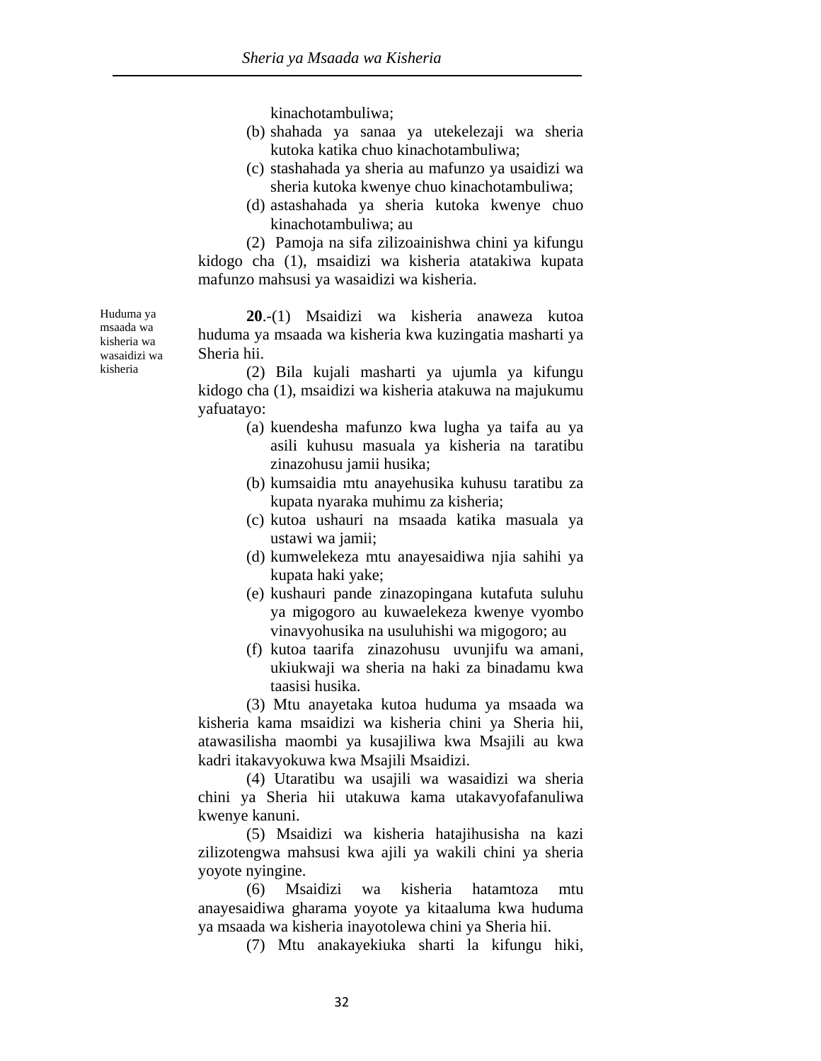kinachotambuliwa;

(b) shahada ya sanaa ya utekelezaji wa sheria kutoka katika chuo kinachotambuliwa;

(c) stashahada ya sheria au mafunzo ya usaidizi wa sheria kutoka kwenye chuo kinachotambuliwa;

(d) astashahada ya sheria kutoka kwenye chuo kinachotambuliwa; au

(2) Pamoja na sifa zilizoainishwa chini ya kifungu kidogo cha (1), msaidizi wa kisheria atatakiwa kupata mafunzo mahsusi ya wasaidizi wa kisheria.

Huduma ya msaada wa kisheria wa wasaidizi wa kisheria

**20**.-(1) Msaidizi wa kisheria anaweza kutoa huduma ya msaada wa kisheria kwa kuzingatia masharti ya Sheria hii.

(2) Bila kujali masharti ya ujumla ya kifungu kidogo cha (1), msaidizi wa kisheria atakuwa na majukumu yafuatayo:

(a) kuendesha mafunzo kwa lugha ya taifa au ya asili kuhusu masuala ya kisheria na taratibu zinazohusu jamii husika;

(b) kumsaidia mtu anayehusika kuhusu taratibu za kupata nyaraka muhimu za kisheria;

(c) kutoa ushauri na msaada katika masuala ya ustawi wa jamii;

(d) kumwelekeza mtu anayesaidiwa njia sahihi ya kupata haki yake;

(e) kushauri pande zinazopingana kutafuta suluhu ya migogoro au kuwaelekeza kwenye vyombo vinavyohusika na usuluhishi wa migogoro; au

(f) kutoa taarifa zinazohusu uvunjifu wa amani, ukiukwaji wa sheria na haki za binadamu kwa taasisi husika.

(3) Mtu anayetaka kutoa huduma ya msaada wa kisheria kama msaidizi wa kisheria chini ya Sheria hii, atawasilisha maombi ya kusajiliwa kwa Msajili au kwa kadri itakavyokuwa kwa Msajili Msaidizi.

(4) Utaratibu wa usajili wa wasaidizi wa sheria chini ya Sheria hii utakuwa kama utakavyofafanuliwa kwenye kanuni.

(5) Msaidizi wa kisheria hatajihusisha na kazi zilizotengwa mahsusi kwa ajili ya wakili chini ya sheria yoyote nyingine.

(6) Msaidizi wa kisheria hatamtoza mtu anayesaidiwa gharama yoyote ya kitaaluma kwa huduma ya msaada wa kisheria inayotolewa chini ya Sheria hii.

(7) Mtu anakayekiuka sharti la kifungu hiki,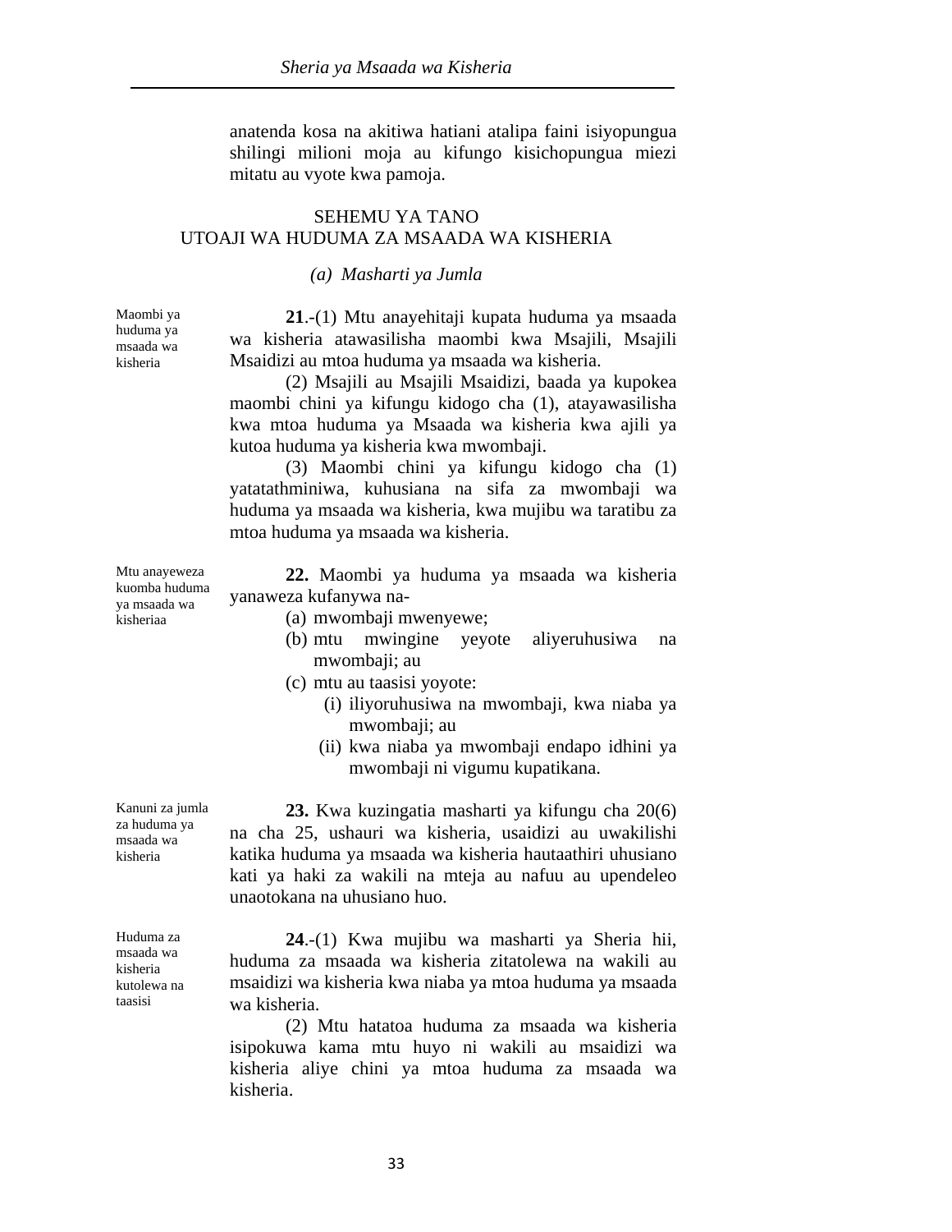anatenda kosa na akitiwa hatiani atalipa faini isiyopungua shilingi milioni moja au kifungo kisichopungua miezi mitatu au vyote kwa pamoja.

## SEHEMU YA TANO
## UTOAJI WA HUDUMA ZA MSAADA WA KISHERIA

### *(a) Masharti ya Jumla*

Maombi ya huduma ya msaada wa kisheria

**21**.-(1) Mtu anayehitaji kupata huduma ya msaada wa kisheria atawasilisha maombi kwa Msajili, Msajili Msaidizi au mtoa huduma ya msaada wa kisheria.

(2) Msajili au Msajili Msaidizi, baada ya kupokea maombi chini ya kifungu kidogo cha (1), atayawasilisha kwa mtoa huduma ya Msaada wa kisheria kwa ajili ya kutoa huduma ya kisheria kwa mwombaji.

(3) Maombi chini ya kifungu kidogo cha (1) yatatathminiwa, kuhusiana na sifa za mwombaji wa huduma ya msaada wa kisheria, kwa mujibu wa taratibu za mtoa huduma ya msaada wa kisheria.

Mtu anayeweza kuomba huduma ya msaada wa kisheriaa

**22.** Maombi ya huduma ya msaada wa kisheria yanaweza kufanywa na-

(a) mwombaji mwenyewe;
(b) mtu mwingine yeyote aliyeruhusiwa na mwombaji; au
(c) mtu au taasisi yoyote:
   (i) iliyoruhusiwa na mwombaji, kwa niaba ya mwombaji; au
   (ii) kwa niaba ya mwombaji endapo idhini ya mwombaji ni vigumu kupatikana.

Kanuni za jumla za huduma ya msaada wa kisheria

**23.** Kwa kuzingatia masharti ya kifungu cha 20(6) na cha 25, ushauri wa kisheria, usaidizi au uwakilishi katika huduma ya msaada wa kisheria hautaathiri uhusiano kati ya haki za wakili na mteja au nafuu au upendeleo unaotokana na uhusiano huo.

Huduma za msaada wa kisheria kutolewa na taasisi

**24**.-(1) Kwa mujibu wa masharti ya Sheria hii, huduma za msaada wa kisheria zitatolewa na wakili au msaidizi wa kisheria kwa niaba ya mtoa huduma ya msaada wa kisheria.

(2) Mtu hatatoa huduma za msaada wa kisheria isipokuwa kama mtu huyo ni wakili au msaidizi wa kisheria aliye chini ya mtoa huduma za msaada wa kisheria.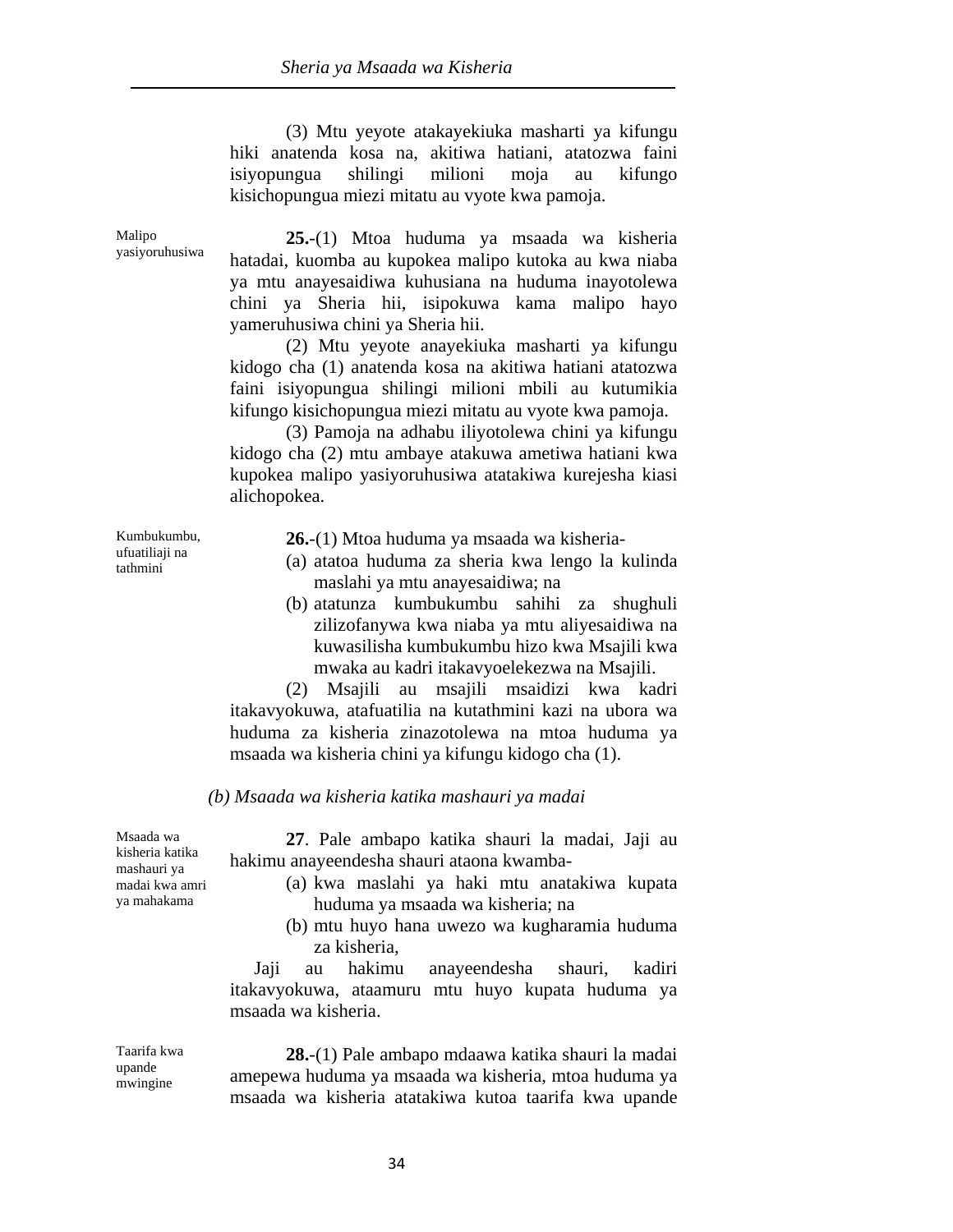(3) Mtu yeyote atakayekiuka masharti ya kifungu hiki anatenda kosa na, akitiwa hatiani, atatozwa faini isiyopungua shilingi milioni moja au kifungo kisichopungua miezi mitatu au vyote kwa pamoja.

Malipo yasiyoruhusiwa

**25.**-(1) Mtoa huduma ya msaada wa kisheria hatadai, kuomba au kupokea malipo kutoka au kwa niaba ya mtu anayesaidiwa kuhusiana na huduma inayotolewa chini ya Sheria hii, isipokuwa kama malipo hayo yameruhusiwa chini ya Sheria hii.

(2) Mtu yeyote anayekiuka masharti ya kifungu kidogo cha (1) anatenda kosa na akitiwa hatiani atatozwa faini isiyopungua shilingi milioni mbili au kutumikia kifungo kisichopungua miezi mitatu au vyote kwa pamoja.

(3) Pamoja na adhabu iliyotolewa chini ya kifungu kidogo cha (2) mtu ambaye atakuwa ametiwa hatiani kwa kupokea malipo yasiyoruhusiwa atatakiwa kurejesha kiasi alichopokea.

Kumbukumbu, ufuatiliaji na tathmini

**26.**-(1) Mtoa huduma ya msaada wa kisheria-

(a) atatoa huduma za sheria kwa lengo la kulinda maslahi ya mtu anayesaidiwa; na
(b) atatunza kumbukumbu sahihi za shughuli zilizofanywa kwa niaba ya mtu aliyesaidiwa na kuwasilisha kumbukumbu hizo kwa Msajili kwa mwaka au kadri itakavyoelekezwa na Msajili.

(2) Msajili au msajili msaidizi kwa kadri itakavyokuwa, atafuatilia na kutathmini kazi na ubora wa huduma za kisheria zinazotolewa na mtoa huduma ya msaada wa kisheria chini ya kifungu kidogo cha (1).

*(b) Msaada wa kisheria katika mashauri ya madai*

Msaada wa kisheria katika mashauri ya madai kwa amri ya mahakama

**27**. Pale ambapo katika shauri la madai, Jaji au hakimu anayeendesha shauri ataona kwamba-

(a) kwa maslahi ya haki mtu anatakiwa kupata huduma ya msaada wa kisheria; na
(b) mtu huyo hana uwezo wa kugharamia huduma za kisheria,

Jaji au hakimu anayeendesha shauri, kadiri itakavyokuwa, ataamuru mtu huyo kupata huduma ya msaada wa kisheria.

Taarifa kwa upande mwingine

**28.**-(1) Pale ambapo mdaawa katika shauri la madai amepewa huduma ya msaada wa kisheria, mtoa huduma ya msaada wa kisheria atatakiwa kutoa taarifa kwa upande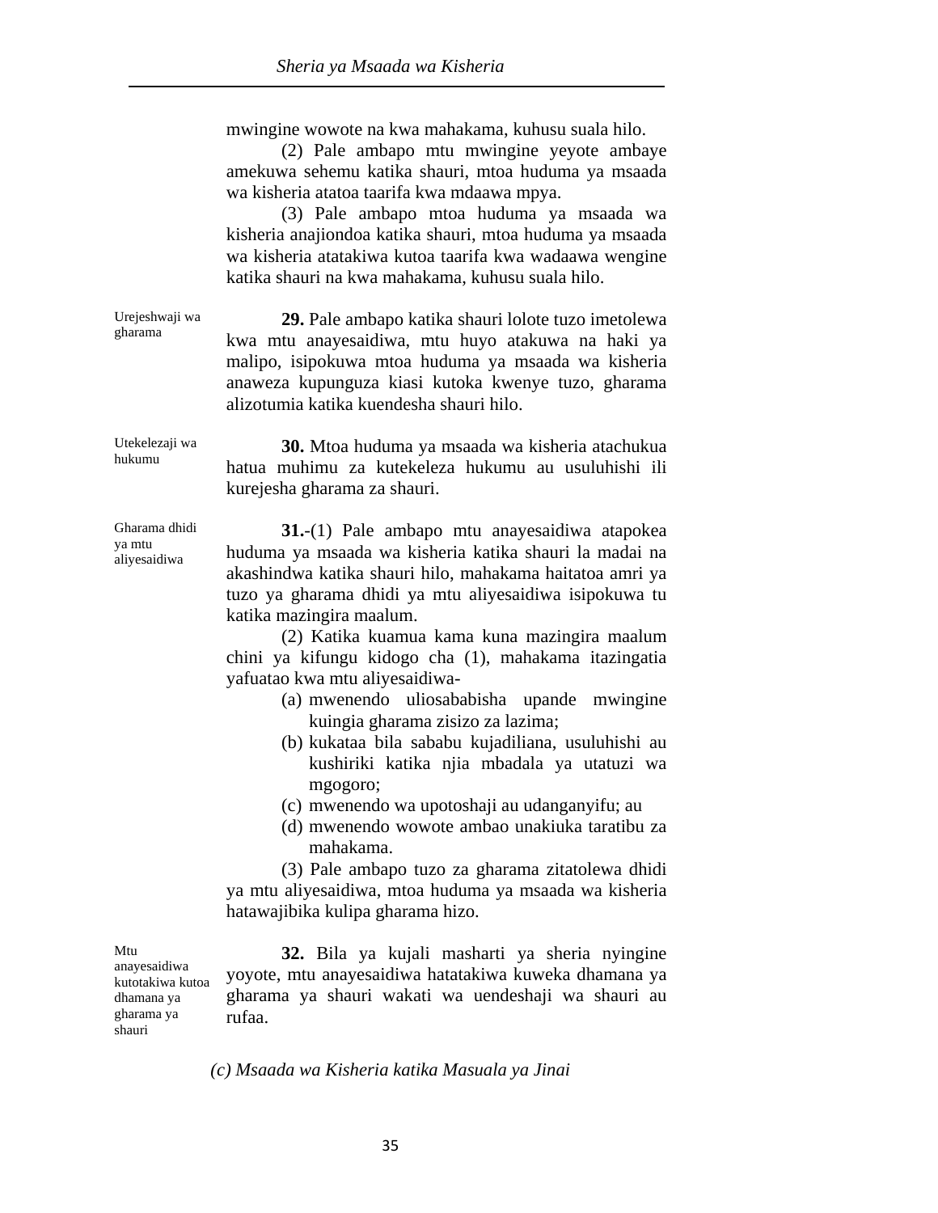mwingine wowote na kwa mahakama, kuhusu suala hilo.

(2) Pale ambapo mtu mwingine yeyote ambaye amekuwa sehemu katika shauri, mtoa huduma ya msaada wa kisheria atatoa taarifa kwa mdaawa mpya.

(3) Pale ambapo mtoa huduma ya msaada wa kisheria anajiondoa katika shauri, mtoa huduma ya msaada wa kisheria atatakiwa kutoa taarifa kwa wadaawa wengine katika shauri na kwa mahakama, kuhusu suala hilo.

Urejeshwaji wa gharama

**29.** Pale ambapo katika shauri lolote tuzo imetolewa kwa mtu anayesaidiwa, mtu huyo atakuwa na haki ya malipo, isipokuwa mtoa huduma ya msaada wa kisheria anaweza kupunguza kiasi kutoka kwenye tuzo, gharama alizotumia katika kuendesha shauri hilo.

Utekelezaji wa hukumu

**30.** Mtoa huduma ya msaada wa kisheria atachukua hatua muhimu za kutekeleza hukumu au usuluhishi ili kurejesha gharama za shauri.

Gharama dhidi ya mtu aliyesaidiwa

**31.**-(1) Pale ambapo mtu anayesaidiwa atapokea huduma ya msaada wa kisheria katika shauri la madai na akashindwa katika shauri hilo, mahakama haitatoa amri ya tuzo ya gharama dhidi ya mtu aliyesaidiwa isipokuwa tu katika mazingira maalum.

(2) Katika kuamua kama kuna mazingira maalum chini ya kifungu kidogo cha (1), mahakama itazingatia yafuatao kwa mtu aliyesaidiwa-

(a) mwenendo uliosababisha upande mwingine kuingia gharama zisizo za lazima;
(b) kukataa bila sababu kujadiliana, usuluhishi au kushiriki katika njia mbadala ya utatuzi wa mgogoro;
(c) mwenendo wa upotoshaji au udanganyifu; au
(d) mwenendo wowote ambao unakiuka taratibu za mahakama.

(3) Pale ambapo tuzo za gharama zitatolewa dhidi ya mtu aliyesaidiwa, mtoa huduma ya msaada wa kisheria hatawajibika kulipa gharama hizo.

Mtu anayesaidiwa kutotakiwa kutoa dhamana ya gharama ya shauri

**32.** Bila ya kujali masharti ya sheria nyingine yoyote, mtu anayesaidiwa hatatakiwa kuweka dhamana ya gharama ya shauri wakati wa uendeshaji wa shauri au rufaa.

*(c) Msaada wa Kisheria katika Masuala ya Jinai*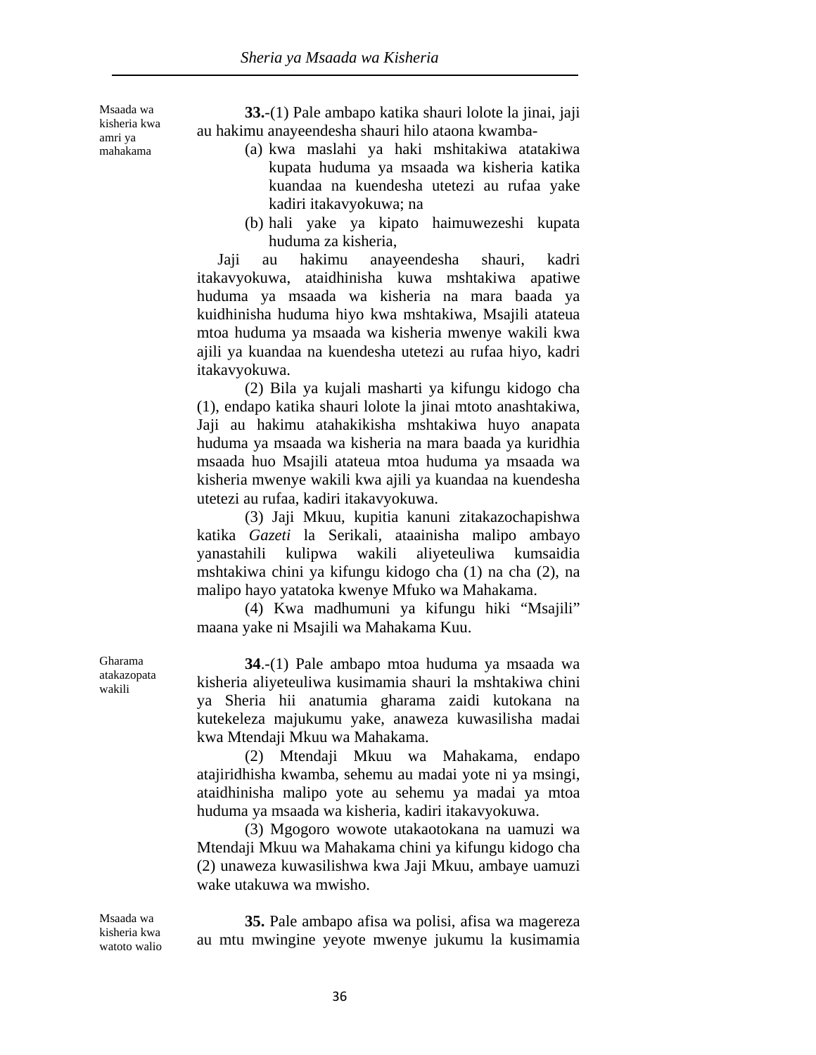*Msaada wa kisheria kwa amri ya mahakama*

**33.**-(1) Pale ambapo katika shauri lolote la jinai, jaji au hakimu anayeendesha shauri hilo ataona kwamba-

(a) kwa maslahi ya haki mshitakiwa atatakiwa kupata huduma ya msaada wa kisheria katika kuandaa na kuendesha utetezi au rufaa yake kadiri itakavyokuwa; na

(b) hali yake ya kipato haimuwezeshi kupata huduma za kisheria,

Jaji au hakimu anayeendesha shauri, kadri itakavyokuwa, ataidhinisha kuwa mshtakiwa apatiwe huduma ya msaada wa kisheria na mara baada ya kuidhinisha huduma hiyo kwa mshtakiwa, Msajili atateua mtoa huduma ya msaada wa kisheria mwenye wakili kwa ajili ya kuandaa na kuendesha utetezi au rufaa hiyo, kadri itakavyokuwa.

(2) Bila ya kujali masharti ya kifungu kidogo cha (1), endapo katika shauri lolote la jinai mtoto anashtakiwa, Jaji au hakimu atahakikisha mshtakiwa huyo anapata huduma ya msaada wa kisheria na mara baada ya kuridhia msaada huo Msajili atateua mtoa huduma ya msaada wa kisheria mwenye wakili kwa ajili ya kuandaa na kuendesha utetezi au rufaa, kadiri itakavyokuwa.

(3) Jaji Mkuu, kupitia kanuni zitakazochapishwa katika *Gazeti* la Serikali, ataainisha malipo ambayo yanastahili kulipwa wakili aliyeteuliwa kumsaidia mshtakiwa chini ya kifungu kidogo cha (1) na cha (2), na malipo hayo yatatoka kwenye Mfuko wa Mahakama.

(4) Kwa madhumuni ya kifungu hiki "Msajili" maana yake ni Msajili wa Mahakama Kuu.

*Gharama atakazopata wakili*

**34**.-(1) Pale ambapo mtoa huduma ya msaada wa kisheria aliyeteuliwa kusimamia shauri la mshtakiwa chini ya Sheria hii anatumia gharama zaidi kutokana na kutekeleza majukumu yake, anaweza kuwasilisha madai kwa Mtendaji Mkuu wa Mahakama.

(2) Mtendaji Mkuu wa Mahakama, endapo atajiridhisha kwamba, sehemu au madai yote ni ya msingi, ataidhinisha malipo yote au sehemu ya madai ya mtoa huduma ya msaada wa kisheria, kadiri itakavyokuwa.

(3) Mgogoro wowote utakaotokana na uamuzi wa Mtendaji Mkuu wa Mahakama chini ya kifungu kidogo cha (2) unaweza kuwasilishwa kwa Jaji Mkuu, ambaye uamuzi wake utakuwa wa mwisho.

*Msaada wa kisheria kwa watoto walio*

**35.** Pale ambapo afisa wa polisi, afisa wa magereza au mtu mwingine yeyote mwenye jukumu la kusimamia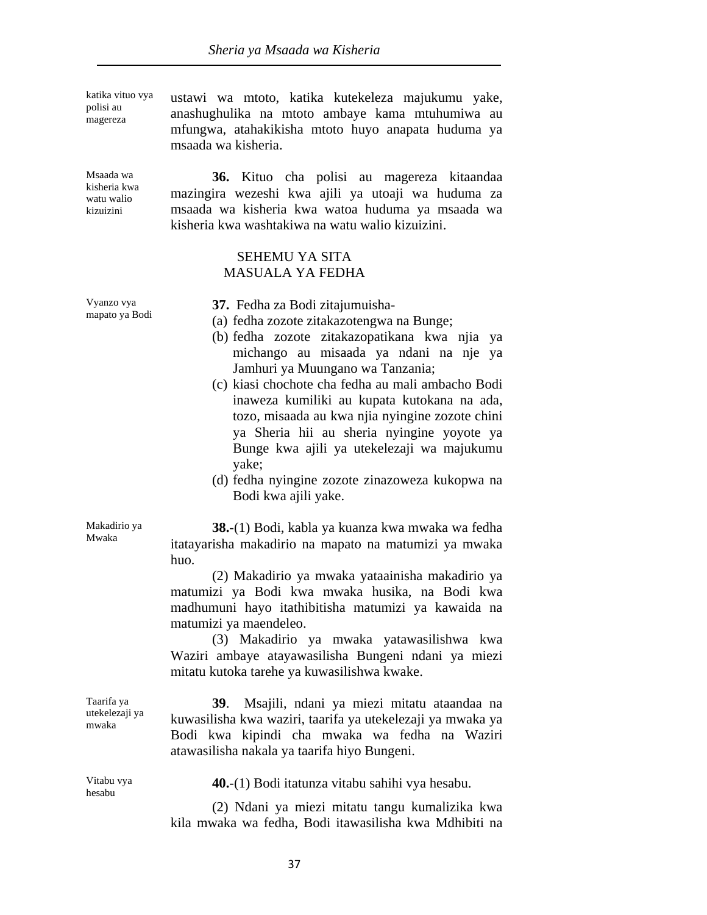katika vituo vya polisi au magereza

ustawi wa mtoto, katika kutekeleza majukumu yake, anashughulika na mtoto ambaye kama mtuhumiwa au mfungwa, atahakikisha mtoto huyo anapata huduma ya msaada wa kisheria.

Msaada wa kisheria kwa watu walio kizuizini

**36.** Kituo cha polisi au magereza kitaandaa mazingira wezeshi kwa ajili ya utoaji wa huduma za msaada wa kisheria kwa watoa huduma ya msaada wa kisheria kwa washtakiwa na watu walio kizuizini.

## SEHEMU YA SITA
## MASUALA YA FEDHA

Vyanzo vya mapato ya Bodi

**37.** Fedha za Bodi zitajumuisha-

(a) fedha zozote zitakazotengwa na Bunge;

(b) fedha zozote zitakazopatikana kwa njia ya michango au misaada ya ndani na nje ya Jamhuri ya Muungano wa Tanzania;

(c) kiasi chochote cha fedha au mali ambacho Bodi inaweza kumiliki au kupata kutokana na ada, tozo, misaada au kwa njia nyingine zozote chini ya Sheria hii au sheria nyingine yoyote ya Bunge kwa ajili ya utekelezaji wa majukumu yake;

(d) fedha nyingine zozote zinazoweza kukopwa na Bodi kwa ajili yake.

Makadirio ya Mwaka

**38.**-(1) Bodi, kabla ya kuanza kwa mwaka wa fedha itatayarisha makadirio na mapato na matumizi ya mwaka huo.

(2) Makadirio ya mwaka yataainisha makadirio ya matumizi ya Bodi kwa mwaka husika, na Bodi kwa madhumuni hayo itathibitisha matumizi ya kawaida na matumizi ya maendeleo.

(3) Makadirio ya mwaka yatawasilishwa kwa Waziri ambaye atayawasilisha Bungeni ndani ya miezi mitatu kutoka tarehe ya kuwasilishwa kwake.

Taarifa ya utekelezaji ya mwaka

**39**. Msajili, ndani ya miezi mitatu ataandaa na kuwasilisha kwa waziri, taarifa ya utekelezaji ya mwaka ya Bodi kwa kipindi cha mwaka wa fedha na Waziri atawasilisha nakala ya taarifa hiyo Bungeni.

Vitabu vya hesabu

**40.**-(1) Bodi itatunza vitabu sahihi vya hesabu.

(2) Ndani ya miezi mitatu tangu kumalizika kwa kila mwaka wa fedha, Bodi itawasilisha kwa Mdhibiti na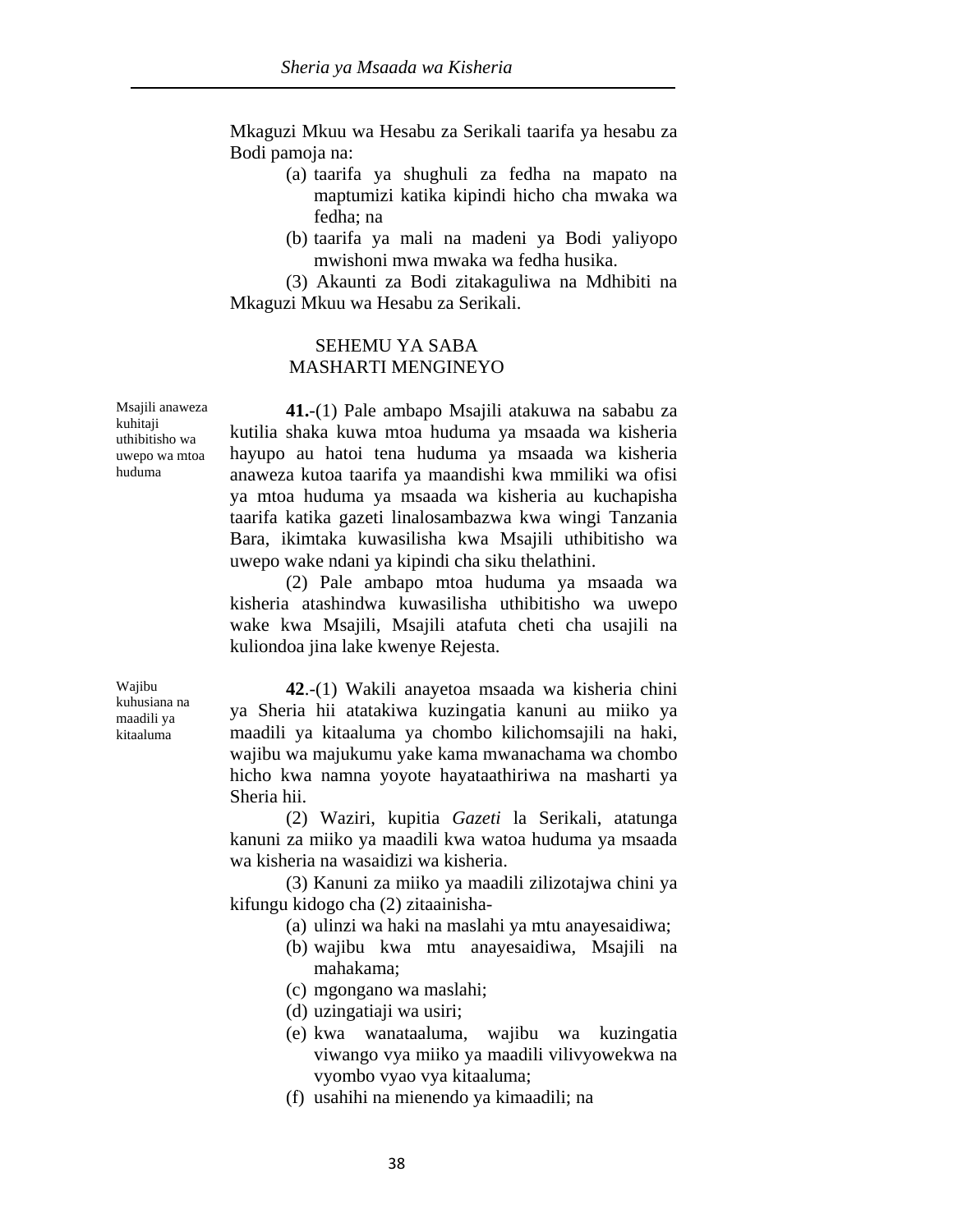Mkaguzi Mkuu wa Hesabu za Serikali taarifa ya hesabu za Bodi pamoja na:

(a) taarifa ya shughuli za fedha na mapato na maptumizi katika kipindi hicho cha mwaka wa fedha; na

(b) taarifa ya mali na madeni ya Bodi yaliyopo mwishoni mwa mwaka wa fedha husika.

(3) Akaunti za Bodi zitakaguliwa na Mdhibiti na Mkaguzi Mkuu wa Hesabu za Serikali.

## SEHEMU YA SABA
## MASHARTI MENGINEYO

*Msajili anaweza kuhitaji uthibitisho wa uwepo wa mtoa huduma*

**41.**-(1) Pale ambapo Msajili atakuwa na sababu za kutilia shaka kuwa mtoa huduma ya msaada wa kisheria hayupo au hatoi tena huduma ya msaada wa kisheria anaweza kutoa taarifa ya maandishi kwa mmiliki wa ofisi ya mtoa huduma ya msaada wa kisheria au kuchapisha taarifa katika gazeti linalosambazwa kwa wingi Tanzania Bara, ikimtaka kuwasilisha kwa Msajili uthibitisho wa uwepo wake ndani ya kipindi cha siku thelathini.

(2) Pale ambapo mtoa huduma ya msaada wa kisheria atashindwa kuwasilisha uthibitisho wa uwepo wake kwa Msajili, Msajili atafuta cheti cha usajili na kuliondoa jina lake kwenye Rejesta.

*Wajibu kuhusiana na maadili ya kitaaluma*

**42**.-(1) Wakili anayetoa msaada wa kisheria chini ya Sheria hii atatakiwa kuzingatia kanuni au miiko ya maadili ya kitaaluma ya chombo kilichomsajili na haki, wajibu wa majukumu yake kama mwanachama wa chombo hicho kwa namna yoyote hayataathiriwa na masharti ya Sheria hii.

(2) Waziri, kupitia *Gazeti* la Serikali, atatunga kanuni za miiko ya maadili kwa watoa huduma ya msaada wa kisheria na wasaidizi wa kisheria.

(3) Kanuni za miiko ya maadili zilizotajwa chini ya kifungu kidogo cha (2) zitaainisha-

(a) ulinzi wa haki na maslahi ya mtu anayesaidiwa;

(b) wajibu kwa mtu anayesaidiwa, Msajili na mahakama;

(c) mgongano wa maslahi;

(d) uzingatiaji wa usiri;

(e) kwa wanataaluma, wajibu wa kuzingatia viwango vya miiko ya maadili vilivyowekwa na vyombo vyao vya kitaaluma;

(f) usahihi na mienendo ya kimaadili; na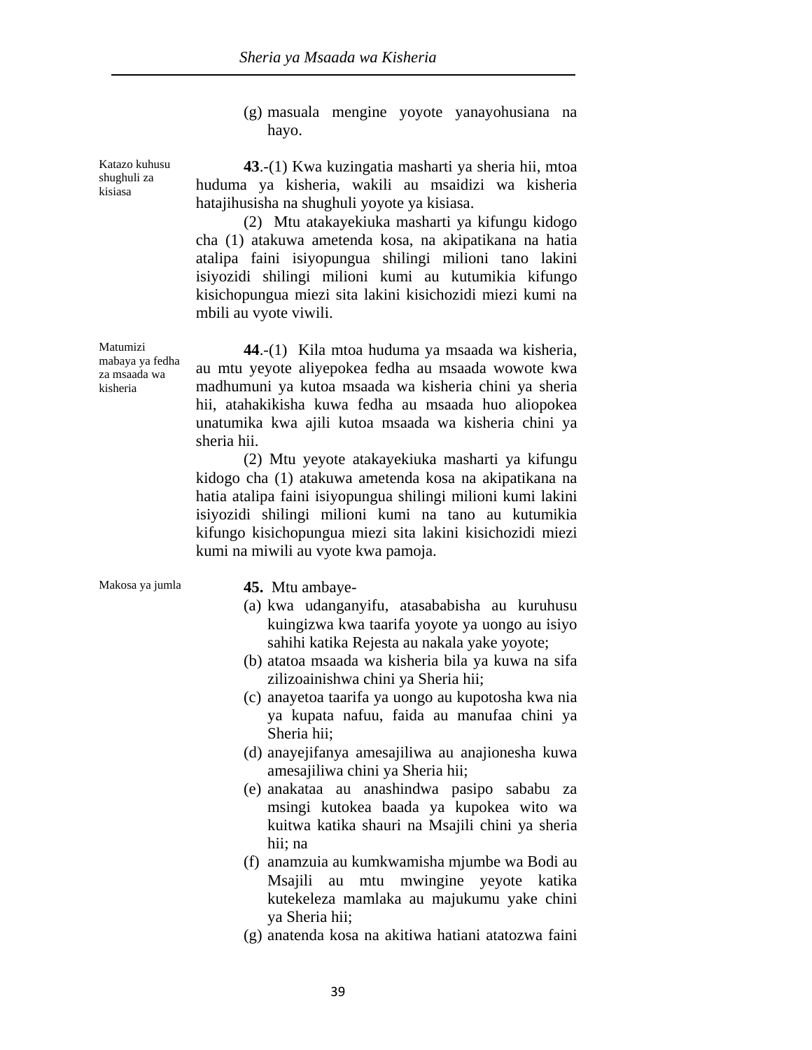(g) masuala mengine yoyote yanayohusiana na hayo.

Katazo kuhusu shughuli za kisiasa

**43**.-(1) Kwa kuzingatia masharti ya sheria hii, mtoa huduma ya kisheria, wakili au msaidizi wa kisheria hatajihusisha na shughuli yoyote ya kisiasa.

(2) Mtu atakayekiuka masharti ya kifungu kidogo cha (1) atakuwa ametenda kosa, na akipatikana na hatia atalipa faini isiyopungua shilingi milioni tano lakini isiyozidi shilingi milioni kumi au kutumikia kifungo kisichopungua miezi sita lakini kisichozidi miezi kumi na mbili au vyote viwili.

Matumizi mabaya ya fedha za msaada wa kisheria

**44**.-(1) Kila mtoa huduma ya msaada wa kisheria, au mtu yeyote aliyepokea fedha au msaada wowote kwa madhumuni ya kutoa msaada wa kisheria chini ya sheria hii, atahakikisha kuwa fedha au msaada huo aliopokea unatumika kwa ajili kutoa msaada wa kisheria chini ya sheria hii.

(2) Mtu yeyote atakayekiuka masharti ya kifungu kidogo cha (1) atakuwa ametenda kosa na akipatikana na hatia atalipa faini isiyopungua shilingi milioni kumi lakini isiyozidi shilingi milioni kumi na tano au kutumikia kifungo kisichopungua miezi sita lakini kisichozidi miezi kumi na miwili au vyote kwa pamoja.

Makosa ya jumla

**45.** Mtu ambaye-

(a) kwa udanganyifu, atasababisha au kuruhusu kuingizwa kwa taarifa yoyote ya uongo au isiyo sahihi katika Rejesta au nakala yake yoyote;

(b) atatoa msaada wa kisheria bila ya kuwa na sifa zilizoainishwa chini ya Sheria hii;

(c) anayetoa taarifa ya uongo au kupotosha kwa nia ya kupata nafuu, faida au manufaa chini ya Sheria hii;

(d) anayejifanya amesajiliwa au anajionesha kuwa amesajiliwa chini ya Sheria hii;

(e) anakataa au anashindwa pasipo sababu za msingi kutokea baada ya kupokea wito wa kuitwa katika shauri na Msajili chini ya sheria hii; na

(f) anamzuia au kumkwamisha mjumbe wa Bodi au Msajili au mtu mwingine yeyote katika kutekeleza mamlaka au majukumu yake chini ya Sheria hii;

(g) anatenda kosa na akitiwa hatiani atatozwa faini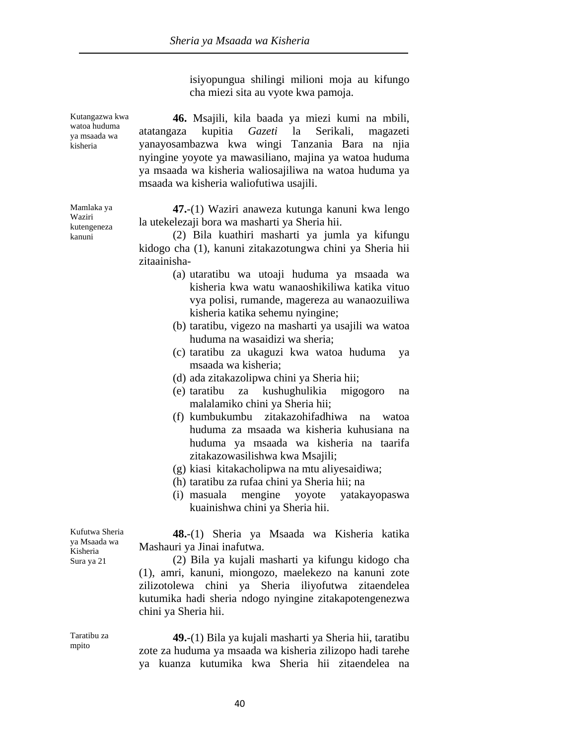isiyopungua shilingi milioni moja au kifungo cha miezi sita au vyote kwa pamoja.

*Kutangazwa kwa watoa huduma ya msaada wa kisheria*

**46.** Msajili, kila baada ya miezi kumi na mbili, atatangaza kupitia *Gazeti* la Serikali, magazeti yanayosambazwa kwa wingi Tanzania Bara na njia nyingine yoyote ya mawasiliano, majina ya watoa huduma ya msaada wa kisheria waliosajiliwa na watoa huduma ya msaada wa kisheria waliofutiwa usajili.

*Mamlaka ya Waziri kutengeneza kanuni*

**47.**-(1) Waziri anaweza kutunga kanuni kwa lengo la utekelezaji bora wa masharti ya Sheria hii.

(2) Bila kuathiri masharti ya jumla ya kifungu kidogo cha (1), kanuni zitakazotungwa chini ya Sheria hii zitaainisha-

(a) utaratibu wa utoaji huduma ya msaada wa kisheria kwa watu wanaoshikiliwa katika vituo vya polisi, rumande, magereza au wanaozuiliwa kisheria katika sehemu nyingine;
(b) taratibu, vigezo na masharti ya usajili wa watoa huduma na wasaidizi wa sheria;
(c) taratibu za ukaguzi kwa watoa huduma ya msaada wa kisheria;
(d) ada zitakazolipwa chini ya Sheria hii;
(e) taratibu za kushughulikia migogoro na malalamiko chini ya Sheria hii;
(f) kumbukumbu zitakazohifadhiwa na watoa huduma za msaada wa kisheria kuhusiana na huduma ya msaada wa kisheria na taarifa zitakazowasilishwa kwa Msajili;
(g) kiasi kitakacholipwa na mtu aliyesaidiwa;
(h) taratibu za rufaa chini ya Sheria hii; na
(i) masuala mengine yoyote yatakayopaswa kuainishwa chini ya Sheria hii.

*Kufutwa Sheria ya Msaada wa Kisheria Sura ya 21*

**48.**-(1) Sheria ya Msaada wa Kisheria katika Mashauri ya Jinai inafutwa.

(2) Bila ya kujali masharti ya kifungu kidogo cha (1), amri, kanuni, miongozo, maelekezo na kanuni zote zilizotolewa chini ya Sheria iliyofutwa zitaendelea kutumika hadi sheria ndogo nyingine zitakapotengenezwa chini ya Sheria hii.

*Taratibu za mpito*

**49.**-(1) Bila ya kujali masharti ya Sheria hii, taratibu zote za huduma ya msaada wa kisheria zilizopo hadi tarehe ya kuanza kutumika kwa Sheria hii zitaendelea na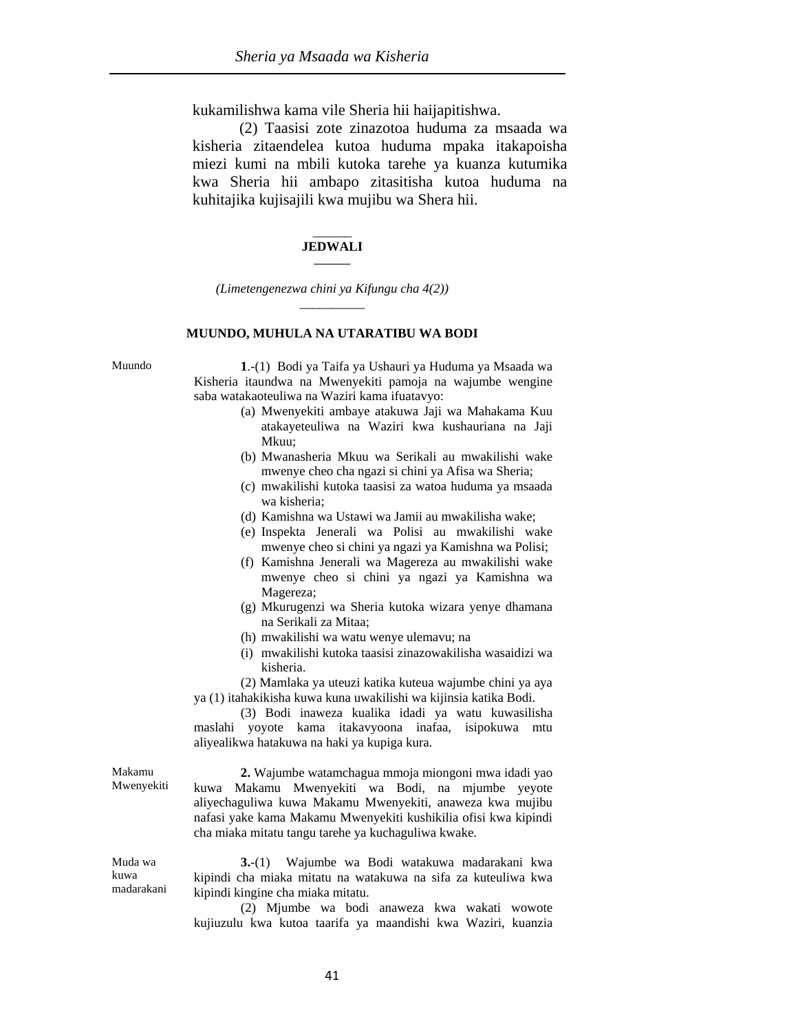kukamilishwa kama vile Sheria hii haijapitishwa.

(2) Taasisi zote zinazotoa huduma za msaada wa kisheria zitaendelea kutoa huduma mpaka itakapoisha miezi kumi na mbili kutoka tarehe ya kuanza kutumika kwa Sheria hii ambapo zitasitisha kutoa huduma na kuhitajika kujisajili kwa mujibu wa Shera hii.

______

**JEDWALI**

______

*(Limetengenezwa chini ya Kifungu cha 4(2))*

__________

**MUUNDO, MUHULA NA UTARATIBU WA BODI**

Muundo

**1**.-(1) Bodi ya Taifa ya Ushauri ya Huduma ya Msaada wa Kisheria itaundwa na Mwenyekiti pamoja na wajumbe wengine saba watakaoteuliwa na Waziri kama ifuatavyo:

(a) Mwenyekiti ambaye atakuwa Jaji wa Mahakama Kuu atakayeteuliwa na Waziri kwa kushauriana na Jaji Mkuu;
(b) Mwanasheria Mkuu wa Serikali au mwakilishi wake mwenye cheo cha ngazi si chini ya Afisa wa Sheria;
(c) mwakilishi kutoka taasisi za watoa huduma ya msaada wa kisheria;
(d) Kamishna wa Ustawi wa Jamii au mwakilisha wake;
(e) Inspekta Jenerali wa Polisi au mwakilishi wake mwenye cheo si chini ya ngazi ya Kamishna wa Polisi;
(f) Kamishna Jenerali wa Magereza au mwakilishi wake mwenye cheo si chini ya ngazi ya Kamishna wa Magereza;
(g) Mkurugenzi wa Sheria kutoka wizara yenye dhamana na Serikali za Mitaa;
(h) mwakilishi wa watu wenye ulemavu; na
(i) mwakilishi kutoka taasisi zinazowakilisha wasaidizi wa kisheria.

(2) Mamlaka ya uteuzi katika kuteua wajumbe chini ya aya ya (1) itahakikisha kuwa kuna uwakilishi wa kijinsia katika Bodi.

(3) Bodi inaweza kualika idadi ya watu kuwasilisha maslahi yoyote kama itakavyoona inafaa, isipokuwa mtu aliyealikwa hatakuwa na haki ya kupiga kura.

Makamu Mwenyekiti

**2.** Wajumbe watamchagua mmoja miongoni mwa idadi yao kuwa Makamu Mwenyekiti wa Bodi, na mjumbe yeyote aliyechaguliwa kuwa Makamu Mwenyekiti, anaweza kwa mujibu nafasi yake kama Makamu Mwenyekiti kushikilia ofisi kwa kipindi cha miaka mitatu tangu tarehe ya kuchaguliwa kwake.

Muda wa kuwa madarakani

**3.**-(1) Wajumbe wa Bodi watakuwa madarakani kwa kipindi cha miaka mitatu na watakuwa na sifa za kuteuliwa kwa kipindi kingine cha miaka mitatu.

(2) Mjumbe wa bodi anaweza kwa wakati wowote kujiuzulu kwa kutoa taarifa ya maandishi kwa Waziri, kuanzia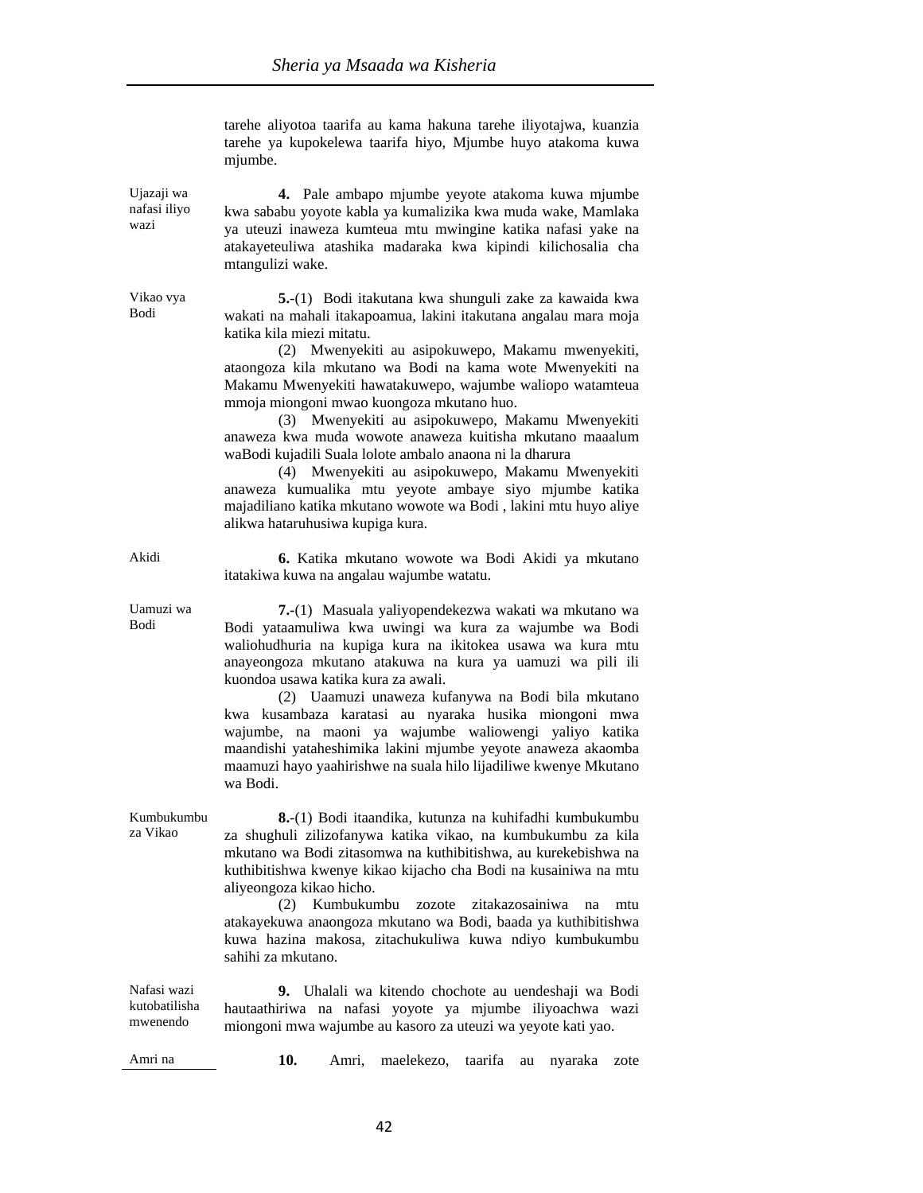tarehe aliyotoa taarifa au kama hakuna tarehe iliyotajwa, kuanzia tarehe ya kupokelewa taarifa hiyo, Mjumbe huyo atakoma kuwa mjumbe.

Ujazaji wa nafasi iliyo wazi

**4.** Pale ambapo mjumbe yeyote atakoma kuwa mjumbe kwa sababu yoyote kabla ya kumalizika kwa muda wake, Mamlaka ya uteuzi inaweza kumteua mtu mwingine katika nafasi yake na atakayeteuliwa atashika madaraka kwa kipindi kilichosalia cha mtangulizi wake.

Vikao vya Bodi

**5.**-(1) Bodi itakutana kwa shunguli zake za kawaida kwa wakati na mahali itakapoamua, lakini itakutana angalau mara moja katika kila miezi mitatu.

(2) Mwenyekiti au asipokuwepo, Makamu mwenyekiti, ataongoza kila mkutano wa Bodi na kama wote Mwenyekiti na Makamu Mwenyekiti hawatakuwepo, wajumbe waliopo watamteua mmoja miongoni mwao kuongoza mkutano huo.

(3) Mwenyekiti au asipokuwepo, Makamu Mwenyekiti anaweza kwa muda wowote anaweza kuitisha mkutano maaalum waBodi kujadili Suala lolote ambalo anaona ni la dharura

(4) Mwenyekiti au asipokuwepo, Makamu Mwenyekiti anaweza kumualika mtu yeyote ambaye siyo mjumbe katika majadiliano katika mkutano wowote wa Bodi , lakini mtu huyo aliye alikwa hataruhusiwa kupiga kura.

Akidi

**6.** Katika mkutano wowote wa Bodi Akidi ya mkutano itatakiwa kuwa na angalau wajumbe watatu.

Uamuzi wa Bodi

**7.**-(1) Masuala yaliyopendekezwa wakati wa mkutano wa Bodi yataamuliwa kwa uwingi wa kura za wajumbe wa Bodi waliohudhuria na kupiga kura na ikitokea usawa wa kura mtu anayeongoza mkutano atakuwa na kura ya uamuzi wa pili ili kuondoa usawa katika kura za awali.

(2) Uaamuzi unaweza kufanywa na Bodi bila mkutano kwa kusambaza karatasi au nyaraka husika miongoni mwa wajumbe, na maoni ya wajumbe waliowengi yaliyo katika maandishi yataheshimika lakini mjumbe yeyote anaweza akaomba maamuzi hayo yaahirishwe na suala hilo lijadiliwe kwenye Mkutano wa Bodi.

Kumbukumbu za Vikao

**8.**-(1) Bodi itaandika, kutunza na kuhifadhi kumbukumbu za shughuli zilizofanywa katika vikao, na kumbukumbu za kila mkutano wa Bodi zitasomwa na kuthibitishwa, au kurekebishwa na kuthibitishwa kwenye kikao kijacho cha Bodi na kusainiwa na mtu aliyeongoza kikao hicho.

(2) Kumbukumbu zozote zitakazosainiwa na mtu atakayekuwa anaongoza mkutano wa Bodi, baada ya kuthibitishwa kuwa hazina makosa, zitachukuliwa kuwa ndiyo kumbukumbu sahihi za mkutano.

Nafasi wazi kutobatilisha mwenendo

**9.** Uhalali wa kitendo chochote au uendeshaji wa Bodi hautaathiriwa na nafasi yoyote ya mjumbe iliyoachwa wazi miongoni mwa wajumbe au kasoro za uteuzi wa yeyote kati yao.

Amri na

**10.** Amri, maelekezo, taarifa au nyaraka zote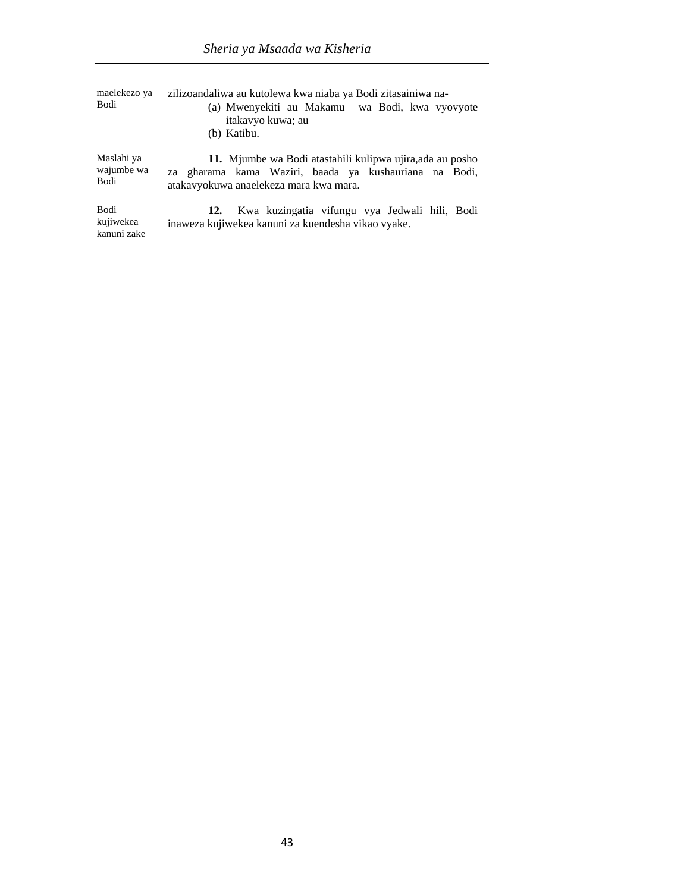maelekezo ya Bodi

zilizoandaliwa au kutolewa kwa niaba ya Bodi zitasainiwa na-

(a) Mwenyekiti au Makamu wa Bodi, kwa vyovyote itakavyo kuwa; au
(b) Katibu.

Maslahi ya wajumbe wa Bodi

**11.** Mjumbe wa Bodi atastahili kulipwa ujira,ada au posho za gharama kama Waziri, baada ya kushauriana na Bodi, atakavyokuwa anaelekeza mara kwa mara.

Bodi kujiwekea kanuni zake

**12.** Kwa kuzingatia vifungu vya Jedwali hili, Bodi inaweza kujiwekea kanuni za kuendesha vikao vyake.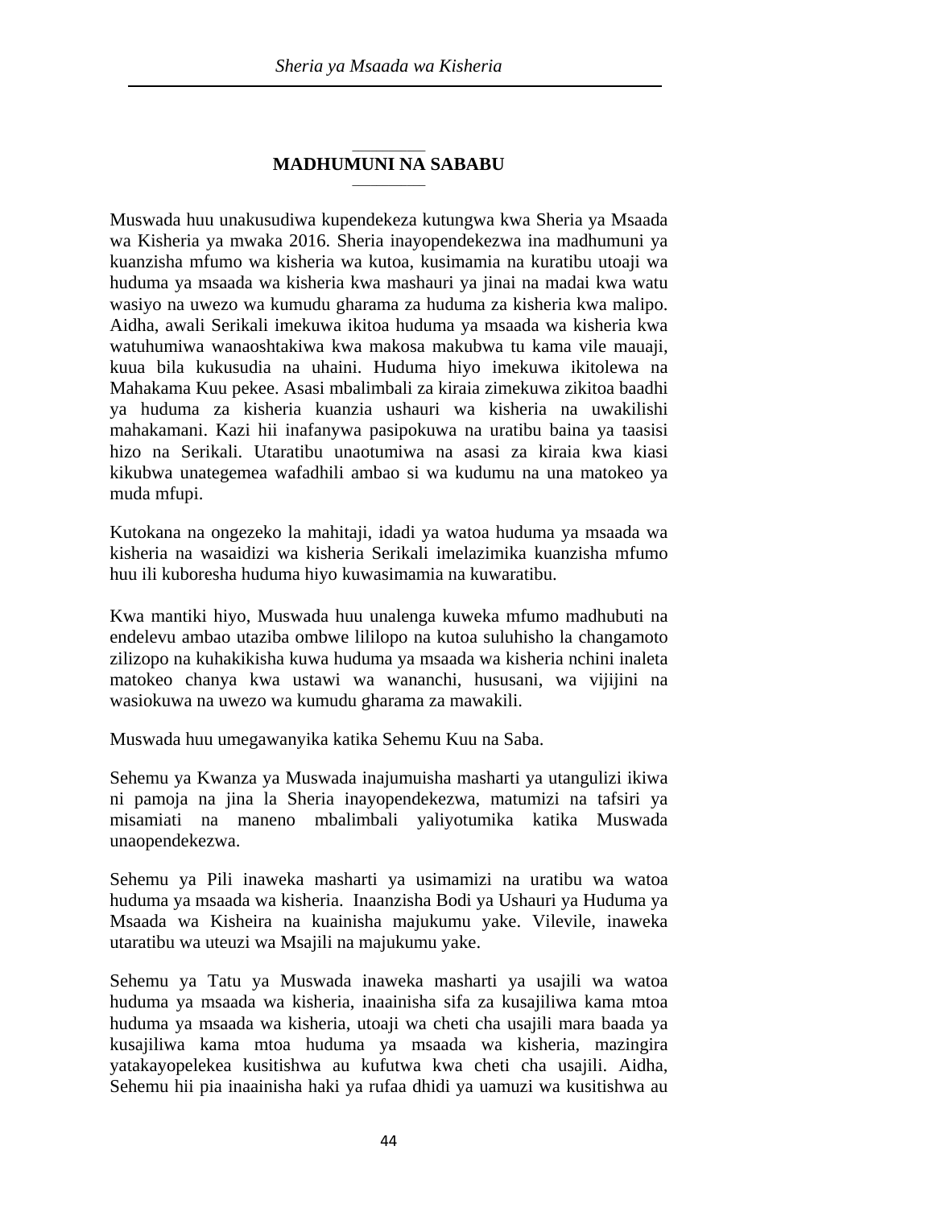## MADHUMUNI NA SABABU

Muswada huu unakusudiwa kupendekeza kutungwa kwa Sheria ya Msaada wa Kisheria ya mwaka 2016. Sheria inayopendekezwa ina madhumuni ya kuanzisha mfumo wa kisheria wa kutoa, kusimamia na kuratibu utoaji wa huduma ya msaada wa kisheria kwa mashauri ya jinai na madai kwa watu wasiyo na uwezo wa kumudu gharama za huduma za kisheria kwa malipo. Aidha, awali Serikali imekuwa ikitoa huduma ya msaada wa kisheria kwa watuhumiwa wanaoshtakiwa kwa makosa makubwa tu kama vile mauaji, kuua bila kukusudia na uhaini. Huduma hiyo imekuwa ikitolewa na Mahakama Kuu pekee. Asasi mbalimbali za kiraia zimekuwa zikitoa baadhi ya huduma za kisheria kuanzia ushauri wa kisheria na uwakilishi mahakamani. Kazi hii inafanywa pasipokuwa na uratibu baina ya taasisi hizo na Serikali. Utaratibu unaotumiwa na asasi za kiraia kwa kiasi kikubwa unategemea wafadhili ambao si wa kudumu na una matokeo ya muda mfupi.

Kutokana na ongezeko la mahitaji, idadi ya watoa huduma ya msaada wa kisheria na wasaidizi wa kisheria Serikali imelazimika kuanzisha mfumo huu ili kuboresha huduma hiyo kuwasimamia na kuwaratibu.

Kwa mantiki hiyo, Muswada huu unalenga kuweka mfumo madhubuti na endelevu ambao utaziba ombwe lililopo na kutoa suluhisho la changamoto zilizopo na kuhakikisha kuwa huduma ya msaada wa kisheria nchini inaleta matokeo chanya kwa ustawi wa wananchi, hususani, wa vijijini na wasiokuwa na uwezo wa kumudu gharama za mawakili.

Muswada huu umegawanyika katika Sehemu Kuu na Saba.

Sehemu ya Kwanza ya Muswada inajumuisha masharti ya utangulizi ikiwa ni pamoja na jina la Sheria inayopendekezwa, matumizi na tafsiri ya misamiati na maneno mbalimbali yaliyotumika katika Muswada unaopendekezwa.

Sehemu ya Pili inaweka masharti ya usimamizi na uratibu wa watoa huduma ya msaada wa kisheria. Inaanzisha Bodi ya Ushauri ya Huduma ya Msaada wa Kisheira na kuainisha majukumu yake. Vilevile, inaweka utaratibu wa uteuzi wa Msajili na majukumu yake.

Sehemu ya Tatu ya Muswada inaweka masharti ya usajili wa watoa huduma ya msaada wa kisheria, inaainisha sifa za kusajiliwa kama mtoa huduma ya msaada wa kisheria, utoaji wa cheti cha usajili mara baada ya kusajiliwa kama mtoa huduma ya msaada wa kisheria, mazingira yatakayopelekea kusitishwa au kufutwa kwa cheti cha usajili. Aidha, Sehemu hii pia inaainisha haki ya rufaa dhidi ya uamuzi wa kusitishwa au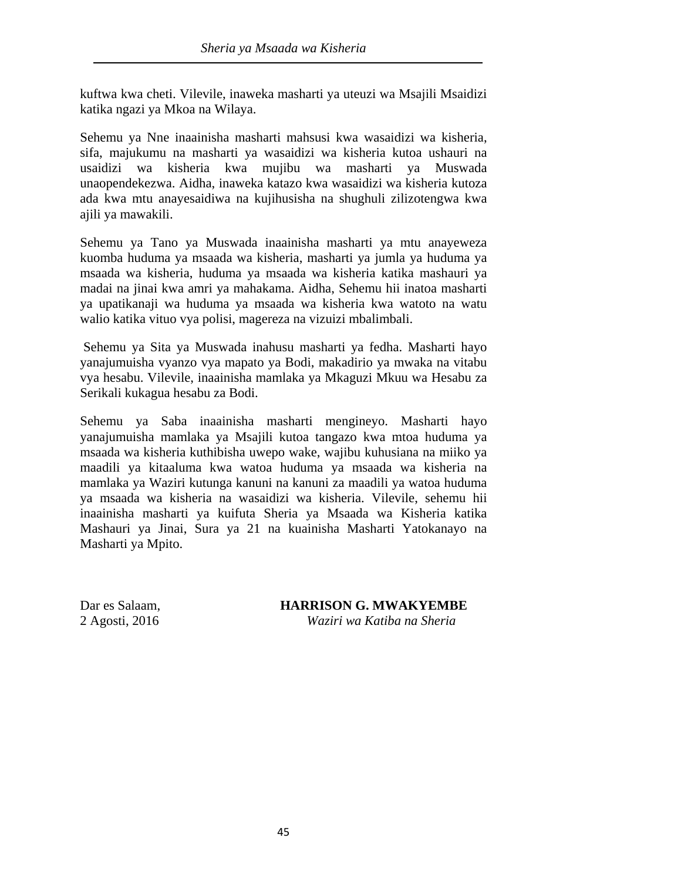kuftwa kwa cheti. Vilevile, inaweka masharti ya uteuzi wa Msajili Msaidizi katika ngazi ya Mkoa na Wilaya.

Sehemu ya Nne inaainisha masharti mahsusi kwa wasaidizi wa kisheria, sifa, majukumu na masharti ya wasaidizi wa kisheria kutoa ushauri na usaidizi wa kisheria kwa mujibu wa masharti ya Muswada unaopendekezwa. Aidha, inaweka katazo kwa wasaidizi wa kisheria kutoza ada kwa mtu anayesaidiwa na kujihusisha na shughuli zilizotengwa kwa ajili ya mawakili.

Sehemu ya Tano ya Muswada inaainisha masharti ya mtu anayeweza kuomba huduma ya msaada wa kisheria, masharti ya jumla ya huduma ya msaada wa kisheria, huduma ya msaada wa kisheria katika mashauri ya madai na jinai kwa amri ya mahakama. Aidha, Sehemu hii inatoa masharti ya upatikanaji wa huduma ya msaada wa kisheria kwa watoto na watu walio katika vituo vya polisi, magereza na vizuizi mbalimbali.

Sehemu ya Sita ya Muswada inahusu masharti ya fedha. Masharti hayo yanajumuisha vyanzo vya mapato ya Bodi, makadirio ya mwaka na vitabu vya hesabu. Vilevile, inaainisha mamlaka ya Mkaguzi Mkuu wa Hesabu za Serikali kukagua hesabu za Bodi.

Sehemu ya Saba inaainisha masharti mengineyo. Masharti hayo yanajumuisha mamlaka ya Msajili kutoa tangazo kwa mtoa huduma ya msaada wa kisheria kuthibisha uwepo wake, wajibu kuhusiana na miiko ya maadili ya kitaaluma kwa watoa huduma ya msaada wa kisheria na mamlaka ya Waziri kutunga kanuni na kanuni za maadili ya watoa huduma ya msaada wa kisheria na wasaidizi wa kisheria. Vilevile, sehemu hii inaainisha masharti ya kuifuta Sheria ya Msaada wa Kisheria katika Mashauri ya Jinai, Sura ya 21 na kuainisha Masharti Yatokanayo na Masharti ya Mpito.

Dar es Salaam,
2 Agosti, 2016

**HARRISON G. MWAKYEMBE**
*Waziri wa Katiba na Sheria*